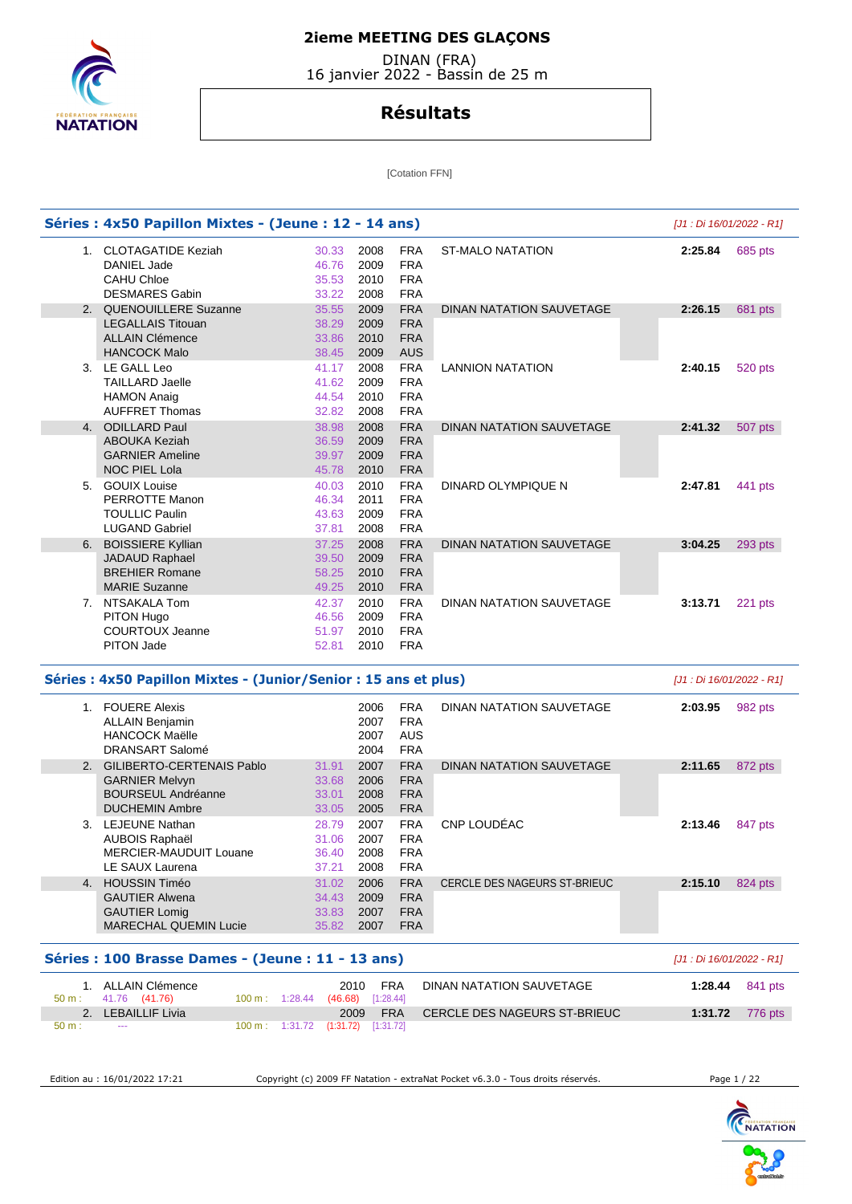# 2ieme MEETING DES GLAÇONS

DINAN (FRA)
16 janvier 2022 - Bassin de 25 m

## Résultats

[Cotation FFN]

### Séries : 4x50 Papillon Mixtes - (Jeune : 12 - 14 ans)

*[J1 : Di 16/01/2022 - R1]*

| Rang | Nom | Temps partiel | Année | Nat. | Club | Temps | Points |
|---|---|---|---|---|---|---|---|
| 1. | CLOTAGATIDE Keziah | 30.33 | 2008 | FRA | ST-MALO NATATION | 2:25.84 | 685 pts |
| | DANIEL Jade | 46.76 | 2009 | FRA | | | |
| | CAHU Chloe | 35.53 | 2010 | FRA | | | |
| | DESMARES Gabin | 33.22 | 2008 | FRA | | | |
| 2. | QUENOUILLERE Suzanne | 35.55 | 2009 | FRA | DINAN NATATION SAUVETAGE | 2:26.15 | 681 pts |
| | LEGALLAIS Titouan | 38.29 | 2009 | FRA | | | |
| | ALLAIN Clémence | 33.86 | 2010 | FRA | | | |
| | HANCOCK Malo | 38.45 | 2009 | AUS | | | |
| 3. | LE GALL Leo | 41.17 | 2008 | FRA | LANNION NATATION | 2:40.15 | 520 pts |
| | TAILLARD Jaelle | 41.62 | 2009 | FRA | | | |
| | HAMON Anaig | 44.54 | 2010 | FRA | | | |
| | AUFFRET Thomas | 32.82 | 2008 | FRA | | | |
| 4. | ODILLARD Paul | 38.98 | 2008 | FRA | DINAN NATATION SAUVETAGE | 2:41.32 | 507 pts |
| | ABOUKA Keziah | 36.59 | 2009 | FRA | | | |
| | GARNIER Ameline | 39.97 | 2009 | FRA | | | |
| | NOC PIEL Lola | 45.78 | 2010 | FRA | | | |
| 5. | GOUIX Louise | 40.03 | 2010 | FRA | DINARD OLYMPIQUE N | 2:47.81 | 441 pts |
| | PERROTTE Manon | 46.34 | 2011 | FRA | | | |
| | TOULLIC Paulin | 43.63 | 2009 | FRA | | | |
| | LUGAND Gabriel | 37.81 | 2008 | FRA | | | |
| 6. | BOISSIERE Kyllian | 37.25 | 2008 | FRA | DINAN NATATION SAUVETAGE | 3:04.25 | 293 pts |
| | JADAUD Raphael | 39.50 | 2009 | FRA | | | |
| | BREHIER Romane | 58.25 | 2010 | FRA | | | |
| | MARIE Suzanne | 49.25 | 2010 | FRA | | | |
| 7. | NTSAKALA Tom | 42.37 | 2010 | FRA | DINAN NATATION SAUVETAGE | 3:13.71 | 221 pts |
| | PITON Hugo | 46.56 | 2009 | FRA | | | |
| | COURTOUX Jeanne | 51.97 | 2010 | FRA | | | |
| | PITON Jade | 52.81 | 2010 | FRA | | | |

### Séries : 4x50 Papillon Mixtes - (Junior/Senior : 15 ans et plus)

*[J1 : Di 16/01/2022 - R1]*

| Rang | Nom | Temps partiel | Année | Nat. | Club | Temps | Points |
|---|---|---|---|---|---|---|---|
| 1. | FOUERE Alexis | | 2006 | FRA | DINAN NATATION SAUVETAGE | 2:03.95 | 982 pts |
| | ALLAIN Benjamin | | 2007 | FRA | | | |
| | HANCOCK Maëlle | | 2007 | AUS | | | |
| | DRANSART Salomé | | 2004 | FRA | | | |
| 2. | GILIBERTO-CERTENAIS Pablo | 31.91 | 2007 | FRA | DINAN NATATION SAUVETAGE | 2:11.65 | 872 pts |
| | GARNIER Melvyn | 33.68 | 2006 | FRA | | | |
| | BOURSEUL Andréanne | 33.01 | 2008 | FRA | | | |
| | DUCHEMIN Ambre | 33.05 | 2005 | FRA | | | |
| 3. | LEJEUNE Nathan | 28.79 | 2007 | FRA | CNP LOUDÉAC | 2:13.46 | 847 pts |
| | AUBOIS Raphaël | 31.06 | 2007 | FRA | | | |
| | MERCIER-MAUDUIT Louane | 36.40 | 2008 | FRA | | | |
| | LE SAUX Laurena | 37.21 | 2008 | FRA | | | |
| 4. | HOUSSIN Timéo | 31.02 | 2006 | FRA | CERCLE DES NAGEURS ST-BRIEUC | 2:15.10 | 824 pts |
| | GAUTIER Alwena | 34.43 | 2009 | FRA | | | |
| | GAUTIER Lomig | 33.83 | 2007 | FRA | | | |
| | MARECHAL QUEMIN Lucie | 35.82 | 2007 | FRA | | | |

### Séries : 100 Brasse Dames - (Jeune : 11 - 13 ans)

*[J1 : Di 16/01/2022 - R1]*

| Rang | Nom | Année | Nat. | Club | Temps | Points |
|---|---|---|---|---|---|---|
| 1. | ALLAIN Clémence | 2010 | FRA | DINAN NATATION SAUVETAGE | 1:28.44 | 841 pts |
| | 50 m : 41.76 (41.76) — 100 m : 1:28.44 (46.68) [1:28.44] | | | | | |
| 2. | LEBAILLIF Livia | 2009 | FRA | CERCLE DES NAGEURS ST-BRIEUC | 1:31.72 | 776 pts |
| | 50 m : --- — 100 m : 1:31.72 (1:31.72) [1:31.72] | | | | | |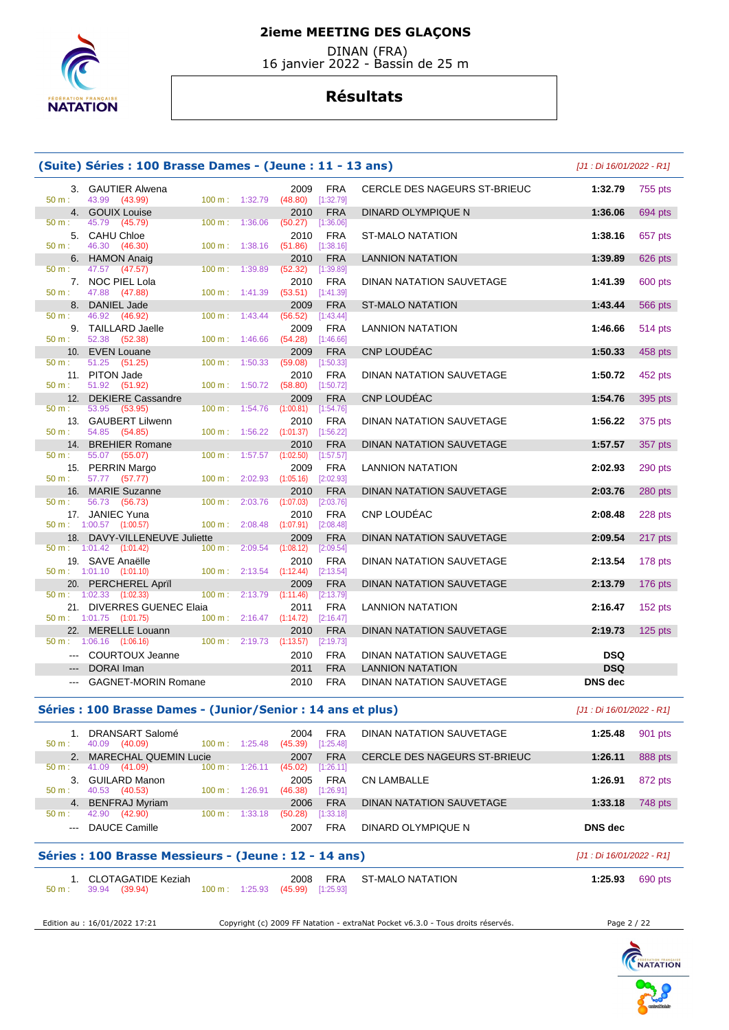# 2ieme MEETING DES GLAÇONS

DINAN (FRA)
16 janvier 2022 - Bassin de 25 m

## Résultats

### (Suite) Séries : 100 Brasse Dames - (Jeune : 11 - 13 ans)

*[J1 : Di 16/01/2022 - R1]*

| Place | Nom | Année | Nat. | Club | Temps | Points |
|---|---|---|---|---|---|---|
| 3. | GAUTIER Alwena | 2009 | FRA | CERCLE DES NAGEURS ST-BRIEUC | 1:32.79 | 755 pts |
| | 50 m : 43.99 (43.99) 100 m : 1:32.79 (48.80) [1:32.79] | | | | | |
| 4. | GOUIX Louise | 2010 | FRA | DINARD OLYMPIQUE N | 1:36.06 | 694 pts |
| | 50 m : 45.79 (45.79) 100 m : 1:36.06 (50.27) [1:36.06] | | | | | |
| 5. | CAHU Chloe | 2010 | FRA | ST-MALO NATATION | 1:38.16 | 657 pts |
| | 50 m : 46.30 (46.30) 100 m : 1:38.16 (51.86) [1:38.16] | | | | | |
| 6. | HAMON Anaig | 2010 | FRA | LANNION NATATION | 1:39.89 | 626 pts |
| | 50 m : 47.57 (47.57) 100 m : 1:39.89 (52.32) [1:39.89] | | | | | |
| 7. | NOC PIEL Lola | 2010 | FRA | DINAN NATATION SAUVETAGE | 1:41.39 | 600 pts |
| | 50 m : 47.88 (47.88) 100 m : 1:41.39 (53.51) [1:41.39] | | | | | |
| 8. | DANIEL Jade | 2009 | FRA | ST-MALO NATATION | 1:43.44 | 566 pts |
| | 50 m : 46.92 (46.92) 100 m : 1:43.44 (56.52) [1:43.44] | | | | | |
| 9. | TAILLARD Jaelle | 2009 | FRA | LANNION NATATION | 1:46.66 | 514 pts |
| | 50 m : 52.38 (52.38) 100 m : 1:46.66 (54.28) [1:46.66] | | | | | |
| 10. | EVEN Louane | 2009 | FRA | CNP LOUDÉAC | 1:50.33 | 458 pts |
| | 50 m : 51.25 (51.25) 100 m : 1:50.33 (59.08) [1:50.33] | | | | | |
| 11. | PITON Jade | 2010 | FRA | DINAN NATATION SAUVETAGE | 1:50.72 | 452 pts |
| | 50 m : 51.92 (51.92) 100 m : 1:50.72 (58.80) [1:50.72] | | | | | |
| 12. | DEKIERE Cassandre | 2009 | FRA | CNP LOUDÉAC | 1:54.76 | 395 pts |
| | 50 m : 53.95 (53.95) 100 m : 1:54.76 (1:00.81) [1:54.76] | | | | | |
| 13. | GAUBERT Lilwenn | 2010 | FRA | DINAN NATATION SAUVETAGE | 1:56.22 | 375 pts |
| | 50 m : 54.85 (54.85) 100 m : 1:56.22 (1:01.37) [1:56.22] | | | | | |
| 14. | BREHIER Romane | 2010 | FRA | DINAN NATATION SAUVETAGE | 1:57.57 | 357 pts |
| | 50 m : 55.07 (55.07) 100 m : 1:57.57 (1:02.50) [1:57.57] | | | | | |
| 15. | PERRIN Margo | 2009 | FRA | LANNION NATATION | 2:02.93 | 290 pts |
| | 50 m : 57.77 (57.77) 100 m : 2:02.93 (1:05.16) [2:02.93] | | | | | |
| 16. | MARIE Suzanne | 2010 | FRA | DINAN NATATION SAUVETAGE | 2:03.76 | 280 pts |
| | 50 m : 56.73 (56.73) 100 m : 2:03.76 (1:07.03) [2:03.76] | | | | | |
| 17. | JANIEC Yuna | 2010 | FRA | CNP LOUDÉAC | 2:08.48 | 228 pts |
| | 50 m : 1:00.57 (1:00.57) 100 m : 2:08.48 (1:07.91) [2:08.48] | | | | | |
| 18. | DAVY-VILLENEUVE Juliette | 2009 | FRA | DINAN NATATION SAUVETAGE | 2:09.54 | 217 pts |
| | 50 m : 1:01.42 (1:01.42) 100 m : 2:09.54 (1:08.12) [2:09.54] | | | | | |
| 19. | SAVE Anaëlle | 2010 | FRA | DINAN NATATION SAUVETAGE | 2:13.54 | 178 pts |
| | 50 m : 1:01.10 (1:01.10) 100 m : 2:13.54 (1:12.44) [2:13.54] | | | | | |
| 20. | PERCHEREL Apríl | 2009 | FRA | DINAN NATATION SAUVETAGE | 2:13.79 | 176 pts |
| | 50 m : 1:02.33 (1:02.33) 100 m : 2:13.79 (1:11.46) [2:13.79] | | | | | |
| 21. | DIVERRES GUENEC Elaia | 2011 | FRA | LANNION NATATION | 2:16.47 | 152 pts |
| | 50 m : 1:01.75 (1:01.75) 100 m : 2:16.47 (1:14.72) [2:16.47] | | | | | |
| 22. | MERELLE Louann | 2010 | FRA | DINAN NATATION SAUVETAGE | 2:19.73 | 125 pts |
| | 50 m : 1:06.16 (1:06.16) 100 m : 2:19.73 (1:13.57) [2:19.73] | | | | | |
| --- | COURTOUX Jeanne | 2010 | FRA | DINAN NATATION SAUVETAGE | DSQ | |
| --- | DORAI Iman | 2011 | FRA | LANNION NATATION | DSQ | |
| --- | GAGNET-MORIN Romane | 2010 | FRA | DINAN NATATION SAUVETAGE | DNS dec | |

### Séries : 100 Brasse Dames - (Junior/Senior : 14 ans et plus)

*[J1 : Di 16/01/2022 - R1]*

| Place | Nom | Année | Nat. | Club | Temps | Points |
|---|---|---|---|---|---|---|
| 1. | DRANSART Salomé | 2004 | FRA | DINAN NATATION SAUVETAGE | 1:25.48 | 901 pts |
| | 50 m : 40.09 (40.09) 100 m : 1:25.48 (45.39) [1:25.48] | | | | | |
| 2. | MARECHAL QUEMIN Lucie | 2007 | FRA | CERCLE DES NAGEURS ST-BRIEUC | 1:26.11 | 888 pts |
| | 50 m : 41.09 (41.09) 100 m : 1:26.11 (45.02) [1:26.11] | | | | | |
| 3. | GUILARD Manon | 2005 | FRA | CN LAMBALLE | 1:26.91 | 872 pts |
| | 50 m : 40.53 (40.53) 100 m : 1:26.91 (46.38) [1:26.91] | | | | | |
| 4. | BENFRAJ Myriam | 2006 | FRA | DINAN NATATION SAUVETAGE | 1:33.18 | 748 pts |
| | 50 m : 42.90 (42.90) 100 m : 1:33.18 (50.28) [1:33.18] | | | | | |
| --- | DAUCE Camille | 2007 | FRA | DINARD OLYMPIQUE N | DNS dec | |

### Séries : 100 Brasse Messieurs - (Jeune : 12 - 14 ans)

*[J1 : Di 16/01/2022 - R1]*

| Place | Nom | Année | Nat. | Club | Temps | Points |
|---|---|---|---|---|---|---|
| 1. | CLOTAGATIDE Keziah | 2008 | FRA | ST-MALO NATATION | 1:25.93 | 690 pts |
| | 50 m : 39.94 (39.94) 100 m : 1:25.93 (45.99) [1:25.93] | | | | | |

Edition au : 16/01/2022 17:21 — Copyright (c) 2009 FF Natation - extraNat Pocket v6.3.0 - Tous droits réservés.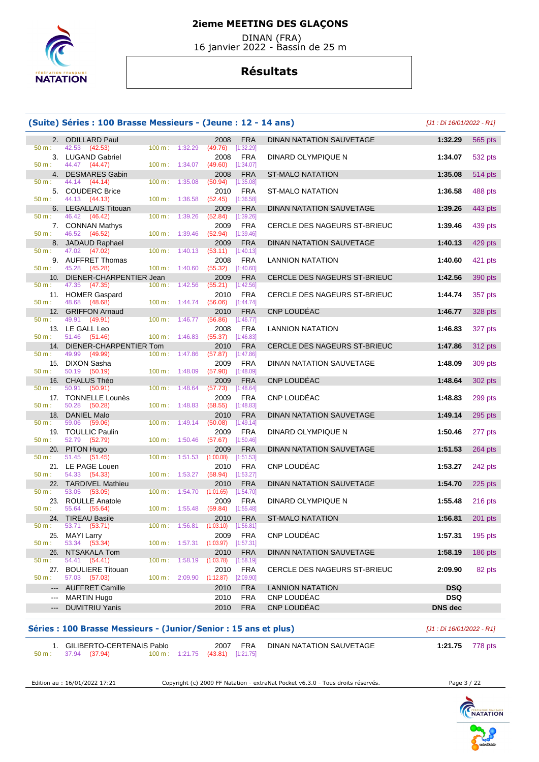# 2ieme MEETING DES GLAÇONS

DINAN (FRA)
16 janvier 2022 - Bassin de 25 m

## Résultats

### (Suite) Séries : 100 Brasse Messieurs - (Jeune : 12 - 14 ans)

*[J1 : Di 16/01/2022 - R1]*

| Pl. | Nom | Année | Nat. | Club | Temps | Points |
|---|---|---|---|---|---|---|
| 2. | ODILLARD Paul | 2008 | FRA | DINAN NATATION SAUVETAGE | 1:32.29 | 565 pts |
| | 50 m : 42.53 (42.53) 100 m : 1:32.29 (49.76) [1:32.29] | | | | | |
| 3. | LUGAND Gabriel | 2008 | FRA | DINARD OLYMPIQUE N | 1:34.07 | 532 pts |
| | 50 m : 44.47 (44.47) 100 m : 1:34.07 (49.60) [1:34.07] | | | | | |
| 4. | DESMARES Gabin | 2008 | FRA | ST-MALO NATATION | 1:35.08 | 514 pts |
| | 50 m : 44.14 (44.14) 100 m : 1:35.08 (50.94) [1:35.08] | | | | | |
| 5. | COUDERC Brice | 2010 | FRA | ST-MALO NATATION | 1:36.58 | 488 pts |
| | 50 m : 44.13 (44.13) 100 m : 1:36.58 (52.45) [1:36.58] | | | | | |
| 6. | LEGALLAIS Titouan | 2009 | FRA | DINAN NATATION SAUVETAGE | 1:39.26 | 443 pts |
| | 50 m : 46.42 (46.42) 100 m : 1:39.26 (52.84) [1:39.26] | | | | | |
| 7. | CONNAN Mathys | 2009 | FRA | CERCLE DES NAGEURS ST-BRIEUC | 1:39.46 | 439 pts |
| | 50 m : 46.52 (46.52) 100 m : 1:39.46 (52.94) [1:39.46] | | | | | |
| 8. | JADAUD Raphael | 2009 | FRA | DINAN NATATION SAUVETAGE | 1:40.13 | 429 pts |
| | 50 m : 47.02 (47.02) 100 m : 1:40.13 (53.11) [1:40.13] | | | | | |
| 9. | AUFFRET Thomas | 2008 | FRA | LANNION NATATION | 1:40.60 | 421 pts |
| | 50 m : 45.28 (45.28) 100 m : 1:40.60 (55.32) [1:40.60] | | | | | |
| 10. | DIENER-CHARPENTIER Jean | 2009 | FRA | CERCLE DES NAGEURS ST-BRIEUC | 1:42.56 | 390 pts |
| | 50 m : 47.35 (47.35) 100 m : 1:42.56 (55.21) [1:42.56] | | | | | |
| 11. | HOMER Gaspard | 2010 | FRA | CERCLE DES NAGEURS ST-BRIEUC | 1:44.74 | 357 pts |
| | 50 m : 48.68 (48.68) 100 m : 1:44.74 (56.06) [1:44.74] | | | | | |
| 12. | GRIFFON Arnaud | 2010 | FRA | CNP LOUDÉAC | 1:46.77 | 328 pts |
| | 50 m : 49.91 (49.91) 100 m : 1:46.77 (56.86) [1:46.77] | | | | | |
| 13. | LE GALL Leo | 2008 | FRA | LANNION NATATION | 1:46.83 | 327 pts |
| | 50 m : 51.46 (51.46) 100 m : 1:46.83 (55.37) [1:46.83] | | | | | |
| 14. | DIENER-CHARPENTIER Tom | 2010 | FRA | CERCLE DES NAGEURS ST-BRIEUC | 1:47.86 | 312 pts |
| | 50 m : 49.99 (49.99) 100 m : 1:47.86 (57.87) [1:47.86] | | | | | |
| 15. | DIXON Sasha | 2009 | FRA | DINAN NATATION SAUVETAGE | 1:48.09 | 309 pts |
| | 50 m : 50.19 (50.19) 100 m : 1:48.09 (57.90) [1:48.09] | | | | | |
| 16. | CHALUS Théo | 2009 | FRA | CNP LOUDÉAC | 1:48.64 | 302 pts |
| | 50 m : 50.91 (50.91) 100 m : 1:48.64 (57.73) [1:48.64] | | | | | |
| 17. | TONNELLE Lounès | 2009 | FRA | CNP LOUDÉAC | 1:48.83 | 299 pts |
| | 50 m : 50.28 (50.28) 100 m : 1:48.83 (58.55) [1:48.83] | | | | | |
| 18. | DANIEL Malo | 2010 | FRA | DINAN NATATION SAUVETAGE | 1:49.14 | 295 pts |
| | 50 m : 59.06 (59.06) 100 m : 1:49.14 (50.08) [1:49.14] | | | | | |
| 19. | TOULLIC Paulin | 2009 | FRA | DINARD OLYMPIQUE N | 1:50.46 | 277 pts |
| | 50 m : 52.79 (52.79) 100 m : 1:50.46 (57.67) [1:50.46] | | | | | |
| 20. | PITON Hugo | 2009 | FRA | DINAN NATATION SAUVETAGE | 1:51.53 | 264 pts |
| | 50 m : 51.45 (51.45) 100 m : 1:51.53 (1:00.08) [1:51.53] | | | | | |
| 21. | LE PAGE Louen | 2010 | FRA | CNP LOUDÉAC | 1:53.27 | 242 pts |
| | 50 m : 54.33 (54.33) 100 m : 1:53.27 (58.94) [1:53.27] | | | | | |
| 22. | TARDIVEL Mathieu | 2010 | FRA | DINAN NATATION SAUVETAGE | 1:54.70 | 225 pts |
| | 50 m : 53.05 (53.05) 100 m : 1:54.70 (1:01.65) [1:54.70] | | | | | |
| 23. | ROULLE Anatole | 2009 | FRA | DINARD OLYMPIQUE N | 1:55.48 | 216 pts |
| | 50 m : 55.64 (55.64) 100 m : 1:55.48 (59.84) [1:55.48] | | | | | |
| 24. | TIREAU Basile | 2010 | FRA | ST-MALO NATATION | 1:56.81 | 201 pts |
| | 50 m : 53.71 (53.71) 100 m : 1:56.81 (1:03.10) [1:56.81] | | | | | |
| 25. | MAYI Larry | 2009 | FRA | CNP LOUDÉAC | 1:57.31 | 195 pts |
| | 50 m : 53.34 (53.34) 100 m : 1:57.31 (1:03.97) [1:57.31] | | | | | |
| 26. | NTSAKALA Tom | 2010 | FRA | DINAN NATATION SAUVETAGE | 1:58.19 | 186 pts |
| | 50 m : 54.41 (54.41) 100 m : 1:58.19 (1:03.78) [1:58.19] | | | | | |
| 27. | BOULIERE Titouan | 2010 | FRA | CERCLE DES NAGEURS ST-BRIEUC | 2:09.90 | 82 pts |
| | 50 m : 57.03 (57.03) 100 m : 2:09.90 (1:12.87) [2:09.90] | | | | | |
| --- | AUFFRET Camille | 2010 | FRA | LANNION NATATION | DSQ | |
| --- | MARTIN Hugo | 2010 | FRA | CNP LOUDÉAC | DSQ | |
| --- | DUMITRIU Yanis | 2010 | FRA | CNP LOUDÉAC | DNS dec | |

### Séries : 100 Brasse Messieurs - (Junior/Senior : 15 ans et plus)

*[J1 : Di 16/01/2022 - R1]*

| Pl. | Nom | Année | Nat. | Club | Temps | Points |
|---|---|---|---|---|---|---|
| 1. | GILIBERTO-CERTENAIS Pablo | 2007 | FRA | DINAN NATATION SAUVETAGE | 1:21.75 | 778 pts |
| | 50 m : 37.94 (37.94) 100 m : 1:21.75 (43.81) [1:21.75] | | | | | |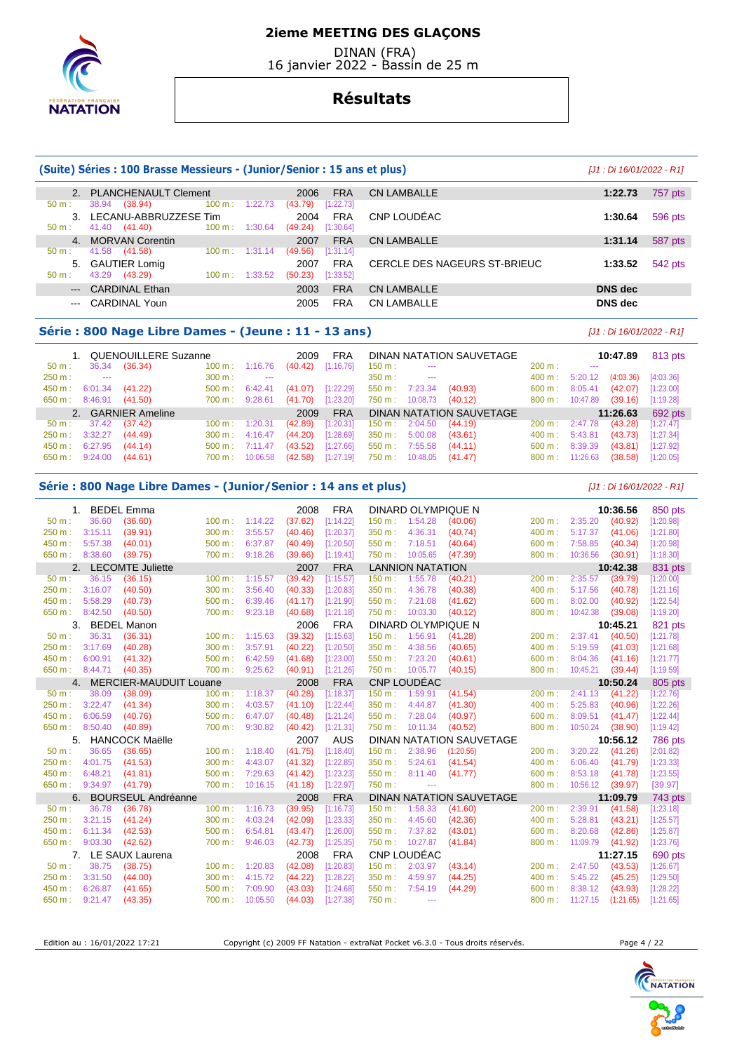# 2ieme MEETING DES GLAÇONS

DINAN (FRA)
16 janvier 2022 - Bassin de 25 m

## Résultats

### (Suite) Séries : 100 Brasse Messieurs - (Junior/Senior : 15 ans et plus)

*[J1 : Di 16/01/2022 - R1]*

| Rang | Nom | Année | Nat. | Club | Temps | Points |
|---|---|---|---|---|---|---|
| 2. | PLANCHENAULT Clement | 2006 | FRA | CN LAMBALLE | 1:22.73 | 757 pts |
| | 50 m : 38.94 (38.94) — 100 m : 1:22.73 (43.79) [1:22.73] | | | | | |
| 3. | LECANU-ABBRUZZESE Tim | 2004 | FRA | CNP LOUDÉAC | 1:30.64 | 596 pts |
| | 50 m : 41.40 (41.40) — 100 m : 1:30.64 (49.24) [1:30.64] | | | | | |
| 4. | MORVAN Corentin | 2007 | FRA | CN LAMBALLE | 1:31.14 | 587 pts |
| | 50 m : 41.58 (41.58) — 100 m : 1:31.14 (49.56) [1:31.14] | | | | | |
| 5. | GAUTIER Lomig | 2007 | FRA | CERCLE DES NAGEURS ST-BRIEUC | 1:33.52 | 542 pts |
| | 50 m : 43.29 (43.29) — 100 m : 1:33.52 (50.23) [1:33.52] | | | | | |
| --- | CARDINAL Ethan | 2003 | FRA | CN LAMBALLE | DNS dec | |
| --- | CARDINAL Youn | 2005 | FRA | CN LAMBALLE | DNS dec | |

### Série : 800 Nage Libre Dames - (Jeune : 11 - 13 ans)

*[J1 : Di 16/01/2022 - R1]*

| Rang | Nom | Année | Nat. | Club | Temps | Points |
|---|---|---|---|---|---|---|
| 1. | QUENOUILLERE Suzanne | 2009 | FRA | DINAN NATATION SAUVETAGE | 10:47.89 | 813 pts |
| | 50 m : 36.34 (36.34) — 100 m : 1:16.76 (40.42) [1:16.76] — 150 m : --- — 200 m : --- | | | | | |
| | 250 m : --- — 300 m : --- — 350 m : --- — 400 m : 5:20.12 (4:03.36) [4:03.36] | | | | | |
| | 450 m : 6:01.34 (41.22) — 500 m : 6:42.41 (41.07) [1:22.29] — 550 m : 7:23.34 (40.93) — 600 m : 8:05.41 (42.07) [1:23.00] | | | | | |
| | 650 m : 8:46.91 (41.50) — 700 m : 9:28.61 (41.70) [1:23.20] — 750 m : 10:08.73 (40.12) — 800 m : 10:47.89 (39.16) [1:19.28] | | | | | |
| 2. | GARNIER Ameline | 2009 | FRA | DINAN NATATION SAUVETAGE | 11:26.63 | 692 pts |
| | 50 m : 37.42 (37.42) — 100 m : 1:20.31 (42.89) [1:20.31] — 150 m : 2:04.50 (44.19) — 200 m : 2:47.78 (43.28) [1:27.47] | | | | | |
| | 250 m : 3:32.27 (44.49) — 300 m : 4:16.47 (44.20) [1:28.69] — 350 m : 5:00.08 (43.61) — 400 m : 5:43.81 (43.73) [1:27.34] | | | | | |
| | 450 m : 6:27.95 (44.14) — 500 m : 7:11.47 (43.52) [1:27.66] — 550 m : 7:55.58 (44.11) — 600 m : 8:39.39 (43.81) [1:27.92] | | | | | |
| | 650 m : 9:24.00 (44.61) — 700 m : 10:06.58 (42.58) [1:27.19] — 750 m : 10:48.05 (41.47) — 800 m : 11:26.63 (38.58) [1:20.05] | | | | | |

### Série : 800 Nage Libre Dames - (Junior/Senior : 14 ans et plus)

*[J1 : Di 16/01/2022 - R1]*

| Rang | Nom | Année | Nat. | Club | Temps | Points |
|---|---|---|---|---|---|---|
| 1. | BEDEL Emma | 2008 | FRA | DINARD OLYMPIQUE N | 10:36.56 | 850 pts |
| | 50 m : 36.60 (36.60) — 100 m : 1:14.22 (37.62) [1:14.22] — 150 m : 1:54.28 (40.06) — 200 m : 2:35.20 (40.92) [1:20.98] | | | | | |
| | 250 m : 3:15.11 (39.91) — 300 m : 3:55.57 (40.46) [1:20.37] — 350 m : 4:36.31 (40.74) — 400 m : 5:17.37 (41.06) [1:21.80] | | | | | |
| | 450 m : 5:57.38 (40.01) — 500 m : 6:37.87 (40.49) [1:20.50] — 550 m : 7:18.51 (40.64) — 600 m : 7:58.85 (40.34) [1:20.98] | | | | | |
| | 650 m : 8:38.60 (39.75) — 700 m : 9:18.26 (39.66) [1:19.41] — 750 m : 10:05.65 (47.39) — 800 m : 10:36.56 (30.91) [1:18.30] | | | | | |
| 2. | LECOMTE Juliette | 2007 | FRA | LANNION NATATION | 10:42.38 | 831 pts |
| | 50 m : 36.15 (36.15) — 100 m : 1:15.57 (39.42) [1:15.57] — 150 m : 1:55.78 (40.21) — 200 m : 2:35.57 (39.79) [1:20.00] | | | | | |
| | 250 m : 3:16.07 (40.50) — 300 m : 3:56.40 (40.33) [1:20.83] — 350 m : 4:36.78 (40.38) — 400 m : 5:17.56 (40.78) [1:21.16] | | | | | |
| | 450 m : 5:58.29 (40.73) — 500 m : 6:39.46 (41.17) [1:21.90] — 550 m : 7:21.08 (41.62) — 600 m : 8:02.00 (40.92) [1:22.54] | | | | | |
| | 650 m : 8:42.50 (40.50) — 700 m : 9:23.18 (40.68) [1:21.18] — 750 m : 10:03.30 (40.12) — 800 m : 10:42.38 (39.08) [1:19.20] | | | | | |
| 3. | BEDEL Manon | 2006 | FRA | DINARD OLYMPIQUE N | 10:45.21 | 821 pts |
| | 50 m : 36.31 (36.31) — 100 m : 1:15.63 (39.32) [1:15.63] — 150 m : 1:56.91 (41.28) — 200 m : 2:37.41 (40.50) [1:21.78] | | | | | |
| | 250 m : 3:17.69 (40.28) — 300 m : 3:57.91 (40.22) [1:20.50] — 350 m : 4:38.56 (40.65) — 400 m : 5:19.59 (41.03) [1:21.68] | | | | | |
| | 450 m : 6:00.91 (41.32) — 500 m : 6:42.59 (41.68) [1:23.00] — 550 m : 7:23.20 (40.61) — 600 m : 8:04.36 (41.16) [1:21.77] | | | | | |
| | 650 m : 8:44.71 (40.35) — 700 m : 9:25.62 (40.91) [1:21.26] — 750 m : 10:05.77 (40.15) — 800 m : 10:45.21 (39.44) [1:19.59] | | | | | |
| 4. | MERCIER-MAUDUIT Louane | 2008 | FRA | CNP LOUDÉAC | 10:50.24 | 805 pts |
| | 50 m : 38.09 (38.09) — 100 m : 1:18.37 (40.28) [1:18.37] — 150 m : 1:59.91 (41.54) — 200 m : 2:41.13 (41.22) [1:22.76] | | | | | |
| | 250 m : 3:22.47 (41.34) — 300 m : 4:03.57 (41.10) [1:22.44] — 350 m : 4:44.87 (41.30) — 400 m : 5:25.83 (40.96) [1:22.26] | | | | | |
| | 450 m : 6:06.59 (40.76) — 500 m : 6:47.07 (40.48) [1:21.24] — 550 m : 7:28.04 (40.97) — 600 m : 8:09.51 (41.47) [1:22.44] | | | | | |
| | 650 m : 8:50.40 (40.89) — 700 m : 9:30.82 (40.42) [1:21.31] — 750 m : 10:11.34 (40.52) — 800 m : 10:50.24 (38.90) [1:19.42] | | | | | |
| 5. | HANCOCK Maëlle | 2007 | AUS | DINAN NATATION SAUVETAGE | 10:56.12 | 786 pts |
| | 50 m : 36.65 (36.65) — 100 m : 1:18.40 (41.75) [1:18.40] — 150 m : 2:38.96 (1:20.56) — 200 m : 3:20.22 (41.26) [2:01.82] | | | | | |
| | 250 m : 4:01.75 (41.53) — 300 m : 4:43.07 (41.32) [1:22.85] — 350 m : 5:24.61 (41.54) — 400 m : 6:06.40 (41.79) [1:23.33] | | | | | |
| | 450 m : 6:48.21 (41.81) — 500 m : 7:29.63 (41.42) [1:23.23] — 550 m : 8:11.40 (41.77) — 600 m : 8:53.18 (41.78) [1:23.55] | | | | | |
| | 650 m : 9:34.97 (41.79) — 700 m : 10:16.15 (41.18) [1:22.97] — 750 m : --- — 800 m : 10:56.12 (39.97) [39.97] | | | | | |
| 6. | BOURSEUL Andréanne | 2008 | FRA | DINAN NATATION SAUVETAGE | 11:09.79 | 743 pts |
| | 50 m : 36.78 (36.78) — 100 m : 1:16.73 (39.95) [1:16.73] — 150 m : 1:58.33 (41.60) — 200 m : 2:39.91 (41.58) [1:23.18] | | | | | |
| | 250 m : 3:21.15 (41.24) — 300 m : 4:03.24 (42.09) [1:23.33] — 350 m : 4:45.60 (42.36) — 400 m : 5:28.81 (43.21) [1:25.57] | | | | | |
| | 450 m : 6:11.34 (42.53) — 500 m : 6:54.81 (43.47) [1:26.00] — 550 m : 7:37.82 (43.01) — 600 m : 8:20.68 (42.86) [1:25.87] | | | | | |
| | 650 m : 9:03.30 (42.62) — 700 m : 9:46.03 (42.73) [1:25.35] — 750 m : 10:27.87 (41.84) — 800 m : 11:09.79 (41.92) [1:23.76] | | | | | |
| 7. | LE SAUX Laurena | 2008 | FRA | CNP LOUDÉAC | 11:27.15 | 690 pts |
| | 50 m : 38.75 (38.75) — 100 m : 1:20.83 (42.08) [1:20.83] — 150 m : 2:03.97 (43.14) — 200 m : 2:47.50 (43.53) [1:26.67] | | | | | |
| | 250 m : 3:31.50 (44.00) — 300 m : 4:15.72 (44.22) [1:28.22] — 350 m : 4:59.97 (44.25) — 400 m : 5:45.22 (45.25) [1:29.50] | | | | | |
| | 450 m : 6:26.87 (41.65) — 500 m : 7:09.90 (43.03) [1:24.68] — 550 m : 7:54.19 (44.29) — 600 m : 8:38.12 (43.93) [1:28.22] | | | | | |
| | 650 m : 9:21.47 (43.35) — 700 m : 10:05.50 (44.03) [1:27.38] — 750 m : --- — 800 m : 11:27.15 (1:21.65) [1:21.65] | | | | | |

Edition au : 16/01/2022 17:21 — Copyright (c) 2009 FF Natation - extraNat Pocket v6.3.0 - Tous droits réservés.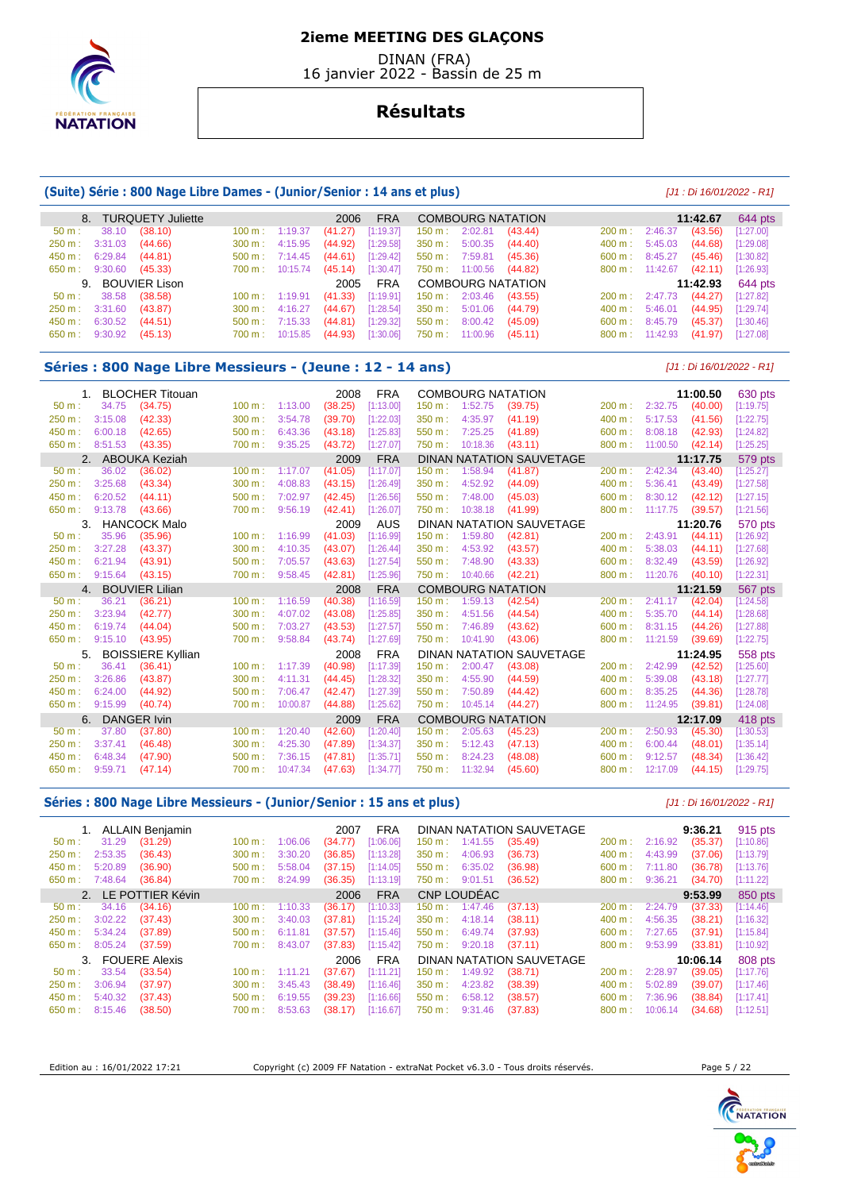# 2ieme MEETING DES GLAÇONS

DINAN (FRA)
16 janvier 2022 - Bassin de 25 m

## Résultats

### (Suite) Série : 800 Nage Libre Dames - (Junior/Senior : 14 ans et plus)

*[J1 : Di 16/01/2022 - R1]*

8. TURQUETY Juliette — 2006 — FRA — COMBOURG NATATION — **11:42.67** — 644 pts

| | | | | | | | | | | | | | | |
|---|---|---|---|---|---|---|---|---|---|---|---|---|---|---|
| 50 m : | 38.10 | (38.10) | 100 m : | 1:19.37 | (41.27) | [1:19.37] | 150 m : | 2:02.81 | (43.44) | | 200 m : | 2:46.37 | (43.56) | [1:27.00] |
| 250 m : | 3:31.03 | (44.66) | 300 m : | 4:15.95 | (44.92) | [1:29.58] | 350 m : | 5:00.35 | (44.40) | | 400 m : | 5:45.03 | (44.68) | [1:29.08] |
| 450 m : | 6:29.84 | (44.81) | 500 m : | 7:14.45 | (44.61) | [1:29.42] | 550 m : | 7:59.81 | (45.36) | | 600 m : | 8:45.27 | (45.46) | [1:30.82] |
| 650 m : | 9:30.60 | (45.33) | 700 m : | 10:15.74 | (45.14) | [1:30.47] | 750 m : | 11:00.56 | (44.82) | | 800 m : | 11:42.67 | (42.11) | [1:26.93] |

9. BOUVIER Lison — 2005 — FRA — COMBOURG NATATION — **11:42.93** — 644 pts

| | | | | | | | | | | | | | | |
|---|---|---|---|---|---|---|---|---|---|---|---|---|---|---|
| 50 m : | 38.58 | (38.58) | 100 m : | 1:19.91 | (41.33) | [1:19.91] | 150 m : | 2:03.46 | (43.55) | | 200 m : | 2:47.73 | (44.27) | [1:27.82] |
| 250 m : | 3:31.60 | (43.87) | 300 m : | 4:16.27 | (44.67) | [1:28.54] | 350 m : | 5:01.06 | (44.79) | | 400 m : | 5:46.01 | (44.95) | [1:29.74] |
| 450 m : | 6:30.52 | (44.51) | 500 m : | 7:15.33 | (44.81) | [1:29.32] | 550 m : | 8:00.42 | (45.09) | | 600 m : | 8:45.79 | (45.37) | [1:30.46] |
| 650 m : | 9:30.92 | (45.13) | 700 m : | 10:15.85 | (44.93) | [1:30.06] | 750 m : | 11:00.96 | (45.11) | | 800 m : | 11:42.93 | (41.97) | [1:27.08] |

### Séries : 800 Nage Libre Messieurs - (Jeune : 12 - 14 ans)

*[J1 : Di 16/01/2022 - R1]*

1. BLOCHER Titouan — 2008 — FRA — COMBOURG NATATION — **11:00.50** — 630 pts

| | | | | | | | | | | | | | | |
|---|---|---|---|---|---|---|---|---|---|---|---|---|---|---|
| 50 m : | 34.75 | (34.75) | 100 m : | 1:13.00 | (38.25) | [1:13.00] | 150 m : | 1:52.75 | (39.75) | | 200 m : | 2:32.75 | (40.00) | [1:19.75] |
| 250 m : | 3:15.08 | (42.33) | 300 m : | 3:54.78 | (39.70) | [1:22.03] | 350 m : | 4:35.97 | (41.19) | | 400 m : | 5:17.53 | (41.56) | [1:22.75] |
| 450 m : | 6:00.18 | (42.65) | 500 m : | 6:43.36 | (43.18) | [1:25.83] | 550 m : | 7:25.25 | (41.89) | | 600 m : | 8:08.18 | (42.93) | [1:24.82] |
| 650 m : | 8:51.53 | (43.35) | 700 m : | 9:35.25 | (43.72) | [1:27.07] | 750 m : | 10:18.36 | (43.11) | | 800 m : | 11:00.50 | (42.14) | [1:25.25] |

2. ABOUKA Keziah — 2009 — FRA — DINAN NATATION SAUVETAGE — **11:17.75** — 579 pts

| | | | | | | | | | | | | | | |
|---|---|---|---|---|---|---|---|---|---|---|---|---|---|---|
| 50 m : | 36.02 | (36.02) | 100 m : | 1:17.07 | (41.05) | [1:17.07] | 150 m : | 1:58.94 | (41.87) | | 200 m : | 2:42.34 | (43.40) | [1:25.27] |
| 250 m : | 3:25.68 | (43.34) | 300 m : | 4:08.83 | (43.15) | [1:26.49] | 350 m : | 4:52.92 | (44.09) | | 400 m : | 5:36.41 | (43.49) | [1:27.58] |
| 450 m : | 6:20.52 | (44.11) | 500 m : | 7:02.97 | (42.45) | [1:26.56] | 550 m : | 7:48.00 | (45.03) | | 600 m : | 8:30.12 | (42.12) | [1:27.15] |
| 650 m : | 9:13.78 | (43.66) | 700 m : | 9:56.19 | (42.41) | [1:26.07] | 750 m : | 10:38.18 | (41.99) | | 800 m : | 11:17.75 | (39.57) | [1:21.56] |

3. HANCOCK Malo — 2009 — AUS — DINAN NATATION SAUVETAGE — **11:20.76** — 570 pts

| | | | | | | | | | | | | | | |
|---|---|---|---|---|---|---|---|---|---|---|---|---|---|---|
| 50 m : | 35.96 | (35.96) | 100 m : | 1:16.99 | (41.03) | [1:16.99] | 150 m : | 1:59.80 | (42.81) | | 200 m : | 2:43.91 | (44.11) | [1:26.92] |
| 250 m : | 3:27.28 | (43.37) | 300 m : | 4:10.35 | (43.07) | [1:26.44] | 350 m : | 4:53.92 | (43.57) | | 400 m : | 5:38.03 | (44.11) | [1:27.68] |
| 450 m : | 6:21.94 | (43.91) | 500 m : | 7:05.57 | (43.63) | [1:27.54] | 550 m : | 7:48.90 | (43.33) | | 600 m : | 8:32.49 | (43.59) | [1:26.92] |
| 650 m : | 9:15.64 | (43.15) | 700 m : | 9:58.45 | (42.81) | [1:25.96] | 750 m : | 10:40.66 | (42.21) | | 800 m : | 11:20.76 | (40.10) | [1:22.31] |

4. BOUVIER Lilian — 2008 — FRA — COMBOURG NATATION — **11:21.59** — 567 pts

| | | | | | | | | | | | | | | |
|---|---|---|---|---|---|---|---|---|---|---|---|---|---|---|
| 50 m : | 36.21 | (36.21) | 100 m : | 1:16.59 | (40.38) | [1:16.59] | 150 m : | 1:59.13 | (42.54) | | 200 m : | 2:41.17 | (42.04) | [1:24.58] |
| 250 m : | 3:23.94 | (42.77) | 300 m : | 4:07.02 | (43.08) | [1:25.85] | 350 m : | 4:51.56 | (44.54) | | 400 m : | 5:35.70 | (44.14) | [1:28.68] |
| 450 m : | 6:19.74 | (44.04) | 500 m : | 7:03.27 | (43.53) | [1:27.57] | 550 m : | 7:46.89 | (43.62) | | 600 m : | 8:31.15 | (44.26) | [1:27.88] |
| 650 m : | 9:15.10 | (43.95) | 700 m : | 9:58.84 | (43.74) | [1:27.69] | 750 m : | 10:41.90 | (43.06) | | 800 m : | 11:21.59 | (39.69) | [1:22.75] |

5. BOISSIERE Kyllian — 2008 — FRA — DINAN NATATION SAUVETAGE — **11:24.95** — 558 pts

| | | | | | | | | | | | | | | |
|---|---|---|---|---|---|---|---|---|---|---|---|---|---|---|
| 50 m : | 36.41 | (36.41) | 100 m : | 1:17.39 | (40.98) | [1:17.39] | 150 m : | 2:00.47 | (43.08) | | 200 m : | 2:42.99 | (42.52) | [1:25.60] |
| 250 m : | 3:26.86 | (43.87) | 300 m : | 4:11.31 | (44.45) | [1:28.32] | 350 m : | 4:55.90 | (44.59) | | 400 m : | 5:39.08 | (43.18) | [1:27.77] |
| 450 m : | 6:24.00 | (44.92) | 500 m : | 7:06.47 | (42.47) | [1:27.39] | 550 m : | 7:50.89 | (44.42) | | 600 m : | 8:35.25 | (44.36) | [1:28.78] |
| 650 m : | 9:15.99 | (40.74) | 700 m : | 10:00.87 | (44.88) | [1:25.62] | 750 m : | 10:45.14 | (44.27) | | 800 m : | 11:24.95 | (39.81) | [1:24.08] |

6. DANGER Ivin — 2009 — FRA — COMBOURG NATATION — **12:17.09** — 418 pts

| | | | | | | | | | | | | | | |
|---|---|---|---|---|---|---|---|---|---|---|---|---|---|---|
| 50 m : | 37.80 | (37.80) | 100 m : | 1:20.40 | (42.60) | [1:20.40] | 150 m : | 2:05.63 | (45.23) | | 200 m : | 2:50.93 | (45.30) | [1:30.53] |
| 250 m : | 3:37.41 | (46.48) | 300 m : | 4:25.30 | (47.89) | [1:34.37] | 350 m : | 5:12.43 | (47.13) | | 400 m : | 6:00.44 | (48.01) | [1:35.14] |
| 450 m : | 6:48.34 | (47.90) | 500 m : | 7:36.15 | (47.81) | [1:35.71] | 550 m : | 8:24.23 | (48.08) | | 600 m : | 9:12.57 | (48.34) | [1:36.42] |
| 650 m : | 9:59.71 | (47.14) | 700 m : | 10:47.34 | (47.63) | [1:34.77] | 750 m : | 11:32.94 | (45.60) | | 800 m : | 12:17.09 | (44.15) | [1:29.75] |

### Séries : 800 Nage Libre Messieurs - (Junior/Senior : 15 ans et plus)

*[J1 : Di 16/01/2022 - R1]*

1. ALLAIN Benjamin — 2007 — FRA — DINAN NATATION SAUVETAGE — **9:36.21** — 915 pts

| | | | | | | | | | | | | | | |
|---|---|---|---|---|---|---|---|---|---|---|---|---|---|---|
| 50 m : | 31.29 | (31.29) | 100 m : | 1:06.06 | (34.77) | [1:06.06] | 150 m : | 1:41.55 | (35.49) | | 200 m : | 2:16.92 | (35.37) | [1:10.86] |
| 250 m : | 2:53.35 | (36.43) | 300 m : | 3:30.20 | (36.85) | [1:13.28] | 350 m : | 4:06.93 | (36.73) | | 400 m : | 4:43.99 | (37.06) | [1:13.79] |
| 450 m : | 5:20.89 | (36.90) | 500 m : | 5:58.04 | (37.15) | [1:14.05] | 550 m : | 6:35.02 | (36.98) | | 600 m : | 7:11.80 | (36.78) | [1:13.76] |
| 650 m : | 7:48.64 | (36.84) | 700 m : | 8:24.99 | (36.35) | [1:13.19] | 750 m : | 9:01.51 | (36.52) | | 800 m : | 9:36.21 | (34.70) | [1:11.22] |

2. LE POTTIER Kévin — 2006 — FRA — CNP LOUDÉAC — **9:53.99** — 850 pts

| | | | | | | | | | | | | | | |
|---|---|---|---|---|---|---|---|---|---|---|---|---|---|---|
| 50 m : | 34.16 | (34.16) | 100 m : | 1:10.33 | (36.17) | [1:10.33] | 150 m : | 1:47.46 | (37.13) | | 200 m : | 2:24.79 | (37.33) | [1:14.46] |
| 250 m : | 3:02.22 | (37.43) | 300 m : | 3:40.03 | (37.81) | [1:15.24] | 350 m : | 4:18.14 | (38.11) | | 400 m : | 4:56.35 | (38.21) | [1:16.32] |
| 450 m : | 5:34.24 | (37.89) | 500 m : | 6:11.81 | (37.57) | [1:15.46] | 550 m : | 6:49.74 | (37.93) | | 600 m : | 7:27.65 | (37.91) | [1:15.84] |
| 650 m : | 8:05.24 | (37.59) | 700 m : | 8:43.07 | (37.83) | [1:15.42] | 750 m : | 9:20.18 | (37.11) | | 800 m : | 9:53.99 | (33.81) | [1:10.92] |

3. FOUERE Alexis — 2006 — FRA — DINAN NATATION SAUVETAGE — **10:06.14** — 808 pts

| | | | | | | | | | | | | | | |
|---|---|---|---|---|---|---|---|---|---|---|---|---|---|---|
| 50 m : | 33.54 | (33.54) | 100 m : | 1:11.21 | (37.67) | [1:11.21] | 150 m : | 1:49.92 | (38.71) | | 200 m : | 2:28.97 | (39.05) | [1:17.76] |
| 250 m : | 3:06.94 | (37.97) | 300 m : | 3:45.43 | (38.49) | [1:16.46] | 350 m : | 4:23.82 | (38.39) | | 400 m : | 5:02.89 | (39.07) | [1:17.46] |
| 450 m : | 5:40.32 | (37.43) | 500 m : | 6:19.55 | (39.23) | [1:16.66] | 550 m : | 6:58.12 | (38.57) | | 600 m : | 7:36.96 | (38.84) | [1:17.41] |
| 650 m : | 8:15.46 | (38.50) | 700 m : | 8:53.63 | (38.17) | [1:16.67] | 750 m : | 9:31.46 | (37.83) | | 800 m : | 10:06.14 | (34.68) | [1:12.51] |

Edition au : 16/01/2022 17:21 — Copyright (c) 2009 FF Natation - extraNat Pocket v6.3.0 - Tous droits réservés.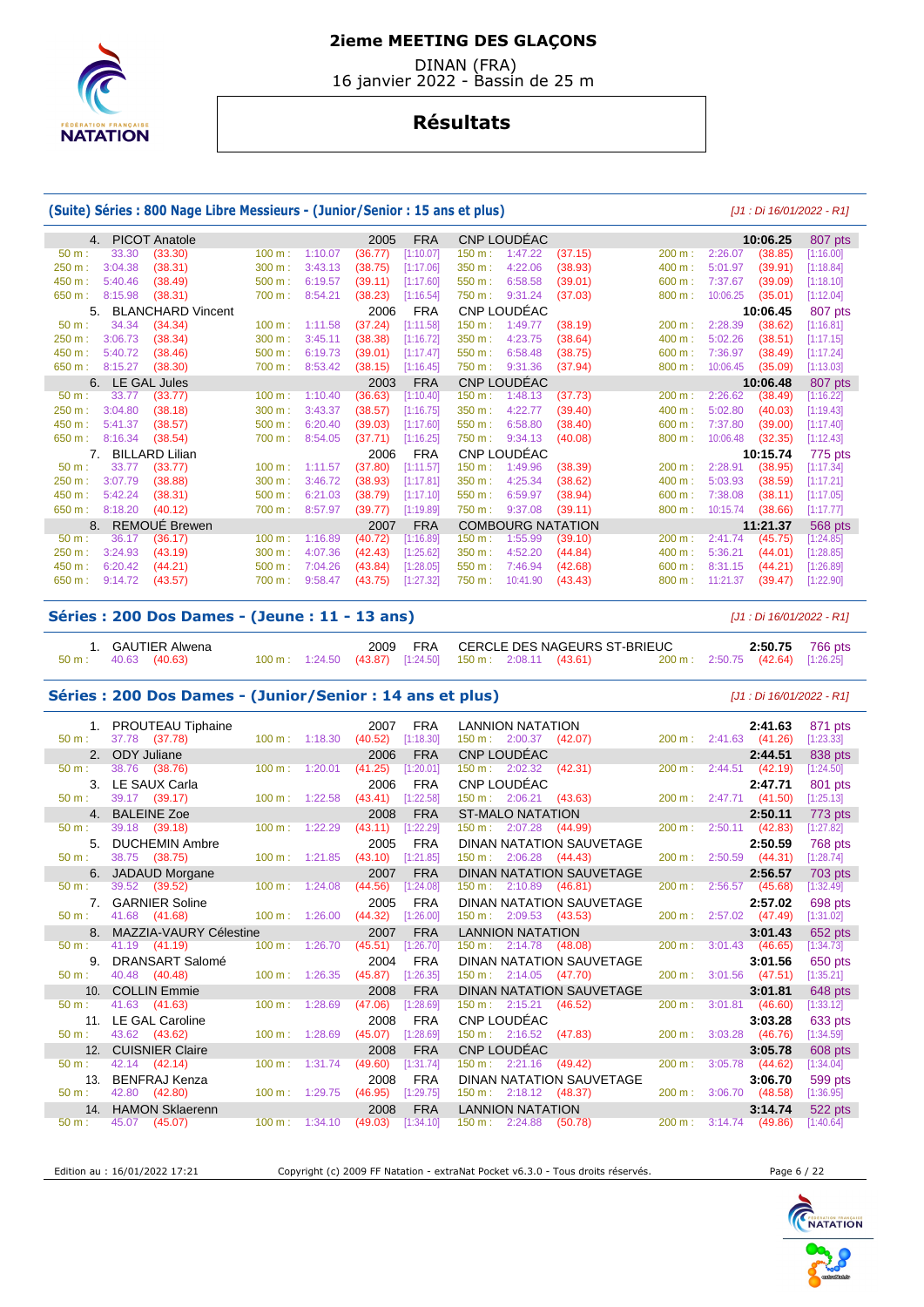# 2ieme MEETING DES GLAÇONS

DINAN (FRA)
16 janvier 2022 - Bassin de 25 m

## Résultats

### (Suite) Séries : 800 Nage Libre Messieurs - (Junior/Senior : 15 ans et plus)

[J1 : Di 16/01/2022 - R1]

4. PICOT Anatole — 2005 — FRA — CNP LOUDÉAC — 10:06.25 — 807 pts

| | | | | | | | | | | | |
|---|---|---|---|---|---|---|---|---|---|---|---|
| 50 m : 33.30 (33.30) | 100 m : 1:10.07 (36.77) [1:10.07] | 150 m : 1:47.22 (37.15) | 200 m : 2:26.07 (38.85) [1:16.00] |
| 250 m : 3:04.38 (38.31) | 300 m : 3:43.13 (38.75) [1:17.06] | 350 m : 4:22.06 (38.93) | 400 m : 5:01.97 (39.91) [1:18.84] |
| 450 m : 5:40.46 (38.49) | 500 m : 6:19.57 (39.11) [1:17.60] | 550 m : 6:58.58 (39.01) | 600 m : 7:37.67 (39.09) [1:18.10] |
| 650 m : 8:15.98 (38.31) | 700 m : 8:54.21 (38.23) [1:16.54] | 750 m : 9:31.24 (37.03) | 800 m : 10:06.25 (35.01) [1:12.04] |

5. BLANCHARD Vincent — 2006 — FRA — CNP LOUDÉAC — 10:06.45 — 807 pts

| | | | |
|---|---|---|---|
| 50 m : 34.34 (34.34) | 100 m : 1:11.58 (37.24) [1:11.58] | 150 m : 1:49.77 (38.19) | 200 m : 2:28.39 (38.62) [1:16.81] |
| 250 m : 3:06.73 (38.34) | 300 m : 3:45.11 (38.38) [1:16.72] | 350 m : 4:23.75 (38.64) | 400 m : 5:02.26 (38.51) [1:17.15] |
| 450 m : 5:40.72 (38.46) | 500 m : 6:19.73 (39.01) [1:17.47] | 550 m : 6:58.48 (38.75) | 600 m : 7:36.97 (38.49) [1:17.24] |
| 650 m : 8:15.27 (38.30) | 700 m : 8:53.42 (38.15) [1:16.45] | 750 m : 9:31.36 (37.94) | 800 m : 10:06.45 (35.09) [1:13.03] |

6. LE GAL Jules — 2003 — FRA — CNP LOUDÉAC — 10:06.48 — 807 pts

| | | | |
|---|---|---|---|
| 50 m : 33.77 (33.77) | 100 m : 1:10.40 (36.63) [1:10.40] | 150 m : 1:48.13 (37.73) | 200 m : 2:26.62 (38.49) [1:16.22] |
| 250 m : 3:04.80 (38.18) | 300 m : 3:43.37 (38.57) [1:16.75] | 350 m : 4:22.77 (39.40) | 400 m : 5:02.80 (40.03) [1:19.43] |
| 450 m : 5:41.37 (38.57) | 500 m : 6:20.40 (39.03) [1:17.60] | 550 m : 6:58.80 (38.40) | 600 m : 7:37.80 (39.00) [1:17.40] |
| 650 m : 8:16.34 (38.54) | 700 m : 8:54.05 (37.71) [1:16.25] | 750 m : 9:34.13 (40.08) | 800 m : 10:06.48 (32.35) [1:12.43] |

7. BILLARD Lilian — 2006 — FRA — CNP LOUDÉAC — 10:15.74 — 775 pts

| | | | |
|---|---|---|---|
| 50 m : 33.77 (33.77) | 100 m : 1:11.57 (37.80) [1:11.57] | 150 m : 1:49.96 (38.39) | 200 m : 2:28.91 (38.95) [1:17.34] |
| 250 m : 3:07.79 (38.88) | 300 m : 3:46.72 (38.93) [1:17.81] | 350 m : 4:25.34 (38.62) | 400 m : 5:03.93 (38.59) [1:17.21] |
| 450 m : 5:42.24 (38.31) | 500 m : 6:21.03 (38.79) [1:17.10] | 550 m : 6:59.97 (38.94) | 600 m : 7:38.08 (38.11) [1:17.05] |
| 650 m : 8:18.20 (40.12) | 700 m : 8:57.97 (39.77) [1:19.89] | 750 m : 9:37.08 (39.11) | 800 m : 10:15.74 (38.66) [1:17.77] |

8. REMOUÉ Brewen — 2007 — FRA — COMBOURG NATATION — 11:21.37 — 568 pts

| | | | |
|---|---|---|---|
| 50 m : 36.17 (36.17) | 100 m : 1:16.89 (40.72) [1:16.89] | 150 m : 1:55.99 (39.10) | 200 m : 2:41.74 (45.75) [1:24.85] |
| 250 m : 3:24.93 (43.19) | 300 m : 4:07.36 (42.43) [1:25.62] | 350 m : 4:52.20 (44.84) | 400 m : 5:36.21 (44.01) [1:28.85] |
| 450 m : 6:20.42 (44.21) | 500 m : 7:04.26 (43.84) [1:28.05] | 550 m : 7:46.94 (42.68) | 600 m : 8:31.15 (44.21) [1:26.89] |
| 650 m : 9:14.72 (43.57) | 700 m : 9:58.47 (43.75) [1:27.32] | 750 m : 10:41.90 (43.43) | 800 m : 11:21.37 (39.47) [1:22.90] |

### Séries : 200 Dos Dames - (Jeune : 11 - 13 ans)

[J1 : Di 16/01/2022 - R1]

1. GAUTIER Alwena — 2009 — FRA — CERCLE DES NAGEURS ST-BRIEUC — 2:50.75 — 766 pts
50 m : 40.63 (40.63) | 100 m : 1:24.50 (43.87) [1:24.50] | 150 m : 2:08.11 (43.61) | 200 m : 2:50.75 (42.64) [1:26.25]

### Séries : 200 Dos Dames - (Junior/Senior : 14 ans et plus)

[J1 : Di 16/01/2022 - R1]

| Rang | Nom | Année | Nat. | Club | Temps | Points | 50 m | 100 m | 150 m | 200 m |
|---|---|---|---|---|---|---|---|---|---|---|
| 1. | PROUTEAU Tiphaine | 2007 | FRA | LANNION NATATION | 2:41.63 | 871 pts | 37.78 (37.78) | 1:18.30 (40.52) [1:18.30] | 2:00.37 (42.07) | 2:41.63 (41.26) [1:23.33] |
| 2. | ODY Juliane | 2006 | FRA | CNP LOUDÉAC | 2:44.51 | 838 pts | 38.76 (38.76) | 1:20.01 (41.25) [1:20.01] | 2:02.32 (42.31) | 2:44.51 (42.19) [1:24.50] |
| 3. | LE SAUX Carla | 2006 | FRA | CNP LOUDÉAC | 2:47.71 | 801 pts | 39.17 (39.17) | 1:22.58 (43.41) [1:22.58] | 2:06.21 (43.63) | 2:47.71 (41.50) [1:25.13] |
| 4. | BALEINE Zoe | 2008 | FRA | ST-MALO NATATION | 2:50.11 | 773 pts | 39.18 (39.18) | 1:22.29 (43.11) [1:22.29] | 2:07.28 (44.99) | 2:50.11 (42.83) [1:27.82] |
| 5. | DUCHEMIN Ambre | 2005 | FRA | DINAN NATATION SAUVETAGE | 2:50.59 | 768 pts | 38.75 (38.75) | 1:21.85 (43.10) [1:21.85] | 2:06.28 (44.43) | 2:50.59 (44.31) [1:28.74] |
| 6. | JADAUD Morgane | 2007 | FRA | DINAN NATATION SAUVETAGE | 2:56.57 | 703 pts | 39.52 (39.52) | 1:24.08 (44.56) [1:24.08] | 2:10.89 (46.81) | 2:56.57 (45.68) [1:32.49] |
| 7. | GARNIER Soline | 2005 | FRA | DINAN NATATION SAUVETAGE | 2:57.02 | 698 pts | 41.68 (41.68) | 1:26.00 (44.32) [1:26.00] | 2:09.53 (43.53) | 2:57.02 (47.49) [1:31.02] |
| 8. | MAZZIA-VAURY Célestine | 2007 | FRA | LANNION NATATION | 3:01.43 | 652 pts | 41.19 (41.19) | 1:26.70 (45.51) [1:26.70] | 2:14.78 (48.08) | 3:01.43 (46.65) [1:34.73] |
| 9. | DRANSART Salomé | 2004 | FRA | DINAN NATATION SAUVETAGE | 3:01.56 | 650 pts | 40.48 (40.48) | 1:26.35 (45.87) [1:26.35] | 2:14.05 (47.70) | 3:01.56 (47.51) [1:35.21] |
| 10. | COLLIN Emmie | 2008 | FRA | DINAN NATATION SAUVETAGE | 3:01.81 | 648 pts | 41.63 (41.63) | 1:28.69 (47.06) [1:28.69] | 2:15.21 (46.52) | 3:01.81 (46.60) [1:33.12] |
| 11. | LE GAL Caroline | 2008 | FRA | CNP LOUDÉAC | 3:03.28 | 633 pts | 43.62 (43.62) | 1:28.69 (45.07) [1:28.69] | 2:16.52 (47.83) | 3:03.28 (46.76) [1:34.59] |
| 12. | CUISNIER Claire | 2008 | FRA | CNP LOUDÉAC | 3:05.78 | 608 pts | 42.14 (42.14) | 1:31.74 (49.60) [1:31.74] | 2:21.16 (49.42) | 3:05.78 (44.62) [1:34.04] |
| 13. | BENFRAJ Kenza | 2008 | FRA | DINAN NATATION SAUVETAGE | 3:06.70 | 599 pts | 42.80 (42.80) | 1:29.75 (46.95) [1:29.75] | 2:18.12 (48.37) | 3:06.70 (48.58) [1:36.95] |
| 14. | HAMON Sklaerenn | 2008 | FRA | LANNION NATATION | 3:14.74 | 522 pts | 45.07 (45.07) | 1:34.10 (49.03) [1:34.10] | 2:24.88 (50.78) | 3:14.74 (49.86) [1:40.64] |

Edition au : 16/01/2022 17:21 — Copyright (c) 2009 FF Natation - extraNat Pocket v6.3.0 - Tous droits réservés.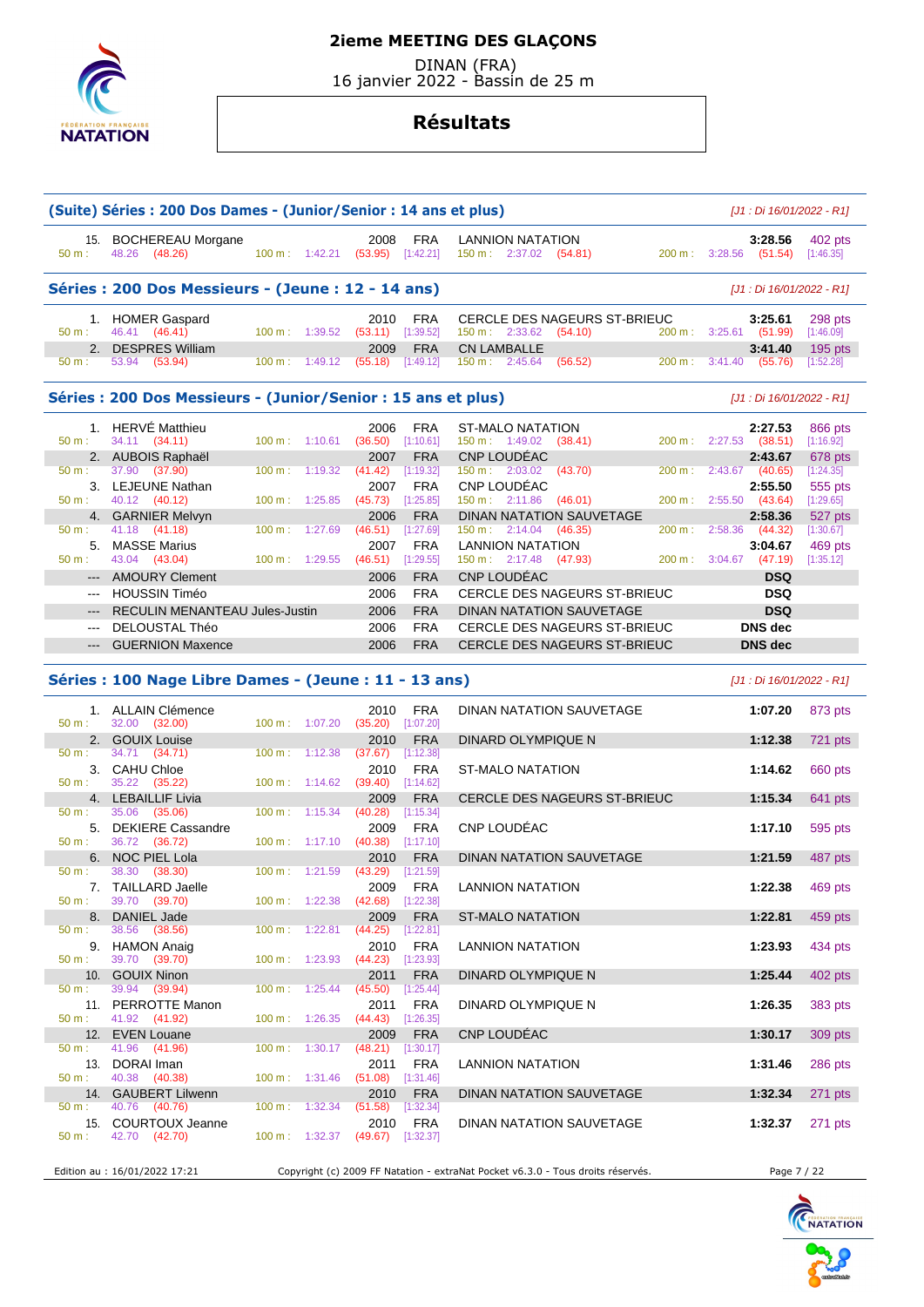# 2ieme MEETING DES GLAÇONS

DINAN (FRA)
16 janvier 2022 - Bassin de 25 m

## Résultats

### (Suite) Séries : 200 Dos Dames - (Junior/Senior : 14 ans et plus)

*[J1 : Di 16/01/2022 - R1]*

| Rang | Nom | Année | Nat. | Club | Temps | Points |
|---|---|---|---|---|---|---|
| 15. | BOCHEREAU Morgane | 2008 | FRA | LANNION NATATION | 3:28.56 | 402 pts |
| | 50 m : 48.26 (48.26) | 100 m : 1:42.21 (53.95) [1:42.21] | | 150 m : 2:37.02 (54.81) | 200 m : 3:28.56 (51.54) [1:46.35] | |

### Séries : 200 Dos Messieurs - (Jeune : 12 - 14 ans)

*[J1 : Di 16/01/2022 - R1]*

| Rang | Nom | Année | Nat. | Club | Temps | Points |
|---|---|---|---|---|---|---|
| 1. | HOMER Gaspard | 2010 | FRA | CERCLE DES NAGEURS ST-BRIEUC | 3:25.61 | 298 pts |
| | 50 m : 46.41 (46.41) | 100 m : 1:39.52 (53.11) [1:39.52] | | 150 m : 2:33.62 (54.10) | 200 m : 3:25.61 (51.99) [1:46.09] | |
| 2. | DESPRES William | 2009 | FRA | CN LAMBALLE | 3:41.40 | 195 pts |
| | 50 m : 53.94 (53.94) | 100 m : 1:49.12 (55.18) [1:49.12] | | 150 m : 2:45.64 (56.52) | 200 m : 3:41.40 (55.76) [1:52.28] | |

### Séries : 200 Dos Messieurs - (Junior/Senior : 15 ans et plus)

*[J1 : Di 16/01/2022 - R1]*

| Rang | Nom | Année | Nat. | Club | Temps | Points |
|---|---|---|---|---|---|---|
| 1. | HERVÉ Matthieu | 2006 | FRA | ST-MALO NATATION | 2:27.53 | 866 pts |
| | 50 m : 34.11 (34.11) | 100 m : 1:10.61 (36.50) [1:10.61] | | 150 m : 1:49.02 (38.41) | 200 m : 2:27.53 (38.51) [1:16.92] | |
| 2. | AUBOIS Raphaël | 2007 | FRA | CNP LOUDÉAC | 2:43.67 | 678 pts |
| | 50 m : 37.90 (37.90) | 100 m : 1:19.32 (41.42) [1:19.32] | | 150 m : 2:03.02 (43.70) | 200 m : 2:43.67 (40.65) [1:24.35] | |
| 3. | LEJEUNE Nathan | 2007 | FRA | CNP LOUDÉAC | 2:55.50 | 555 pts |
| | 50 m : 40.12 (40.12) | 100 m : 1:25.85 (45.73) [1:25.85] | | 150 m : 2:11.86 (46.01) | 200 m : 2:55.50 (43.64) [1:29.65] | |
| 4. | GARNIER Melvyn | 2006 | FRA | DINAN NATATION SAUVETAGE | 2:58.36 | 527 pts |
| | 50 m : 41.18 (41.18) | 100 m : 1:27.69 (46.51) [1:27.69] | | 150 m : 2:14.04 (46.35) | 200 m : 2:58.36 (44.32) [1:30.67] | |
| 5. | MASSE Marius | 2007 | FRA | LANNION NATATION | 3:04.67 | 469 pts |
| | 50 m : 43.04 (43.04) | 100 m : 1:29.55 (46.51) [1:29.55] | | 150 m : 2:17.48 (47.93) | 200 m : 3:04.67 (47.19) [1:35.12] | |
| --- | AMOURY Clement | 2006 | FRA | CNP LOUDÉAC | DSQ | |
| --- | HOUSSIN Timéo | 2006 | FRA | CERCLE DES NAGEURS ST-BRIEUC | DSQ | |
| --- | RECULIN MENANTEAU Jules-Justin | 2006 | FRA | DINAN NATATION SAUVETAGE | DSQ | |
| --- | DELOUSTAL Théo | 2006 | FRA | CERCLE DES NAGEURS ST-BRIEUC | DNS dec | |
| --- | GUERNION Maxence | 2006 | FRA | CERCLE DES NAGEURS ST-BRIEUC | DNS dec | |

### Séries : 100 Nage Libre Dames - (Jeune : 11 - 13 ans)

*[J1 : Di 16/01/2022 - R1]*

| Rang | Nom | Année | Nat. | Club | Temps | Points |
|---|---|---|---|---|---|---|
| 1. | ALLAIN Clémence | 2010 | FRA | DINAN NATATION SAUVETAGE | 1:07.20 | 873 pts |
| | 50 m : 32.00 (32.00) | 100 m : 1:07.20 (35.20) [1:07.20] | | | | |
| 2. | GOUIX Louise | 2010 | FRA | DINARD OLYMPIQUE N | 1:12.38 | 721 pts |
| | 50 m : 34.71 (34.71) | 100 m : 1:12.38 (37.67) [1:12.38] | | | | |
| 3. | CAHU Chloe | 2010 | FRA | ST-MALO NATATION | 1:14.62 | 660 pts |
| | 50 m : 35.22 (35.22) | 100 m : 1:14.62 (39.40) [1:14.62] | | | | |
| 4. | LEBAILLIF Livia | 2009 | FRA | CERCLE DES NAGEURS ST-BRIEUC | 1:15.34 | 641 pts |
| | 50 m : 35.06 (35.06) | 100 m : 1:15.34 (40.28) [1:15.34] | | | | |
| 5. | DEKIERE Cassandre | 2009 | FRA | CNP LOUDÉAC | 1:17.10 | 595 pts |
| | 50 m : 36.72 (36.72) | 100 m : 1:17.10 (40.38) [1:17.10] | | | | |
| 6. | NOC PIEL Lola | 2010 | FRA | DINAN NATATION SAUVETAGE | 1:21.59 | 487 pts |
| | 50 m : 38.30 (38.30) | 100 m : 1:21.59 (43.29) [1:21.59] | | | | |
| 7. | TAILLARD Jaelle | 2009 | FRA | LANNION NATATION | 1:22.38 | 469 pts |
| | 50 m : 39.70 (39.70) | 100 m : 1:22.38 (42.68) [1:22.38] | | | | |
| 8. | DANIEL Jade | 2009 | FRA | ST-MALO NATATION | 1:22.81 | 459 pts |
| | 50 m : 38.56 (38.56) | 100 m : 1:22.81 (44.25) [1:22.81] | | | | |
| 9. | HAMON Anaig | 2010 | FRA | LANNION NATATION | 1:23.93 | 434 pts |
| | 50 m : 39.70 (39.70) | 100 m : 1:23.93 (44.23) [1:23.93] | | | | |
| 10. | GOUIX Ninon | 2011 | FRA | DINARD OLYMPIQUE N | 1:25.44 | 402 pts |
| | 50 m : 39.94 (39.94) | 100 m : 1:25.44 (45.50) [1:25.44] | | | | |
| 11. | PERROTTE Manon | 2011 | FRA | DINARD OLYMPIQUE N | 1:26.35 | 383 pts |
| | 50 m : 41.92 (41.92) | 100 m : 1:26.35 (44.43) [1:26.35] | | | | |
| 12. | EVEN Louane | 2009 | FRA | CNP LOUDÉAC | 1:30.17 | 309 pts |
| | 50 m : 41.96 (41.96) | 100 m : 1:30.17 (48.21) [1:30.17] | | | | |
| 13. | DORAI Iman | 2011 | FRA | LANNION NATATION | 1:31.46 | 286 pts |
| | 50 m : 40.38 (40.38) | 100 m : 1:31.46 (51.08) [1:31.46] | | | | |
| 14. | GAUBERT Lilwenn | 2010 | FRA | DINAN NATATION SAUVETAGE | 1:32.34 | 271 pts |
| | 50 m : 40.76 (40.76) | 100 m : 1:32.34 (51.58) [1:32.34] | | | | |
| 15. | COURTOUX Jeanne | 2010 | FRA | DINAN NATATION SAUVETAGE | 1:32.37 | 271 pts |
| | 50 m : 42.70 (42.70) | 100 m : 1:32.37 (49.67) [1:32.37] | | | | |

Edition au : 16/01/2022 17:21 — Copyright (c) 2009 FF Natation - extraNat Pocket v6.3.0 - Tous droits réservés.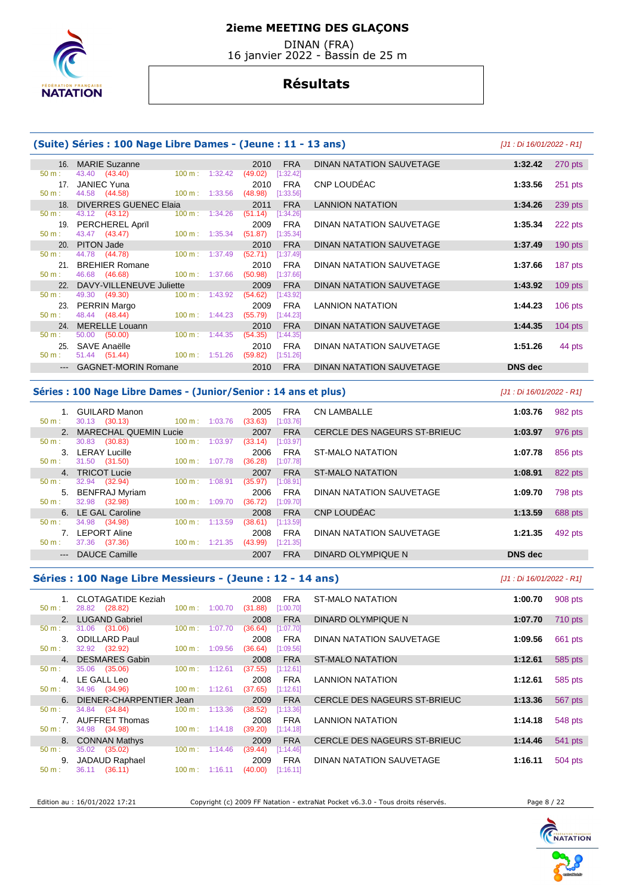# 2ieme MEETING DES GLAÇONS

DINAN (FRA)
16 janvier 2022 - Bassin de 25 m

## Résultats

### (Suite) Séries : 100 Nage Libre Dames - (Jeune : 11 - 13 ans)

*[J1 : Di 16/01/2022 - R1]*

| Rang | Nom | Année | Nat. | Club | Temps | Points |
|---|---|---|---|---|---|---|
| 16. | MARIE Suzanne | 2010 | FRA | DINAN NATATION SAUVETAGE | 1:32.42 | 270 pts |
| | 50 m : 43.40 (43.40) — 100 m : 1:32.42 (49.02) [1:32.42] | | | | | |
| 17. | JANIEC Yuna | 2010 | FRA | CNP LOUDÉAC | 1:33.56 | 251 pts |
| | 50 m : 44.58 (44.58) — 100 m : 1:33.56 (48.98) [1:33.56] | | | | | |
| 18. | DIVERRES GUENEC Elaia | 2011 | FRA | LANNION NATATION | 1:34.26 | 239 pts |
| | 50 m : 43.12 (43.12) — 100 m : 1:34.26 (51.14) [1:34.26] | | | | | |
| 19. | PERCHEREL Apríl | 2009 | FRA | DINAN NATATION SAUVETAGE | 1:35.34 | 222 pts |
| | 50 m : 43.47 (43.47) — 100 m : 1:35.34 (51.87) [1:35.34] | | | | | |
| 20. | PITON Jade | 2010 | FRA | DINAN NATATION SAUVETAGE | 1:37.49 | 190 pts |
| | 50 m : 44.78 (44.78) — 100 m : 1:37.49 (52.71) [1:37.49] | | | | | |
| 21. | BREHIER Romane | 2010 | FRA | DINAN NATATION SAUVETAGE | 1:37.66 | 187 pts |
| | 50 m : 46.68 (46.68) — 100 m : 1:37.66 (50.98) [1:37.66] | | | | | |
| 22. | DAVY-VILLENEUVE Juliette | 2009 | FRA | DINAN NATATION SAUVETAGE | 1:43.92 | 109 pts |
| | 50 m : 49.30 (49.30) — 100 m : 1:43.92 (54.62) [1:43.92] | | | | | |
| 23. | PERRIN Margo | 2009 | FRA | LANNION NATATION | 1:44.23 | 106 pts |
| | 50 m : 48.44 (48.44) — 100 m : 1:44.23 (55.79) [1:44.23] | | | | | |
| 24. | MERELLE Louann | 2010 | FRA | DINAN NATATION SAUVETAGE | 1:44.35 | 104 pts |
| | 50 m : 50.00 (50.00) — 100 m : 1:44.35 (54.35) [1:44.35] | | | | | |
| 25. | SAVE Anaëlle | 2010 | FRA | DINAN NATATION SAUVETAGE | 1:51.26 | 44 pts |
| | 50 m : 51.44 (51.44) — 100 m : 1:51.26 (59.82) [1:51.26] | | | | | |
| --- | GAGNET-MORIN Romane | 2010 | FRA | DINAN NATATION SAUVETAGE | DNS dec | |

### Séries : 100 Nage Libre Dames - (Junior/Senior : 14 ans et plus)

*[J1 : Di 16/01/2022 - R1]*

| Rang | Nom | Année | Nat. | Club | Temps | Points |
|---|---|---|---|---|---|---|
| 1. | GUILARD Manon | 2005 | FRA | CN LAMBALLE | 1:03.76 | 982 pts |
| | 50 m : 30.13 (30.13) — 100 m : 1:03.76 (33.63) [1:03.76] | | | | | |
| 2. | MARECHAL QUEMIN Lucie | 2007 | FRA | CERCLE DES NAGEURS ST-BRIEUC | 1:03.97 | 976 pts |
| | 50 m : 30.83 (30.83) — 100 m : 1:03.97 (33.14) [1:03.97] | | | | | |
| 3. | LERAY Lucille | 2006 | FRA | ST-MALO NATATION | 1:07.78 | 856 pts |
| | 50 m : 31.50 (31.50) — 100 m : 1:07.78 (36.28) [1:07.78] | | | | | |
| 4. | TRICOT Lucie | 2007 | FRA | ST-MALO NATATION | 1:08.91 | 822 pts |
| | 50 m : 32.94 (32.94) — 100 m : 1:08.91 (35.97) [1:08.91] | | | | | |
| 5. | BENFRAJ Myriam | 2006 | FRA | DINAN NATATION SAUVETAGE | 1:09.70 | 798 pts |
| | 50 m : 32.98 (32.98) — 100 m : 1:09.70 (36.72) [1:09.70] | | | | | |
| 6. | LE GAL Caroline | 2008 | FRA | CNP LOUDÉAC | 1:13.59 | 688 pts |
| | 50 m : 34.98 (34.98) — 100 m : 1:13.59 (38.61) [1:13.59] | | | | | |
| 7. | LEPORT Aline | 2008 | FRA | DINAN NATATION SAUVETAGE | 1:21.35 | 492 pts |
| | 50 m : 37.36 (37.36) — 100 m : 1:21.35 (43.99) [1:21.35] | | | | | |
| --- | DAUCE Camille | 2007 | FRA | DINARD OLYMPIQUE N | DNS dec | |

### Séries : 100 Nage Libre Messieurs - (Jeune : 12 - 14 ans)

*[J1 : Di 16/01/2022 - R1]*

| Rang | Nom | Année | Nat. | Club | Temps | Points |
|---|---|---|---|---|---|---|
| 1. | CLOTAGATIDE Keziah | 2008 | FRA | ST-MALO NATATION | 1:00.70 | 908 pts |
| | 50 m : 28.82 (28.82) — 100 m : 1:00.70 (31.88) [1:00.70] | | | | | |
| 2. | LUGAND Gabriel | 2008 | FRA | DINARD OLYMPIQUE N | 1:07.70 | 710 pts |
| | 50 m : 31.06 (31.06) — 100 m : 1:07.70 (36.64) [1:07.70] | | | | | |
| 3. | ODILLARD Paul | 2008 | FRA | DINAN NATATION SAUVETAGE | 1:09.56 | 661 pts |
| | 50 m : 32.92 (32.92) — 100 m : 1:09.56 (36.64) [1:09.56] | | | | | |
| 4. | DESMARES Gabin | 2008 | FRA | ST-MALO NATATION | 1:12.61 | 585 pts |
| | 50 m : 35.06 (35.06) — 100 m : 1:12.61 (37.55) [1:12.61] | | | | | |
| 4. | LE GALL Leo | 2008 | FRA | LANNION NATATION | 1:12.61 | 585 pts |
| | 50 m : 34.96 (34.96) — 100 m : 1:12.61 (37.65) [1:12.61] | | | | | |
| 6. | DIENER-CHARPENTIER Jean | 2009 | FRA | CERCLE DES NAGEURS ST-BRIEUC | 1:13.36 | 567 pts |
| | 50 m : 34.84 (34.84) — 100 m : 1:13.36 (38.52) [1:13.36] | | | | | |
| 7. | AUFFRET Thomas | 2008 | FRA | LANNION NATATION | 1:14.18 | 548 pts |
| | 50 m : 34.98 (34.98) — 100 m : 1:14.18 (39.20) [1:14.18] | | | | | |
| 8. | CONNAN Mathys | 2009 | FRA | CERCLE DES NAGEURS ST-BRIEUC | 1:14.46 | 541 pts |
| | 50 m : 35.02 (35.02) — 100 m : 1:14.46 (39.44) [1:14.46] | | | | | |
| 9. | JADAUD Raphael | 2009 | FRA | DINAN NATATION SAUVETAGE | 1:16.11 | 504 pts |
| | 50 m : 36.11 (36.11) — 100 m : 1:16.11 (40.00) [1:16.11] | | | | | |

Edition au : 16/01/2022 17:21 — Copyright (c) 2009 FF Natation - extraNat Pocket v6.3.0 - Tous droits réservés.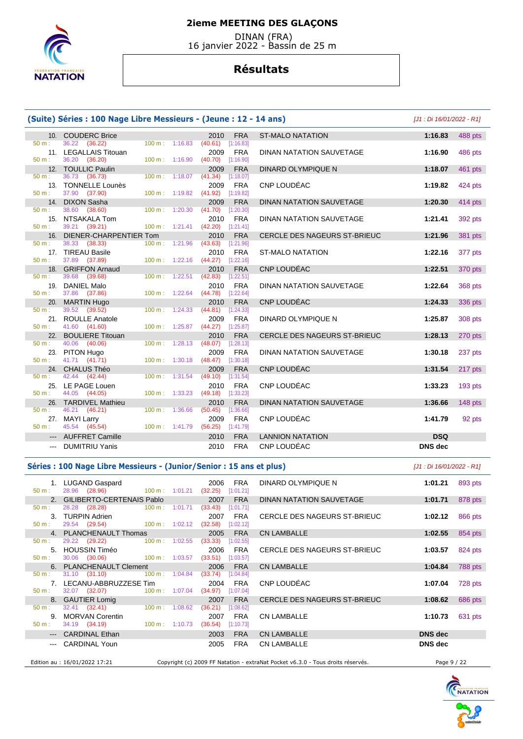# 2ieme MEETING DES GLAÇONS

DINAN (FRA)
16 janvier 2022 - Bassin de 25 m

## Résultats

### (Suite) Séries : 100 Nage Libre Messieurs - (Jeune : 12 - 14 ans)

*[J1 : Di 16/01/2022 - R1]*

| Rang | Nom | Année | Nat. | Club | Temps | Points |
|---|---|---|---|---|---|---|
| 10. | COUDERC Brice | 2010 | FRA | ST-MALO NATATION | **1:16.83** | 488 pts |
| | 50 m : 36.22 (36.22) 100 m : 1:16.83 (40.61) [1:16.83] | | | | | |
| 11. | LEGALLAIS Titouan | 2009 | FRA | DINAN NATATION SAUVETAGE | **1:16.90** | 486 pts |
| | 50 m : 36.20 (36.20) 100 m : 1:16.90 (40.70) [1:16.90] | | | | | |
| 12. | TOULLIC Paulin | 2009 | FRA | DINARD OLYMPIQUE N | **1:18.07** | 461 pts |
| | 50 m : 36.73 (36.73) 100 m : 1:18.07 (41.34) [1:18.07] | | | | | |
| 13. | TONNELLE Lounès | 2009 | FRA | CNP LOUDÉAC | **1:19.82** | 424 pts |
| | 50 m : 37.90 (37.90) 100 m : 1:19.82 (41.92) [1:19.82] | | | | | |
| 14. | DIXON Sasha | 2009 | FRA | DINAN NATATION SAUVETAGE | **1:20.30** | 414 pts |
| | 50 m : 38.60 (38.60) 100 m : 1:20.30 (41.70) [1:20.30] | | | | | |
| 15. | NTSAKALA Tom | 2010 | FRA | DINAN NATATION SAUVETAGE | **1:21.41** | 392 pts |
| | 50 m : 39.21 (39.21) 100 m : 1:21.41 (42.20) [1:21.41] | | | | | |
| 16. | DIENER-CHARPENTIER Tom | 2010 | FRA | CERCLE DES NAGEURS ST-BRIEUC | **1:21.96** | 381 pts |
| | 50 m : 38.33 (38.33) 100 m : 1:21.96 (43.63) [1:21.96] | | | | | |
| 17. | TIREAU Basile | 2010 | FRA | ST-MALO NATATION | **1:22.16** | 377 pts |
| | 50 m : 37.89 (37.89) 100 m : 1:22.16 (44.27) [1:22.16] | | | | | |
| 18. | GRIFFON Arnaud | 2010 | FRA | CNP LOUDÉAC | **1:22.51** | 370 pts |
| | 50 m : 39.68 (39.68) 100 m : 1:22.51 (42.83) [1:22.51] | | | | | |
| 19. | DANIEL Malo | 2010 | FRA | DINAN NATATION SAUVETAGE | **1:22.64** | 368 pts |
| | 50 m : 37.86 (37.86) 100 m : 1:22.64 (44.78) [1:22.64] | | | | | |
| 20. | MARTIN Hugo | 2010 | FRA | CNP LOUDÉAC | **1:24.33** | 336 pts |
| | 50 m : 39.52 (39.52) 100 m : 1:24.33 (44.81) [1:24.33] | | | | | |
| 21. | ROULLE Anatole | 2009 | FRA | DINARD OLYMPIQUE N | **1:25.87** | 308 pts |
| | 50 m : 41.60 (41.60) 100 m : 1:25.87 (44.27) [1:25.87] | | | | | |
| 22. | BOULIERE Titouan | 2010 | FRA | CERCLE DES NAGEURS ST-BRIEUC | **1:28.13** | 270 pts |
| | 50 m : 40.06 (40.06) 100 m : 1:28.13 (48.07) [1:28.13] | | | | | |
| 23. | PITON Hugo | 2009 | FRA | DINAN NATATION SAUVETAGE | **1:30.18** | 237 pts |
| | 50 m : 41.71 (41.71) 100 m : 1:30.18 (48.47) [1:30.18] | | | | | |
| 24. | CHALUS Théo | 2009 | FRA | CNP LOUDÉAC | **1:31.54** | 217 pts |
| | 50 m : 42.44 (42.44) 100 m : 1:31.54 (49.10) [1:31.54] | | | | | |
| 25. | LE PAGE Louen | 2010 | FRA | CNP LOUDÉAC | **1:33.23** | 193 pts |
| | 50 m : 44.05 (44.05) 100 m : 1:33.23 (49.18) [1:33.23] | | | | | |
| 26. | TARDIVEL Mathieu | 2010 | FRA | DINAN NATATION SAUVETAGE | **1:36.66** | 148 pts |
| | 50 m : 46.21 (46.21) 100 m : 1:36.66 (50.45) [1:36.66] | | | | | |
| 27. | MAYI Larry | 2009 | FRA | CNP LOUDÉAC | **1:41.79** | 92 pts |
| | 50 m : 45.54 (45.54) 100 m : 1:41.79 (56.25) [1:41.79] | | | | | |
| --- | AUFFRET Camille | 2010 | FRA | LANNION NATATION | **DSQ** | |
| --- | DUMITRIU Yanis | 2010 | FRA | CNP LOUDÉAC | **DNS dec** | |

### Séries : 100 Nage Libre Messieurs - (Junior/Senior : 15 ans et plus)

*[J1 : Di 16/01/2022 - R1]*

| Rang | Nom | Année | Nat. | Club | Temps | Points |
|---|---|---|---|---|---|---|
| 1. | LUGAND Gaspard | 2006 | FRA | DINARD OLYMPIQUE N | **1:01.21** | 893 pts |
| | 50 m : 28.96 (28.96) 100 m : 1:01.21 (32.25) [1:01.21] | | | | | |
| 2. | GILIBERTO-CERTENAIS Pablo | 2007 | FRA | DINAN NATATION SAUVETAGE | **1:01.71** | 878 pts |
| | 50 m : 28.28 (28.28) 100 m : 1:01.71 (33.43) [1:01.71] | | | | | |
| 3. | TURPIN Adrien | 2007 | FRA | CERCLE DES NAGEURS ST-BRIEUC | **1:02.12** | 866 pts |
| | 50 m : 29.54 (29.54) 100 m : 1:02.12 (32.58) [1:02.12] | | | | | |
| 4. | PLANCHENAULT Thomas | 2005 | FRA | CN LAMBALLE | **1:02.55** | 854 pts |
| | 50 m : 29.22 (29.22) 100 m : 1:02.55 (33.33) [1:02.55] | | | | | |
| 5. | HOUSSIN Timéo | 2006 | FRA | CERCLE DES NAGEURS ST-BRIEUC | **1:03.57** | 824 pts |
| | 50 m : 30.06 (30.06) 100 m : 1:03.57 (33.51) [1:03.57] | | | | | |
| 6. | PLANCHENAULT Clement | 2006 | FRA | CN LAMBALLE | **1:04.84** | 788 pts |
| | 50 m : 31.10 (31.10) 100 m : 1:04.84 (33.74) [1:04.84] | | | | | |
| 7. | LECANU-ABBRUZZESE Tim | 2004 | FRA | CNP LOUDÉAC | **1:07.04** | 728 pts |
| | 50 m : 32.07 (32.07) 100 m : 1:07.04 (34.97) [1:07.04] | | | | | |
| 8. | GAUTIER Lomig | 2007 | FRA | CERCLE DES NAGEURS ST-BRIEUC | **1:08.62** | 686 pts |
| | 50 m : 32.41 (32.41) 100 m : 1:08.62 (36.21) [1:08.62] | | | | | |
| 9. | MORVAN Corentin | 2007 | FRA | CN LAMBALLE | **1:10.73** | 631 pts |
| | 50 m : 34.19 (34.19) 100 m : 1:10.73 (36.54) [1:10.73] | | | | | |
| --- | CARDINAL Ethan | 2003 | FRA | CN LAMBALLE | **DNS dec** | |
| --- | CARDINAL Youn | 2005 | FRA | CN LAMBALLE | **DNS dec** | |

Edition au : 16/01/2022 17:21 — Copyright (c) 2009 FF Natation - extraNat Pocket v6.3.0 - Tous droits réservés.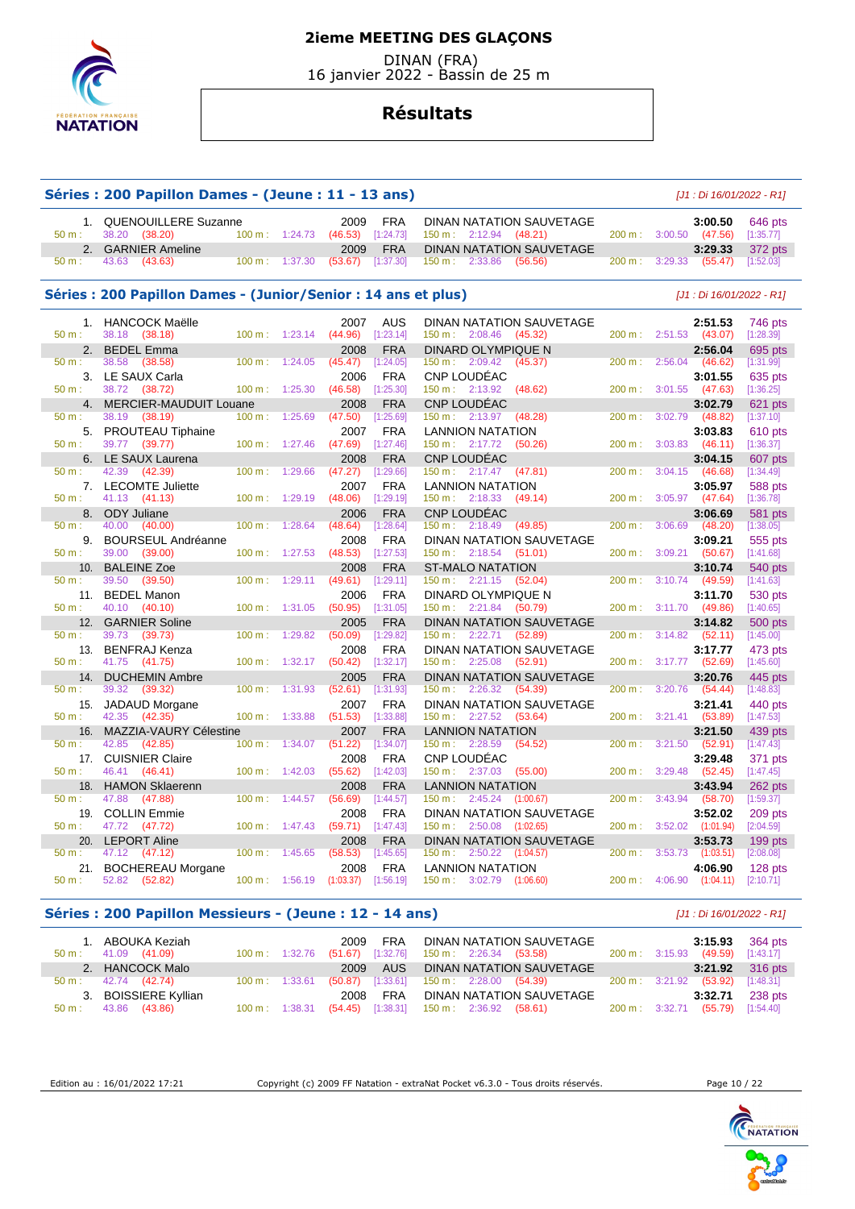# 2ieme MEETING DES GLAÇONS

DINAN (FRA)
16 janvier 2022 - Bassin de 25 m

## Résultats

### Séries : 200 Papillon Dames - (Jeune : 11 - 13 ans)

[J1 : Di 16/01/2022 - R1]

| Place | Nom | Année | Nat. | Club | Temps | Points |
|---|---|---|---|---|---|---|
| 1. | QUENOUILLERE Suzanne | 2009 | FRA | DINAN NATATION SAUVETAGE | 3:00.50 | 646 pts |
| | 50 m : 38.20 (38.20) — 100 m : 1:24.73 (46.53) [1:24.73] — 150 m : 2:12.94 (48.21) — 200 m : 3:00.50 (47.56) [1:35.77] | | | | | |
| 2. | GARNIER Ameline | 2009 | FRA | DINAN NATATION SAUVETAGE | 3:29.33 | 372 pts |
| | 50 m : 43.63 (43.63) — 100 m : 1:37.30 (53.67) [1:37.30] — 150 m : 2:33.86 (56.56) — 200 m : 3:29.33 (55.47) [1:52.03] | | | | | |

### Séries : 200 Papillon Dames - (Junior/Senior : 14 ans et plus)

[J1 : Di 16/01/2022 - R1]

| Place | Nom | Année | Nat. | Club | Temps | Points |
|---|---|---|---|---|---|---|
| 1. | HANCOCK Maëlle | 2007 | AUS | DINAN NATATION SAUVETAGE | 2:51.53 | 746 pts |
| | 50 m : 38.18 (38.18) — 100 m : 1:23.14 (44.96) [1:23.14] — 150 m : 2:08.46 (45.32) — 200 m : 2:51.53 (43.07) [1:28.39] | | | | | |
| 2. | BEDEL Emma | 2008 | FRA | DINARD OLYMPIQUE N | 2:56.04 | 695 pts |
| | 50 m : 38.58 (38.58) — 100 m : 1:24.05 (45.47) [1:24.05] — 150 m : 2:09.42 (45.37) — 200 m : 2:56.04 (46.62) [1:31.99] | | | | | |
| 3. | LE SAUX Carla | 2006 | FRA | CNP LOUDÉAC | 3:01.55 | 635 pts |
| | 50 m : 38.72 (38.72) — 100 m : 1:25.30 (46.58) [1:25.30] — 150 m : 2:13.92 (48.62) — 200 m : 3:01.55 (47.63) [1:36.25] | | | | | |
| 4. | MERCIER-MAUDUIT Louane | 2008 | FRA | CNP LOUDÉAC | 3:02.79 | 621 pts |
| | 50 m : 38.19 (38.19) — 100 m : 1:25.69 (47.50) [1:25.69] — 150 m : 2:13.97 (48.28) — 200 m : 3:02.79 (48.82) [1:37.10] | | | | | |
| 5. | PROUTEAU Tiphaine | 2007 | FRA | LANNION NATATION | 3:03.83 | 610 pts |
| | 50 m : 39.77 (39.77) — 100 m : 1:27.46 (47.69) [1:27.46] — 150 m : 2:17.72 (50.26) — 200 m : 3:03.83 (46.11) [1:36.37] | | | | | |
| 6. | LE SAUX Laurena | 2008 | FRA | CNP LOUDÉAC | 3:04.15 | 607 pts |
| | 50 m : 42.39 (42.39) — 100 m : 1:29.66 (47.27) [1:29.66] — 150 m : 2:17.47 (47.81) — 200 m : 3:04.15 (46.68) [1:34.49] | | | | | |
| 7. | LECOMTE Juliette | 2007 | FRA | LANNION NATATION | 3:05.97 | 588 pts |
| | 50 m : 41.13 (41.13) — 100 m : 1:29.19 (48.06) [1:29.19] — 150 m : 2:18.33 (49.14) — 200 m : 3:05.97 (47.64) [1:36.78] | | | | | |
| 8. | ODY Juliane | 2006 | FRA | CNP LOUDÉAC | 3:06.69 | 581 pts |
| | 50 m : 40.00 (40.00) — 100 m : 1:28.64 (48.64) [1:28.64] — 150 m : 2:18.49 (49.85) — 200 m : 3:06.69 (48.20) [1:38.05] | | | | | |
| 9. | BOURSEUL Andréanne | 2008 | FRA | DINAN NATATION SAUVETAGE | 3:09.21 | 555 pts |
| | 50 m : 39.00 (39.00) — 100 m : 1:27.53 (48.53) [1:27.53] — 150 m : 2:18.54 (51.01) — 200 m : 3:09.21 (50.67) [1:41.68] | | | | | |
| 10. | BALEINE Zoe | 2008 | FRA | ST-MALO NATATION | 3:10.74 | 540 pts |
| | 50 m : 39.50 (39.50) — 100 m : 1:29.11 (49.61) [1:29.11] — 150 m : 2:21.15 (52.04) — 200 m : 3:10.74 (49.59) [1:41.63] | | | | | |
| 11. | BEDEL Manon | 2006 | FRA | DINARD OLYMPIQUE N | 3:11.70 | 530 pts |
| | 50 m : 40.10 (40.10) — 100 m : 1:31.05 (50.95) [1:31.05] — 150 m : 2:21.84 (50.79) — 200 m : 3:11.70 (49.86) [1:40.65] | | | | | |
| 12. | GARNIER Soline | 2005 | FRA | DINAN NATATION SAUVETAGE | 3:14.82 | 500 pts |
| | 50 m : 39.73 (39.73) — 100 m : 1:29.82 (50.09) [1:29.82] — 150 m : 2:22.71 (52.89) — 200 m : 3:14.82 (52.11) [1:45.00] | | | | | |
| 13. | BENFRAJ Kenza | 2008 | FRA | DINAN NATATION SAUVETAGE | 3:17.77 | 473 pts |
| | 50 m : 41.75 (41.75) — 100 m : 1:32.17 (50.42) [1:32.17] — 150 m : 2:25.08 (52.91) — 200 m : 3:17.77 (52.69) [1:45.60] | | | | | |
| 14. | DUCHEMIN Ambre | 2005 | FRA | DINAN NATATION SAUVETAGE | 3:20.76 | 445 pts |
| | 50 m : 39.32 (39.32) — 100 m : 1:31.93 (52.61) [1:31.93] — 150 m : 2:26.32 (54.39) — 200 m : 3:20.76 (54.44) [1:48.83] | | | | | |
| 15. | JADAUD Morgane | 2007 | FRA | DINAN NATATION SAUVETAGE | 3:21.41 | 440 pts |
| | 50 m : 42.35 (42.35) — 100 m : 1:33.88 (51.53) [1:33.88] — 150 m : 2:27.52 (53.64) — 200 m : 3:21.41 (53.89) [1:47.53] | | | | | |
| 16. | MAZZIA-VAURY Célestine | 2007 | FRA | LANNION NATATION | 3:21.50 | 439 pts |
| | 50 m : 42.85 (42.85) — 100 m : 1:34.07 (51.22) [1:34.07] — 150 m : 2:28.59 (54.52) — 200 m : 3:21.50 (52.91) [1:47.43] | | | | | |
| 17. | CUISNIER Claire | 2008 | FRA | CNP LOUDÉAC | 3:29.48 | 371 pts |
| | 50 m : 46.41 (46.41) — 100 m : 1:42.03 (55.62) [1:42.03] — 150 m : 2:37.03 (55.00) — 200 m : 3:29.48 (52.45) [1:47.45] | | | | | |
| 18. | HAMON Sklaerenn | 2008 | FRA | LANNION NATATION | 3:43.94 | 262 pts |
| | 50 m : 47.88 (47.88) — 100 m : 1:44.57 (56.69) [1:44.57] — 150 m : 2:45.24 (1:00.67) — 200 m : 3:43.94 (58.70) [1:59.37] | | | | | |
| 19. | COLLIN Emmie | 2008 | FRA | DINAN NATATION SAUVETAGE | 3:52.02 | 209 pts |
| | 50 m : 47.72 (47.72) — 100 m : 1:47.43 (59.71) [1:47.43] — 150 m : 2:50.08 (1:02.65) — 200 m : 3:52.02 (1:01.94) [2:04.59] | | | | | |
| 20. | LEPORT Aline | 2008 | FRA | DINAN NATATION SAUVETAGE | 3:53.73 | 199 pts |
| | 50 m : 47.12 (47.12) — 100 m : 1:45.65 (58.53) [1:45.65] — 150 m : 2:50.22 (1:04.57) — 200 m : 3:53.73 (1:03.51) [2:08.08] | | | | | |
| 21. | BOCHEREAU Morgane | 2008 | FRA | LANNION NATATION | 4:06.90 | 128 pts |
| | 50 m : 52.82 (52.82) — 100 m : 1:56.19 (1:03.37) [1:56.19] — 150 m : 3:02.79 (1:06.60) — 200 m : 4:06.90 (1:04.11) [2:10.71] | | | | | |

### Séries : 200 Papillon Messieurs - (Jeune : 12 - 14 ans)

[J1 : Di 16/01/2022 - R1]

| Place | Nom | Année | Nat. | Club | Temps | Points |
|---|---|---|---|---|---|---|
| 1. | ABOUKA Keziah | 2009 | FRA | DINAN NATATION SAUVETAGE | 3:15.93 | 364 pts |
| | 50 m : 41.09 (41.09) — 100 m : 1:32.76 (51.67) [1:32.76] — 150 m : 2:26.34 (53.58) — 200 m : 3:15.93 (49.59) [1:43.17] | | | | | |
| 2. | HANCOCK Malo | 2009 | AUS | DINAN NATATION SAUVETAGE | 3:21.92 | 316 pts |
| | 50 m : 42.74 (42.74) — 100 m : 1:33.61 (50.87) [1:33.61] — 150 m : 2:28.00 (54.39) — 200 m : 3:21.92 (53.92) [1:48.31] | | | | | |
| 3. | BOISSIERE Kyllian | 2008 | FRA | DINAN NATATION SAUVETAGE | 3:32.71 | 238 pts |
| | 50 m : 43.86 (43.86) — 100 m : 1:38.31 (54.45) [1:38.31] — 150 m : 2:36.92 (58.61) — 200 m : 3:32.71 (55.79) [1:54.40] | | | | | |

Edition au : 16/01/2022 17:21 — Copyright (c) 2009 FF Natation - extraNat Pocket v6.3.0 - Tous droits réservés.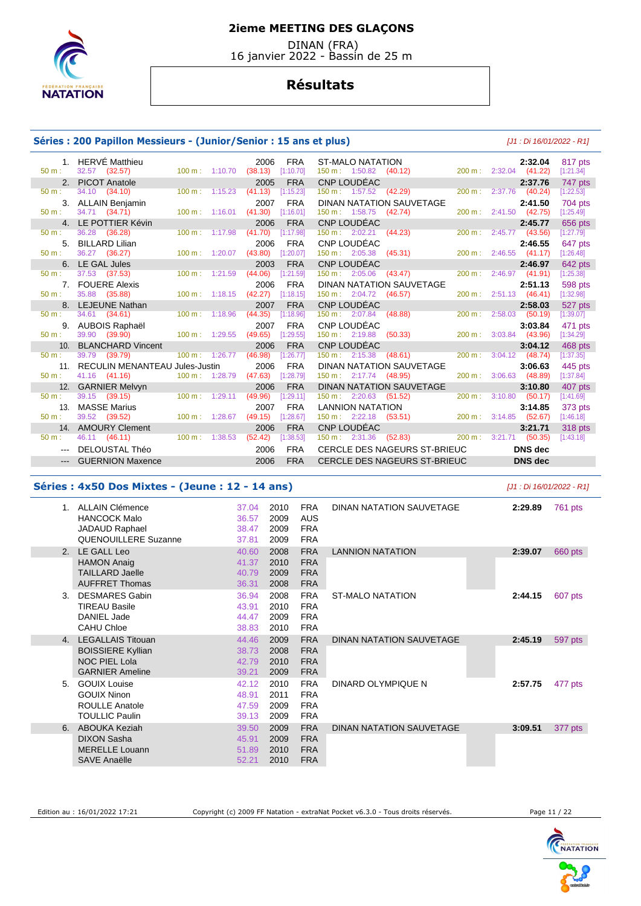# 2ieme MEETING DES GLAÇONS

DINAN (FRA)
16 janvier 2022 - Bassin de 25 m

## Résultats

### Séries : 200 Papillon Messieurs - (Junior/Senior : 15 ans et plus)

*[J1 : Di 16/01/2022 - R1]*

| Rang | Nom | Année | Nat. | Club | Temps | Points |
|---|---|---|---|---|---|---|
| 1. | HERVÉ Matthieu | 2006 | FRA | ST-MALO NATATION | 2:32.04 | 817 pts |
| | 50 m : 32.57 (32.57) | 100 m : 1:10.70 (38.13) [1:10.70] | | 150 m : 1:50.82 (40.12) | 200 m : 2:32.04 (41.22) [1:21.34] | |
| 2. | PICOT Anatole | 2005 | FRA | CNP LOUDÉAC | 2:37.76 | 747 pts |
| | 50 m : 34.10 (34.10) | 100 m : 1:15.23 (41.13) [1:15.23] | | 150 m : 1:57.52 (42.29) | 200 m : 2:37.76 (40.24) [1:22.53] | |
| 3. | ALLAIN Benjamin | 2007 | FRA | DINAN NATATION SAUVETAGE | 2:41.50 | 704 pts |
| | 50 m : 34.71 (34.71) | 100 m : 1:16.01 (41.30) [1:16.01] | | 150 m : 1:58.75 (42.74) | 200 m : 2:41.50 (42.75) [1:25.49] | |
| 4. | LE POTTIER Kévin | 2006 | FRA | CNP LOUDÉAC | 2:45.77 | 656 pts |
| | 50 m : 36.28 (36.28) | 100 m : 1:17.98 (41.70) [1:17.98] | | 150 m : 2:02.21 (44.23) | 200 m : 2:45.77 (43.56) [1:27.79] | |
| 5. | BILLARD Lilian | 2006 | FRA | CNP LOUDÉAC | 2:46.55 | 647 pts |
| | 50 m : 36.27 (36.27) | 100 m : 1:20.07 (43.80) [1:20.07] | | 150 m : 2:05.38 (45.31) | 200 m : 2:46.55 (41.17) [1:26.48] | |
| 6. | LE GAL Jules | 2003 | FRA | CNP LOUDÉAC | 2:46.97 | 642 pts |
| | 50 m : 37.53 (37.53) | 100 m : 1:21.59 (44.06) [1:21.59] | | 150 m : 2:05.06 (43.47) | 200 m : 2:46.97 (41.91) [1:25.38] | |
| 7. | FOUERE Alexis | 2006 | FRA | DINAN NATATION SAUVETAGE | 2:51.13 | 598 pts |
| | 50 m : 35.88 (35.88) | 100 m : 1:18.15 (42.27) [1:18.15] | | 150 m : 2:04.72 (46.57) | 200 m : 2:51.13 (46.41) [1:32.98] | |
| 8. | LEJEUNE Nathan | 2007 | FRA | CNP LOUDÉAC | 2:58.03 | 527 pts |
| | 50 m : 34.61 (34.61) | 100 m : 1:18.96 (44.35) [1:18.96] | | 150 m : 2:07.84 (48.88) | 200 m : 2:58.03 (50.19) [1:39.07] | |
| 9. | AUBOIS Raphaël | 2007 | FRA | CNP LOUDÉAC | 3:03.84 | 471 pts |
| | 50 m : 39.90 (39.90) | 100 m : 1:29.55 (49.65) [1:29.55] | | 150 m : 2:19.88 (50.33) | 200 m : 3:03.84 (43.96) [1:34.29] | |
| 10. | BLANCHARD Vincent | 2006 | FRA | CNP LOUDÉAC | 3:04.12 | 468 pts |
| | 50 m : 39.79 (39.79) | 100 m : 1:26.77 (46.98) [1:26.77] | | 150 m : 2:15.38 (48.61) | 200 m : 3:04.12 (48.74) [1:37.35] | |
| 11. | RECULIN MENANTEAU Jules-Justin | 2006 | FRA | DINAN NATATION SAUVETAGE | 3:06.63 | 445 pts |
| | 50 m : 41.16 (41.16) | 100 m : 1:28.79 (47.63) [1:28.79] | | 150 m : 2:17.74 (48.95) | 200 m : 3:06.63 (48.89) [1:37.84] | |
| 12. | GARNIER Melvyn | 2006 | FRA | DINAN NATATION SAUVETAGE | 3:10.80 | 407 pts |
| | 50 m : 39.15 (39.15) | 100 m : 1:29.11 (49.96) [1:29.11] | | 150 m : 2:20.63 (51.52) | 200 m : 3:10.80 (50.17) [1:41.69] | |
| 13. | MASSE Marius | 2007 | FRA | LANNION NATATION | 3:14.85 | 373 pts |
| | 50 m : 39.52 (39.52) | 100 m : 1:28.67 (49.15) [1:28.67] | | 150 m : 2:22.18 (53.51) | 200 m : 3:14.85 (52.67) [1:46.18] | |
| 14. | AMOURY Clement | 2006 | FRA | CNP LOUDÉAC | 3:21.71 | 318 pts |
| | 50 m : 46.11 (46.11) | 100 m : 1:38.53 (52.42) [1:38.53] | | 150 m : 2:31.36 (52.83) | 200 m : 3:21.71 (50.35) [1:43.18] | |
| --- | DELOUSTAL Théo | 2006 | FRA | CERCLE DES NAGEURS ST-BRIEUC | DNS dec | |
| --- | GUERNION Maxence | 2006 | FRA | CERCLE DES NAGEURS ST-BRIEUC | DNS dec | |

### Séries : 4x50 Dos Mixtes - (Jeune : 12 - 14 ans)

*[J1 : Di 16/01/2022 - R1]*

| Rang | Nom | Temps | Année | Nat. | Club | Temps | Points |
|---|---|---|---|---|---|---|---|
| 1. | ALLAIN Clémence | 37.04 | 2010 | FRA | DINAN NATATION SAUVETAGE | 2:29.89 | 761 pts |
| | HANCOCK Malo | 36.57 | 2009 | AUS | | | |
| | JADAUD Raphael | 38.47 | 2009 | FRA | | | |
| | QUENOUILLERE Suzanne | 37.81 | 2009 | FRA | | | |
| 2. | LE GALL Leo | 40.60 | 2008 | FRA | LANNION NATATION | 2:39.07 | 660 pts |
| | HAMON Anaig | 41.37 | 2010 | FRA | | | |
| | TAILLARD Jaelle | 40.79 | 2009 | FRA | | | |
| | AUFFRET Thomas | 36.31 | 2008 | FRA | | | |
| 3. | DESMARES Gabin | 36.94 | 2008 | FRA | ST-MALO NATATION | 2:44.15 | 607 pts |
| | TIREAU Basile | 43.91 | 2010 | FRA | | | |
| | DANIEL Jade | 44.47 | 2009 | FRA | | | |
| | CAHU Chloe | 38.83 | 2010 | FRA | | | |
| 4. | LEGALLAIS Titouan | 44.46 | 2009 | FRA | DINAN NATATION SAUVETAGE | 2:45.19 | 597 pts |
| | BOISSIERE Kyllian | 38.73 | 2008 | FRA | | | |
| | NOC PIEL Lola | 42.79 | 2010 | FRA | | | |
| | GARNIER Ameline | 39.21 | 2009 | FRA | | | |
| 5. | GOUIX Louise | 42.12 | 2010 | FRA | DINARD OLYMPIQUE N | 2:57.75 | 477 pts |
| | GOUIX Ninon | 48.91 | 2011 | FRA | | | |
| | ROULLE Anatole | 47.59 | 2009 | FRA | | | |
| | TOULLIC Paulin | 39.13 | 2009 | FRA | | | |
| 6. | ABOUKA Keziah | 39.50 | 2009 | FRA | DINAN NATATION SAUVETAGE | 3:09.51 | 377 pts |
| | DIXON Sasha | 45.91 | 2009 | FRA | | | |
| | MERELLE Louann | 51.89 | 2010 | FRA | | | |
| | SAVE Anaëlle | 52.21 | 2010 | FRA | | | |

Edition au : 16/01/2022 17:21 — Copyright (c) 2009 FF Natation - extraNat Pocket v6.3.0 - Tous droits réservés.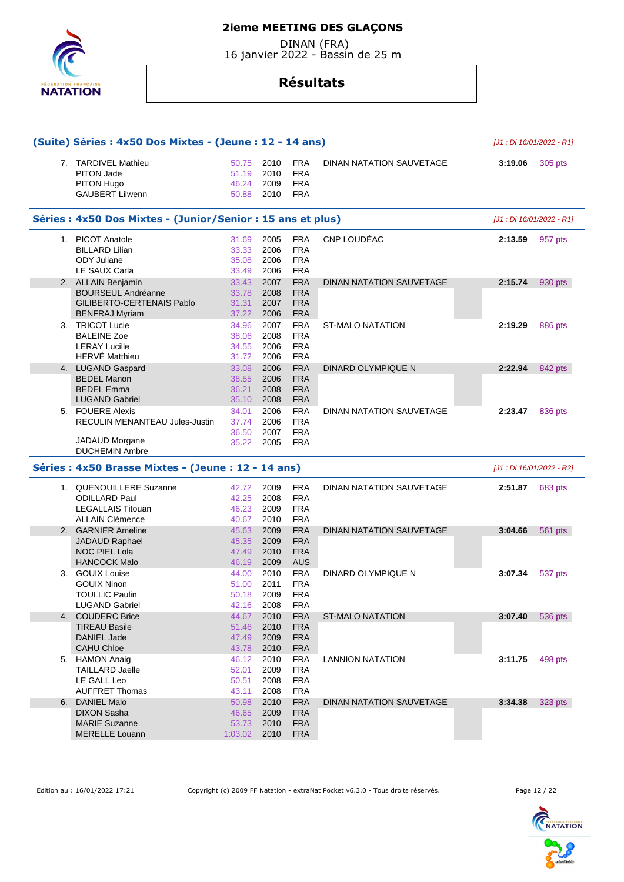# 2ieme MEETING DES GLAÇONS

DINAN (FRA)
16 janvier 2022 - Bassin de 25 m

## Résultats

### (Suite) Séries : 4x50 Dos Mixtes - (Jeune : 12 - 14 ans)

*[J1 : Di 16/01/2022 - R1]*

| Rg | Nom | Temps | Année | Nat | Club | Temps final | Points |
|---|---|---|---|---|---|---|---|
| 7. | TARDIVEL Mathieu | 50.75 | 2010 | FRA | DINAN NATATION SAUVETAGE | 3:19.06 | 305 pts |
| | PITON Jade | 51.19 | 2010 | FRA | | | |
| | PITON Hugo | 46.24 | 2009 | FRA | | | |
| | GAUBERT Lilwenn | 50.88 | 2010 | FRA | | | |

### Séries : 4x50 Dos Mixtes - (Junior/Senior : 15 ans et plus)

*[J1 : Di 16/01/2022 - R1]*

| Rg | Nom | Temps | Année | Nat | Club | Temps final | Points |
|---|---|---|---|---|---|---|---|
| 1. | PICOT Anatole | 31.69 | 2005 | FRA | CNP LOUDÉAC | 2:13.59 | 957 pts |
| | BILLARD Lilian | 33.33 | 2006 | FRA | | | |
| | ODY Juliane | 35.08 | 2006 | FRA | | | |
| | LE SAUX Carla | 33.49 | 2006 | FRA | | | |
| 2. | ALLAIN Benjamin | 33.43 | 2007 | FRA | DINAN NATATION SAUVETAGE | 2:15.74 | 930 pts |
| | BOURSEUL Andréanne | 33.78 | 2008 | FRA | | | |
| | GILIBERTO-CERTENAIS Pablo | 31.31 | 2007 | FRA | | | |
| | BENFRAJ Myriam | 37.22 | 2006 | FRA | | | |
| 3. | TRICOT Lucie | 34.96 | 2007 | FRA | ST-MALO NATATION | 2:19.29 | 886 pts |
| | BALEINE Zoe | 38.06 | 2008 | FRA | | | |
| | LERAY Lucille | 34.55 | 2006 | FRA | | | |
| | HERVÉ Matthieu | 31.72 | 2006 | FRA | | | |
| 4. | LUGAND Gaspard | 33.08 | 2006 | FRA | DINARD OLYMPIQUE N | 2:22.94 | 842 pts |
| | BEDEL Manon | 38.55 | 2006 | FRA | | | |
| | BEDEL Emma | 36.21 | 2008 | FRA | | | |
| | LUGAND Gabriel | 35.10 | 2008 | FRA | | | |
| 5. | FOUERE Alexis | 34.01 | 2006 | FRA | DINAN NATATION SAUVETAGE | 2:23.47 | 836 pts |
| | RECULIN MENANTEAU Jules-Justin | 37.74 | 2006 | FRA | | | |
| | | 36.50 | 2007 | FRA | | | |
| | JADAUD Morgane | 35.22 | 2005 | FRA | | | |
| | DUCHEMIN Ambre | | | | | | |

### Séries : 4x50 Brasse Mixtes - (Jeune : 12 - 14 ans)

*[J1 : Di 16/01/2022 - R2]*

| Rg | Nom | Temps | Année | Nat | Club | Temps final | Points |
|---|---|---|---|---|---|---|---|
| 1. | QUENOUILLERE Suzanne | 42.72 | 2009 | FRA | DINAN NATATION SAUVETAGE | 2:51.87 | 683 pts |
| | ODILLARD Paul | 42.25 | 2008 | FRA | | | |
| | LEGALLAIS Titouan | 46.23 | 2009 | FRA | | | |
| | ALLAIN Clémence | 40.67 | 2010 | FRA | | | |
| 2. | GARNIER Ameline | 45.63 | 2009 | FRA | DINAN NATATION SAUVETAGE | 3:04.66 | 561 pts |
| | JADAUD Raphael | 45.35 | 2009 | FRA | | | |
| | NOC PIEL Lola | 47.49 | 2010 | FRA | | | |
| | HANCOCK Malo | 46.19 | 2009 | AUS | | | |
| 3. | GOUIX Louise | 44.00 | 2010 | FRA | DINARD OLYMPIQUE N | 3:07.34 | 537 pts |
| | GOUIX Ninon | 51.00 | 2011 | FRA | | | |
| | TOULLIC Paulin | 50.18 | 2009 | FRA | | | |
| | LUGAND Gabriel | 42.16 | 2008 | FRA | | | |
| 4. | COUDERC Brice | 44.67 | 2010 | FRA | ST-MALO NATATION | 3:07.40 | 536 pts |
| | TIREAU Basile | 51.46 | 2010 | FRA | | | |
| | DANIEL Jade | 47.49 | 2009 | FRA | | | |
| | CAHU Chloe | 43.78 | 2010 | FRA | | | |
| 5. | HAMON Anaig | 46.12 | 2010 | FRA | LANNION NATATION | 3:11.75 | 498 pts |
| | TAILLARD Jaelle | 52.01 | 2009 | FRA | | | |
| | LE GALL Leo | 50.51 | 2008 | FRA | | | |
| | AUFFRET Thomas | 43.11 | 2008 | FRA | | | |
| 6. | DANIEL Malo | 50.98 | 2010 | FRA | DINAN NATATION SAUVETAGE | 3:34.38 | 323 pts |
| | DIXON Sasha | 46.65 | 2009 | FRA | | | |
| | MARIE Suzanne | 53.73 | 2010 | FRA | | | |
| | MERELLE Louann | 1:03.02 | 2010 | FRA | | | |

Edition au : 16/01/2022 17:21 — Copyright (c) 2009 FF Natation - extraNat Pocket v6.3.0 - Tous droits réservés.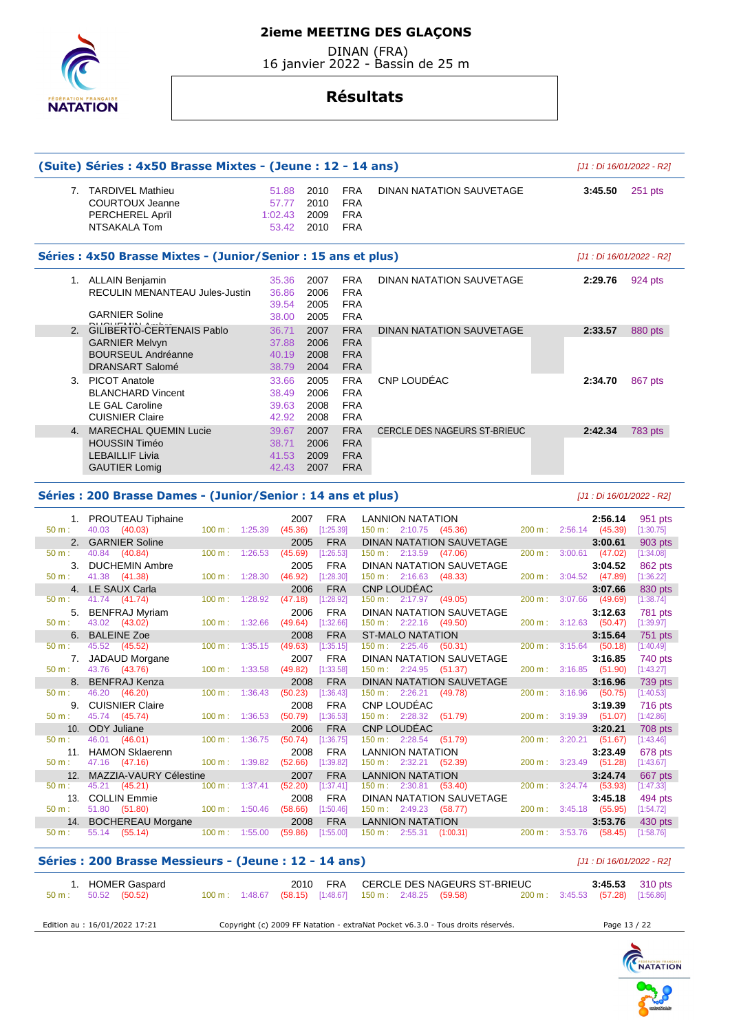# 2ieme MEETING DES GLAÇONS

DINAN (FRA)
16 janvier 2022 - Bassin de 25 m

## Résultats

### (Suite) Séries : 4x50 Brasse Mixtes - (Jeune : 12 - 14 ans)

*[J1 : Di 16/01/2022 - R2]*

| Pl. | Nom | Temps | Année | Nat. | Club | Temps final | Points |
|---|---|---|---|---|---|---|---|
| 7. | TARDIVEL Mathieu | 51.88 | 2010 | FRA | DINAN NATATION SAUVETAGE | 3:45.50 | 251 pts |
| | COURTOUX Jeanne | 57.77 | 2010 | FRA | | | |
| | PERCHEREL April | 1:02.43 | 2009 | FRA | | | |
| | NTSAKALA Tom | 53.42 | 2010 | FRA | | | |

### Séries : 4x50 Brasse Mixtes - (Junior/Senior : 15 ans et plus)

*[J1 : Di 16/01/2022 - R2]*

| Pl. | Nom | Temps | Année | Nat. | Club | Temps final | Points |
|---|---|---|---|---|---|---|---|
| 1. | ALLAIN Benjamin | 35.36 | 2007 | FRA | DINAN NATATION SAUVETAGE | 2:29.76 | 924 pts |
| | RECULIN MENANTEAU Jules-Justin | 36.86 | 2006 | FRA | | | |
| | DUCHEMIN Ambre | 39.54 | 2005 | FRA | | | |
| | GARNIER Soline | 38.00 | 2005 | FRA | | | |
| 2. | GILIBERTO-CERTENAIS Pablo | 36.71 | 2007 | FRA | DINAN NATATION SAUVETAGE | 2:33.57 | 880 pts |
| | GARNIER Melvyn | 37.88 | 2006 | FRA | | | |
| | BOURSEUL Andréanne | 40.19 | 2008 | FRA | | | |
| | DRANSART Salomé | 38.79 | 2004 | FRA | | | |
| 3. | PICOT Anatole | 33.66 | 2005 | FRA | CNP LOUDÉAC | 2:34.70 | 867 pts |
| | BLANCHARD Vincent | 38.49 | 2006 | FRA | | | |
| | LE GAL Caroline | 39.63 | 2008 | FRA | | | |
| | CUISNIER Claire | 42.92 | 2008 | FRA | | | |
| 4. | MARECHAL QUEMIN Lucie | 39.67 | 2007 | FRA | CERCLE DES NAGEURS ST-BRIEUC | 2:42.34 | 783 pts |
| | HOUSSIN Timéo | 38.71 | 2006 | FRA | | | |
| | LEBAILLIF Livia | 41.53 | 2009 | FRA | | | |
| | GAUTIER Lomig | 42.43 | 2007 | FRA | | | |

### Séries : 200 Brasse Dames - (Junior/Senior : 14 ans et plus)

*[J1 : Di 16/01/2022 - R2]*

| Pl. | Nom | Année | Nat. | Club | Temps | Points | 50 m | 100 m | 150 m | 200 m |
|---|---|---|---|---|---|---|---|---|---|---|
| 1. | PROUTEAU Tiphaine | 2007 | FRA | LANNION NATATION | 2:56.14 | 951 pts | 40.03 (40.03) | 1:25.39 (45.36) [1:25.39] | 2:10.75 (45.36) | 2:56.14 (45.39) [1:30.75] |
| 2. | GARNIER Soline | 2005 | FRA | DINAN NATATION SAUVETAGE | 3:00.61 | 903 pts | 40.84 (40.84) | 1:26.53 (45.69) [1:26.53] | 2:13.59 (47.06) | 3:00.61 (47.02) [1:34.08] |
| 3. | DUCHEMIN Ambre | 2005 | FRA | DINAN NATATION SAUVETAGE | 3:04.52 | 862 pts | 41.38 (41.38) | 1:28.30 (46.92) [1:28.30] | 2:16.63 (48.33) | 3:04.52 (47.89) [1:36.22] |
| 4. | LE SAUX Carla | 2006 | FRA | CNP LOUDÉAC | 3:07.66 | 830 pts | 41.74 (41.74) | 1:28.92 (47.18) [1:28.92] | 2:17.97 (49.05) | 3:07.66 (49.69) [1:38.74] |
| 5. | BENFRAJ Myriam | 2006 | FRA | DINAN NATATION SAUVETAGE | 3:12.63 | 781 pts | 43.02 (43.02) | 1:32.66 (49.64) [1:32.66] | 2:22.16 (49.50) | 3:12.63 (50.47) [1:39.97] |
| 6. | BALEINE Zoe | 2008 | FRA | ST-MALO NATATION | 3:15.64 | 751 pts | 45.52 (45.52) | 1:35.15 (49.63) [1:35.15] | 2:25.46 (50.31) | 3:15.64 (50.18) [1:40.49] |
| 7. | JADAUD Morgane | 2007 | FRA | DINAN NATATION SAUVETAGE | 3:16.85 | 740 pts | 43.76 (43.76) | 1:33.58 (49.82) [1:33.58] | 2:24.95 (51.37) | 3:16.85 (51.90) [1:43.27] |
| 8. | BENFRAJ Kenza | 2008 | FRA | DINAN NATATION SAUVETAGE | 3:16.96 | 739 pts | 46.20 (46.20) | 1:36.43 (50.23) [1:36.43] | 2:26.21 (49.78) | 3:16.96 (50.75) [1:40.53] |
| 9. | CUISNIER Claire | 2008 | FRA | CNP LOUDÉAC | 3:19.39 | 716 pts | 45.74 (45.74) | 1:36.53 (50.79) [1:36.53] | 2:28.32 (51.79) | 3:19.39 (51.07) [1:42.86] |
| 10. | ODY Juliane | 2006 | FRA | CNP LOUDÉAC | 3:20.21 | 708 pts | 46.01 (46.01) | 1:36.75 (50.74) [1:36.75] | 2:28.54 (51.79) | 3:20.21 (51.67) [1:43.46] |
| 11. | HAMON Sklaerenn | 2008 | FRA | LANNION NATATION | 3:23.49 | 678 pts | 47.16 (47.16) | 1:39.82 (52.66) [1:39.82] | 2:32.21 (52.39) | 3:23.49 (51.28) [1:43.67] |
| 12. | MAZZIA-VAURY Célestine | 2007 | FRA | LANNION NATATION | 3:24.74 | 667 pts | 45.21 (45.21) | 1:37.41 (52.20) [1:37.41] | 2:30.81 (53.40) | 3:24.74 (53.93) [1:47.33] |
| 13. | COLLIN Emmie | 2008 | FRA | DINAN NATATION SAUVETAGE | 3:45.18 | 494 pts | 51.80 (51.80) | 1:50.46 (58.66) [1:50.46] | 2:49.23 (58.77) | 3:45.18 (55.95) [1:54.72] |
| 14. | BOCHEREAU Morgane | 2008 | FRA | LANNION NATATION | 3:53.76 | 430 pts | 55.14 (55.14) | 1:55.00 (59.86) [1:55.00] | 2:55.31 (1:00.31) | 3:53.76 (58.45) [1:58.76] |

### Séries : 200 Brasse Messieurs - (Jeune : 12 - 14 ans)

*[J1 : Di 16/01/2022 - R2]*

| Pl. | Nom | Année | Nat. | Club | Temps | Points | 50 m | 100 m | 150 m | 200 m |
|---|---|---|---|---|---|---|---|---|---|---|
| 1. | HOMER Gaspard | 2010 | FRA | CERCLE DES NAGEURS ST-BRIEUC | 3:45.53 | 310 pts | 50.52 (50.52) | 1:48.67 (58.15) [1:48.67] | 2:48.25 (59.58) | 3:45.53 (57.28) [1:56.86] |

Edition au : 16/01/2022 17:21 — Copyright (c) 2009 FF Natation - extraNat Pocket v6.3.0 - Tous droits réservés.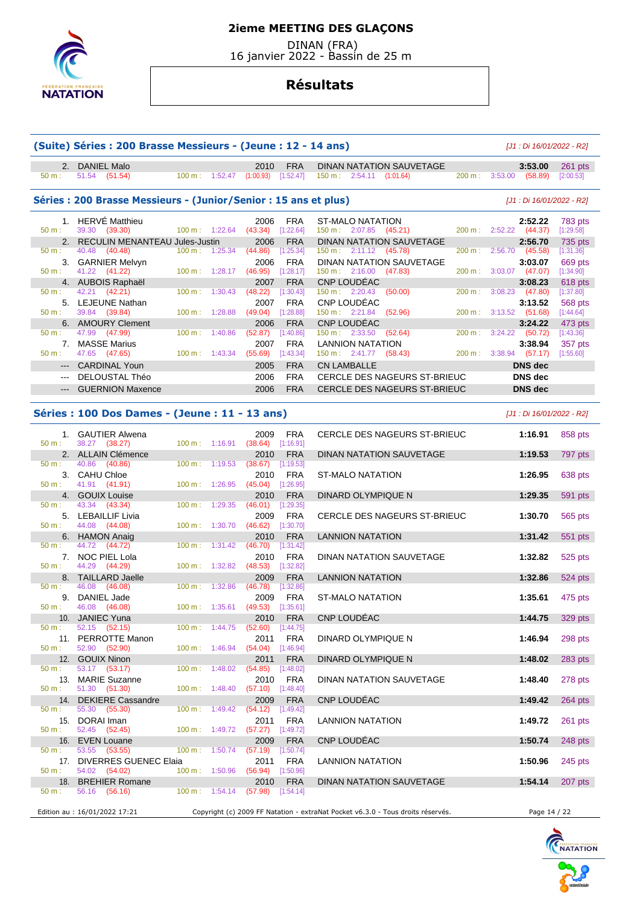## 2ieme MEETING DES GLAÇONS

DINAN (FRA)
16 janvier 2022 - Bassin de 25 m

## Résultats

### (Suite) Séries : 200 Brasse Messieurs - (Jeune : 12 - 14 ans)

*[J1 : Di 16/01/2022 - R2]*

| Rang | Nom | Année | Nat. | Club | Temps | Points |
|---|---|---|---|---|---|---|
| 2. | DANIEL Malo | 2010 | FRA | DINAN NATATION SAUVETAGE | 3:53.00 | 261 pts |
| | 50 m : 51.54 (51.54) — 100 m : 1:52.47 (1:00.93) [1:52.47] — 150 m : 2:54.11 (1:01.64) — 200 m : 3:53.00 (58.89) [2:00.53] | | | | | |

### Séries : 200 Brasse Messieurs - (Junior/Senior : 15 ans et plus)

*[J1 : Di 16/01/2022 - R2]*

| Rang | Nom | Année | Nat. | Club | Temps | Points |
|---|---|---|---|---|---|---|
| 1. | HERVÉ Matthieu | 2006 | FRA | ST-MALO NATATION | 2:52.22 | 783 pts |
| | 50 m : 39.30 (39.30) — 100 m : 1:22.64 (43.34) [1:22.64] — 150 m : 2:07.85 (45.21) — 200 m : 2:52.22 (44.37) [1:29.58] | | | | | |
| 2. | RECULIN MENANTEAU Jules-Justin | 2006 | FRA | DINAN NATATION SAUVETAGE | 2:56.70 | 735 pts |
| | 50 m : 40.48 (40.48) — 100 m : 1:25.34 (44.86) [1:25.34] — 150 m : 2:11.12 (45.78) — 200 m : 2:56.70 (45.58) [1:31.36] | | | | | |
| 3. | GARNIER Melvyn | 2006 | FRA | DINAN NATATION SAUVETAGE | 3:03.07 | 669 pts |
| | 50 m : 41.22 (41.22) — 100 m : 1:28.17 (46.95) [1:28.17] — 150 m : 2:16.00 (47.83) — 200 m : 3:03.07 (47.07) [1:34.90] | | | | | |
| 4. | AUBOIS Raphaël | 2007 | FRA | CNP LOUDÉAC | 3:08.23 | 618 pts |
| | 50 m : 42.21 (42.21) — 100 m : 1:30.43 (48.22) [1:30.43] — 150 m : 2:20.43 (50.00) — 200 m : 3:08.23 (47.80) [1:37.80] | | | | | |
| 5. | LEJEUNE Nathan | 2007 | FRA | CNP LOUDÉAC | 3:13.52 | 568 pts |
| | 50 m : 39.84 (39.84) — 100 m : 1:28.88 (49.04) [1:28.88] — 150 m : 2:21.84 (52.96) — 200 m : 3:13.52 (51.68) [1:44.64] | | | | | |
| 6. | AMOURY Clement | 2006 | FRA | CNP LOUDÉAC | 3:24.22 | 473 pts |
| | 50 m : 47.99 (47.99) — 100 m : 1:40.86 (52.87) [1:40.86] — 150 m : 2:33.50 (52.64) — 200 m : 3:24.22 (50.72) [1:43.36] | | | | | |
| 7. | MASSE Marius | 2007 | FRA | LANNION NATATION | 3:38.94 | 357 pts |
| | 50 m : 47.65 (47.65) — 100 m : 1:43.34 (55.69) [1:43.34] — 150 m : 2:41.77 (58.43) — 200 m : 3:38.94 (57.17) [1:55.60] | | | | | |
| --- | CARDINAL Youn | 2005 | FRA | CN LAMBALLE | DNS dec | |
| --- | DELOUSTAL Théo | 2006 | FRA | CERCLE DES NAGEURS ST-BRIEUC | DNS dec | |
| --- | GUERNION Maxence | 2006 | FRA | CERCLE DES NAGEURS ST-BRIEUC | DNS dec | |

### Séries : 100 Dos Dames - (Jeune : 11 - 13 ans)

*[J1 : Di 16/01/2022 - R2]*

| Rang | Nom | Année | Nat. | Club | Temps | Points |
|---|---|---|---|---|---|---|
| 1. | GAUTIER Alwena | 2009 | FRA | CERCLE DES NAGEURS ST-BRIEUC | 1:16.91 | 858 pts |
| | 50 m : 38.27 (38.27) — 100 m : 1:16.91 (38.64) [1:16.91] | | | | | |
| 2. | ALLAIN Clémence | 2010 | FRA | DINAN NATATION SAUVETAGE | 1:19.53 | 797 pts |
| | 50 m : 40.86 (40.86) — 100 m : 1:19.53 (38.67) [1:19.53] | | | | | |
| 3. | CAHU Chloe | 2010 | FRA | ST-MALO NATATION | 1:26.95 | 638 pts |
| | 50 m : 41.91 (41.91) — 100 m : 1:26.95 (45.04) [1:26.95] | | | | | |
| 4. | GOUIX Louise | 2010 | FRA | DINARD OLYMPIQUE N | 1:29.35 | 591 pts |
| | 50 m : 43.34 (43.34) — 100 m : 1:29.35 (46.01) [1:29.35] | | | | | |
| 5. | LEBAILLIF Livia | 2009 | FRA | CERCLE DES NAGEURS ST-BRIEUC | 1:30.70 | 565 pts |
| | 50 m : 44.08 (44.08) — 100 m : 1:30.70 (46.62) [1:30.70] | | | | | |
| 6. | HAMON Anaig | 2010 | FRA | LANNION NATATION | 1:31.42 | 551 pts |
| | 50 m : 44.72 (44.72) — 100 m : 1:31.42 (46.70) [1:31.42] | | | | | |
| 7. | NOC PIEL Lola | 2010 | FRA | DINAN NATATION SAUVETAGE | 1:32.82 | 525 pts |
| | 50 m : 44.29 (44.29) — 100 m : 1:32.82 (48.53) [1:32.82] | | | | | |
| 8. | TAILLARD Jaelle | 2009 | FRA | LANNION NATATION | 1:32.86 | 524 pts |
| | 50 m : 46.08 (46.08) — 100 m : 1:32.86 (46.78) [1:32.86] | | | | | |
| 9. | DANIEL Jade | 2009 | FRA | ST-MALO NATATION | 1:35.61 | 475 pts |
| | 50 m : 46.08 (46.08) — 100 m : 1:35.61 (49.53) [1:35.61] | | | | | |
| 10. | JANIEC Yuna | 2010 | FRA | CNP LOUDÉAC | 1:44.75 | 329 pts |
| | 50 m : 52.15 (52.15) — 100 m : 1:44.75 (52.60) [1:44.75] | | | | | |
| 11. | PERROTTE Manon | 2011 | FRA | DINARD OLYMPIQUE N | 1:46.94 | 298 pts |
| | 50 m : 52.90 (52.90) — 100 m : 1:46.94 (54.04) [1:46.94] | | | | | |
| 12. | GOUIX Ninon | 2011 | FRA | DINARD OLYMPIQUE N | 1:48.02 | 283 pts |
| | 50 m : 53.17 (53.17) — 100 m : 1:48.02 (54.85) [1:48.02] | | | | | |
| 13. | MARIE Suzanne | 2010 | FRA | DINAN NATATION SAUVETAGE | 1:48.40 | 278 pts |
| | 50 m : 51.30 (51.30) — 100 m : 1:48.40 (57.10) [1:48.40] | | | | | |
| 14. | DEKIERE Cassandre | 2009 | FRA | CNP LOUDÉAC | 1:49.42 | 264 pts |
| | 50 m : 55.30 (55.30) — 100 m : 1:49.42 (54.12) [1:49.42] | | | | | |
| 15. | DORAI Iman | 2011 | FRA | LANNION NATATION | 1:49.72 | 261 pts |
| | 50 m : 52.45 (52.45) — 100 m : 1:49.72 (57.27) [1:49.72] | | | | | |
| 16. | EVEN Louane | 2009 | FRA | CNP LOUDÉAC | 1:50.74 | 248 pts |
| | 50 m : 53.55 (53.55) — 100 m : 1:50.74 (57.19) [1:50.74] | | | | | |
| 17. | DIVERRES GUENEC Elaia | 2011 | FRA | LANNION NATATION | 1:50.96 | 245 pts |
| | 50 m : 54.02 (54.02) — 100 m : 1:50.96 (56.94) [1:50.96] | | | | | |
| 18. | BREHIER Romane | 2010 | FRA | DINAN NATATION SAUVETAGE | 1:54.14 | 207 pts |
| | 50 m : 56.16 (56.16) — 100 m : 1:54.14 (57.98) [1:54.14] | | | | | |

Edition au : 16/01/2022 17:21 — Copyright (c) 2009 FF Natation - extraNat Pocket v6.3.0 - Tous droits réservés.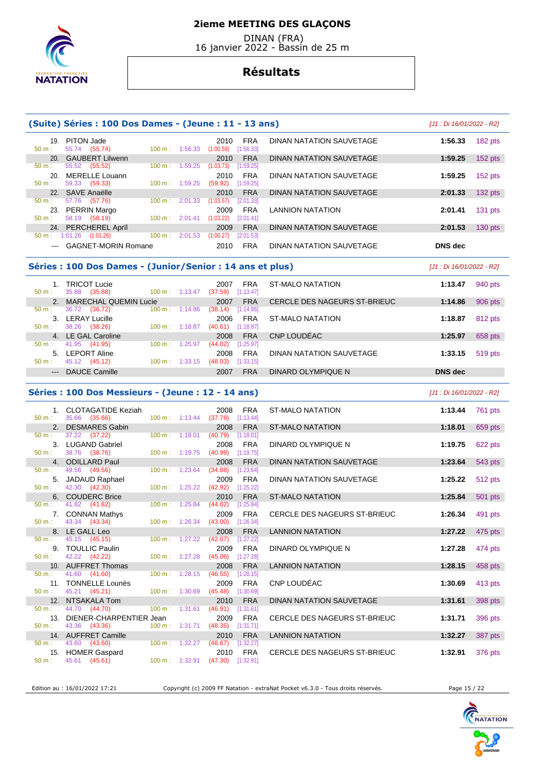# 2ieme MEETING DES GLAÇONS

DINAN (FRA)
16 janvier 2022 - Bassin de 25 m

## Résultats

### (Suite) Séries : 100 Dos Dames - (Jeune : 11 - 13 ans)

[J1 : Di 16/01/2022 - R2]

| Rang | Nom | Année | Nat | Club | Temps | Points |
|---|---|---|---|---|---|---|
| 19. | PITON Jade | 2010 | FRA | DINAN NATATION SAUVETAGE | 1:56.33 | 182 pts |
| | 50 m : 55.74 (55.74) 100 m : 1:56.33 (1:00.59) [1:56.33] | | | | | |
| 20. | GAUBERT Lilwenn | 2010 | FRA | DINAN NATATION SAUVETAGE | 1:59.25 | 152 pts |
| | 50 m : 55.52 (55.52) 100 m : 1:59.25 (1:03.73) [1:59.25] | | | | | |
| 20. | MERELLE Louann | 2010 | FRA | DINAN NATATION SAUVETAGE | 1:59.25 | 152 pts |
| | 50 m : 59.33 (59.33) 100 m : 1:59.25 (59.92) [1:59.25] | | | | | |
| 22. | SAVE Anaëlle | 2010 | FRA | DINAN NATATION SAUVETAGE | 2:01.33 | 132 pts |
| | 50 m : 57.76 (57.76) 100 m : 2:01.33 (1:03.57) [2:01.33] | | | | | |
| 23. | PERRIN Margo | 2009 | FRA | LANNION NATATION | 2:01.41 | 131 pts |
| | 50 m : 58.19 (58.19) 100 m : 2:01.41 (1:03.22) [2:01.41] | | | | | |
| 24. | PERCHEREL Apríl | 2009 | FRA | DINAN NATATION SAUVETAGE | 2:01.53 | 130 pts |
| | 50 m : 1:01.26 (1:01.26) 100 m : 2:01.53 (1:00.27) [2:01.53] | | | | | |
| --- | GAGNET-MORIN Romane | 2010 | FRA | DINAN NATATION SAUVETAGE | DNS dec | |

### Séries : 100 Dos Dames - (Junior/Senior : 14 ans et plus)

[J1 : Di 16/01/2022 - R2]

| Rang | Nom | Année | Nat | Club | Temps | Points |
|---|---|---|---|---|---|---|
| 1. | TRICOT Lucie | 2007 | FRA | ST-MALO NATATION | 1:13.47 | 940 pts |
| | 50 m : 35.88 (35.88) 100 m : 1:13.47 (37.59) [1:13.47] | | | | | |
| 2. | MARECHAL QUEMIN Lucie | 2007 | FRA | CERCLE DES NAGEURS ST-BRIEUC | 1:14.86 | 906 pts |
| | 50 m : 36.72 (36.72) 100 m : 1:14.86 (38.14) [1:14.86] | | | | | |
| 3. | LERAY Lucille | 2006 | FRA | ST-MALO NATATION | 1:18.87 | 812 pts |
| | 50 m : 38.26 (38.26) 100 m : 1:18.87 (40.61) [1:18.87] | | | | | |
| 4. | LE GAL Caroline | 2008 | FRA | CNP LOUDÉAC | 1:25.97 | 658 pts |
| | 50 m : 41.95 (41.95) 100 m : 1:25.97 (44.02) [1:25.97] | | | | | |
| 5. | LEPORT Aline | 2008 | FRA | DINAN NATATION SAUVETAGE | 1:33.15 | 519 pts |
| | 50 m : 45.12 (45.12) 100 m : 1:33.15 (48.03) [1:33.15] | | | | | |
| --- | DAUCE Camille | 2007 | FRA | DINARD OLYMPIQUE N | DNS dec | |

### Séries : 100 Dos Messieurs - (Jeune : 12 - 14 ans)

[J1 : Di 16/01/2022 - R2]

| Rang | Nom | Année | Nat | Club | Temps | Points |
|---|---|---|---|---|---|---|
| 1. | CLOTAGATIDE Keziah | 2008 | FRA | ST-MALO NATATION | 1:13.44 | 761 pts |
| | 50 m : 35.66 (35.66) 100 m : 1:13.44 (37.78) [1:13.44] | | | | | |
| 2. | DESMARES Gabin | 2008 | FRA | ST-MALO NATATION | 1:18.01 | 659 pts |
| | 50 m : 37.22 (37.22) 100 m : 1:18.01 (40.79) [1:18.01] | | | | | |
| 3. | LUGAND Gabriel | 2008 | FRA | DINARD OLYMPIQUE N | 1:19.75 | 622 pts |
| | 50 m : 38.76 (38.76) 100 m : 1:19.75 (40.99) [1:19.75] | | | | | |
| 4. | ODILLARD Paul | 2008 | FRA | DINAN NATATION SAUVETAGE | 1:23.64 | 543 pts |
| | 50 m : 49.56 (49.56) 100 m : 1:23.64 (34.08) [1:23.64] | | | | | |
| 5. | JADAUD Raphael | 2009 | FRA | DINAN NATATION SAUVETAGE | 1:25.22 | 512 pts |
| | 50 m : 42.30 (42.30) 100 m : 1:25.22 (42.92) [1:25.22] | | | | | |
| 6. | COUDERC Brice | 2010 | FRA | ST-MALO NATATION | 1:25.84 | 501 pts |
| | 50 m : 41.82 (41.82) 100 m : 1:25.84 (44.02) [1:25.84] | | | | | |
| 7. | CONNAN Mathys | 2009 | FRA | CERCLE DES NAGEURS ST-BRIEUC | 1:26.34 | 491 pts |
| | 50 m : 43.34 (43.34) 100 m : 1:26.34 (43.00) [1:26.34] | | | | | |
| 8. | LE GALL Leo | 2008 | FRA | LANNION NATATION | 1:27.22 | 475 pts |
| | 50 m : 45.15 (45.15) 100 m : 1:27.22 (42.07) [1:27.22] | | | | | |
| 9. | TOULLIC Paulin | 2009 | FRA | DINARD OLYMPIQUE N | 1:27.28 | 474 pts |
| | 50 m : 42.22 (42.22) 100 m : 1:27.28 (45.06) [1:27.28] | | | | | |
| 10. | AUFFRET Thomas | 2008 | FRA | LANNION NATATION | 1:28.15 | 458 pts |
| | 50 m : 41.60 (41.60) 100 m : 1:28.15 (46.55) [1:28.15] | | | | | |
| 11. | TONNELLE Lounès | 2009 | FRA | CNP LOUDÉAC | 1:30.69 | 413 pts |
| | 50 m : 45.21 (45.21) 100 m : 1:30.69 (45.48) [1:30.69] | | | | | |
| 12. | NTSAKALA Tom | 2010 | FRA | DINAN NATATION SAUVETAGE | 1:31.61 | 398 pts |
| | 50 m : 44.70 (44.70) 100 m : 1:31.61 (46.91) [1:31.61] | | | | | |
| 13. | DIENER-CHARPENTIER Jean | 2009 | FRA | CERCLE DES NAGEURS ST-BRIEUC | 1:31.71 | 396 pts |
| | 50 m : 43.36 (43.36) 100 m : 1:31.71 (48.35) [1:31.71] | | | | | |
| 14. | AUFFRET Camille | 2010 | FRA | LANNION NATATION | 1:32.27 | 387 pts |
| | 50 m : 43.60 (43.60) 100 m : 1:32.27 (48.67) [1:32.27] | | | | | |
| 15. | HOMER Gaspard | 2010 | FRA | CERCLE DES NAGEURS ST-BRIEUC | 1:32.91 | 376 pts |
| | 50 m : 45.61 (45.61) 100 m : 1:32.91 (47.30) [1:32.91] | | | | | |

Edition au : 16/01/2022 17:21 — Copyright (c) 2009 FF Natation - extraNat Pocket v6.3.0 - Tous droits réservés.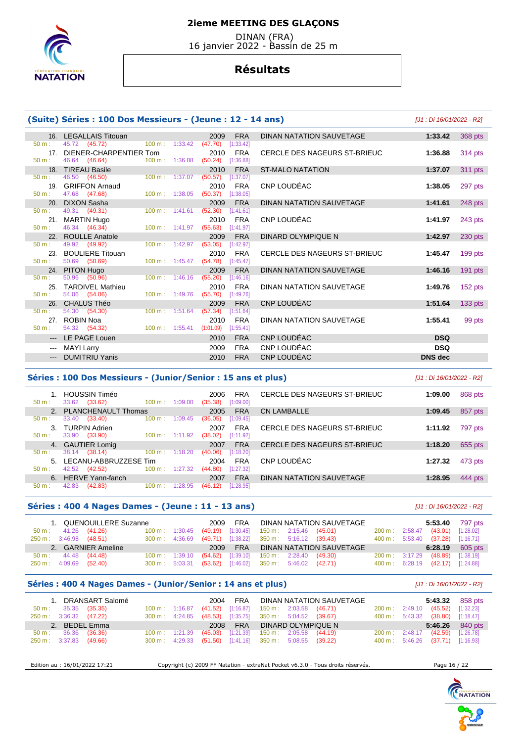# 2ieme MEETING DES GLAÇONS

DINAN (FRA)
16 janvier 2022 - Bassin de 25 m

## Résultats

### (Suite) Séries : 100 Dos Messieurs - (Jeune : 12 - 14 ans)

*[J1 : Di 16/01/2022 - R2]*

| Rang | Nom | Année | Nat. | Club | Temps | Points |
|---|---|---|---|---|---|---|
| 16. | LEGALLAIS Titouan | 2009 | FRA | DINAN NATATION SAUVETAGE | 1:33.42 | 368 pts |
| | 50 m : 45.72 (45.72) — 100 m : 1:33.42 (47.70) [1:33.42] | | | | | |
| 17. | DIENER-CHARPENTIER Tom | 2010 | FRA | CERCLE DES NAGEURS ST-BRIEUC | 1:36.88 | 314 pts |
| | 50 m : 46.64 (46.64) — 100 m : 1:36.88 (50.24) [1:36.88] | | | | | |
| 18. | TIREAU Basile | 2010 | FRA | ST-MALO NATATION | 1:37.07 | 311 pts |
| | 50 m : 46.50 (46.50) — 100 m : 1:37.07 (50.57) [1:37.07] | | | | | |
| 19. | GRIFFON Arnaud | 2010 | FRA | CNP LOUDÉAC | 1:38.05 | 297 pts |
| | 50 m : 47.68 (47.68) — 100 m : 1:38.05 (50.37) [1:38.05] | | | | | |
| 20. | DIXON Sasha | 2009 | FRA | DINAN NATATION SAUVETAGE | 1:41.61 | 248 pts |
| | 50 m : 49.31 (49.31) — 100 m : 1:41.61 (52.30) [1:41.61] | | | | | |
| 21. | MARTIN Hugo | 2010 | FRA | CNP LOUDÉAC | 1:41.97 | 243 pts |
| | 50 m : 46.34 (46.34) — 100 m : 1:41.97 (55.63) [1:41.97] | | | | | |
| 22. | ROULLE Anatole | 2009 | FRA | DINARD OLYMPIQUE N | 1:42.97 | 230 pts |
| | 50 m : 49.92 (49.92) — 100 m : 1:42.97 (53.05) [1:42.97] | | | | | |
| 23. | BOULIERE Titouan | 2010 | FRA | CERCLE DES NAGEURS ST-BRIEUC | 1:45.47 | 199 pts |
| | 50 m : 50.69 (50.69) — 100 m : 1:45.47 (54.78) [1:45.47] | | | | | |
| 24. | PITON Hugo | 2009 | FRA | DINAN NATATION SAUVETAGE | 1:46.16 | 191 pts |
| | 50 m : 50.96 (50.96) — 100 m : 1:46.16 (55.20) [1:46.16] | | | | | |
| 25. | TARDIVEL Mathieu | 2010 | FRA | DINAN NATATION SAUVETAGE | 1:49.76 | 152 pts |
| | 50 m : 54.06 (54.06) — 100 m : 1:49.76 (55.70) [1:49.76] | | | | | |
| 26. | CHALUS Théo | 2009 | FRA | CNP LOUDÉAC | 1:51.64 | 133 pts |
| | 50 m : 54.30 (54.30) — 100 m : 1:51.64 (57.34) [1:51.64] | | | | | |
| 27. | ROBIN Noa | 2010 | FRA | DINAN NATATION SAUVETAGE | 1:55.41 | 99 pts |
| | 50 m : 54.32 (54.32) — 100 m : 1:55.41 (1:01.09) [1:55.41] | | | | | |
| --- | LE PAGE Louen | 2010 | FRA | CNP LOUDÉAC | DSQ | |
| --- | MAYI Larry | 2009 | FRA | CNP LOUDÉAC | DSQ | |
| --- | DUMITRIU Yanis | 2010 | FRA | CNP LOUDÉAC | DNS dec | |

### Séries : 100 Dos Messieurs - (Junior/Senior : 15 ans et plus)

*[J1 : Di 16/01/2022 - R2]*

| Rang | Nom | Année | Nat. | Club | Temps | Points |
|---|---|---|---|---|---|---|
| 1. | HOUSSIN Timéo | 2006 | FRA | CERCLE DES NAGEURS ST-BRIEUC | 1:09.00 | 868 pts |
| | 50 m : 33.62 (33.62) — 100 m : 1:09.00 (35.38) [1:09.00] | | | | | |
| 2. | PLANCHENAULT Thomas | 2005 | FRA | CN LAMBALLE | 1:09.45 | 857 pts |
| | 50 m : 33.40 (33.40) — 100 m : 1:09.45 (36.05) [1:09.45] | | | | | |
| 3. | TURPIN Adrien | 2007 | FRA | CERCLE DES NAGEURS ST-BRIEUC | 1:11.92 | 797 pts |
| | 50 m : 33.90 (33.90) — 100 m : 1:11.92 (38.02) [1:11.92] | | | | | |
| 4. | GAUTIER Lomig | 2007 | FRA | CERCLE DES NAGEURS ST-BRIEUC | 1:18.20 | 655 pts |
| | 50 m : 38.14 (38.14) — 100 m : 1:18.20 (40.06) [1:18.20] | | | | | |
| 5. | LECANU-ABBRUZZESE Tim | 2004 | FRA | CNP LOUDÉAC | 1:27.32 | 473 pts |
| | 50 m : 42.52 (42.52) — 100 m : 1:27.32 (44.80) [1:27.32] | | | | | |
| 6. | HERVE Yann-fanch | 2007 | FRA | DINAN NATATION SAUVETAGE | 1:28.95 | 444 pts |
| | 50 m : 42.83 (42.83) — 100 m : 1:28.95 (46.12) [1:28.95] | | | | | |

### Séries : 400 4 Nages Dames - (Jeune : 11 - 13 ans)

*[J1 : Di 16/01/2022 - R2]*

| Rang | Nom | Année | Nat. | Club | Temps | Points |
|---|---|---|---|---|---|---|
| 1. | QUENOUILLERE Suzanne | 2009 | FRA | DINAN NATATION SAUVETAGE | 5:53.40 | 797 pts |
| | 50 m : 41.26 (41.26) — 100 m : 1:30.45 (49.19) [1:30.45] — 150 m : 2:15.46 (45.01) — 200 m : 2:58.47 (43.01) [1:28.02] | | | | | |
| | 250 m : 3:46.98 (48.51) — 300 m : 4:36.69 (49.71) [1:38.22] — 350 m : 5:16.12 (39.43) — 400 m : 5:53.40 (37.28) [1:16.71] | | | | | |
| 2. | GARNIER Ameline | 2009 | FRA | DINAN NATATION SAUVETAGE | 6:28.19 | 605 pts |
| | 50 m : 44.48 (44.48) — 100 m : 1:39.10 (54.62) [1:39.10] — 150 m : 2:28.40 (49.30) — 200 m : 3:17.29 (48.89) [1:38.19] | | | | | |
| | 250 m : 4:09.69 (52.40) — 300 m : 5:03.31 (53.62) [1:46.02] — 350 m : 5:46.02 (42.71) — 400 m : 6:28.19 (42.17) [1:24.88] | | | | | |

### Séries : 400 4 Nages Dames - (Junior/Senior : 14 ans et plus)

*[J1 : Di 16/01/2022 - R2]*

| Rang | Nom | Année | Nat. | Club | Temps | Points |
|---|---|---|---|---|---|---|
| 1. | DRANSART Salomé | 2004 | FRA | DINAN NATATION SAUVETAGE | 5:43.32 | 858 pts |
| | 50 m : 35.35 (35.35) — 100 m : 1:16.87 (41.52) [1:16.87] — 150 m : 2:03.58 (46.71) — 200 m : 2:49.10 (45.52) [1:32.23] | | | | | |
| | 250 m : 3:36.32 (47.22) — 300 m : 4:24.85 (48.53) [1:35.75] — 350 m : 5:04.52 (39.67) — 400 m : 5:43.32 (38.80) [1:18.47] | | | | | |
| 2. | BEDEL Emma | 2008 | FRA | DINARD OLYMPIQUE N | 5:46.26 | 840 pts |
| | 50 m : 36.36 (36.36) — 100 m : 1:21.39 (45.03) [1:21.39] — 150 m : 2:05.58 (44.19) — 200 m : 2:48.17 (42.59) [1:26.78] | | | | | |
| | 250 m : 3:37.83 (49.66) — 300 m : 4:29.33 (51.50) [1:41.16] — 350 m : 5:08.55 (39.22) — 400 m : 5:46.26 (37.71) [1:16.93] | | | | | |

Edition au : 16/01/2022 17:21 — Copyright (c) 2009 FF Natation - extraNat Pocket v6.3.0 - Tous droits réservés.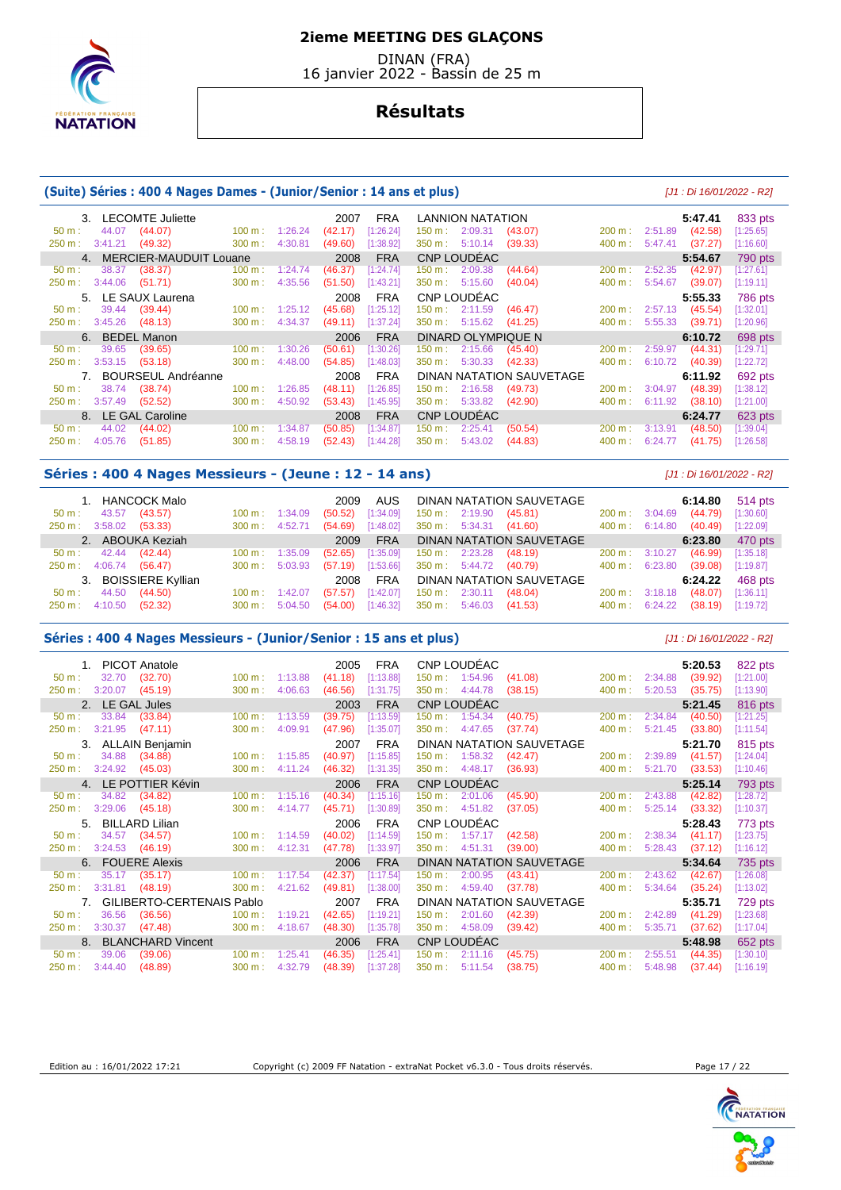# 2ieme MEETING DES GLAÇONS

DINAN (FRA)
16 janvier 2022 - Bassin de 25 m

## Résultats

### (Suite) Séries : 400 4 Nages Dames - (Junior/Senior : 14 ans et plus)

*[J1 : Di 16/01/2022 - R2]*

| Rang | Nom | Année | Nat. | Club | Temps | Points |
|---|---|---|---|---|---|---|
| 3. | LECOMTE Juliette | 2007 | FRA | LANNION NATATION | 5:47.41 | 833 pts |
| | 50 m : 44.07 (44.07) — 100 m : 1:26.24 (42.17) [1:26.24] — 150 m : 2:09.31 (43.07) — 200 m : 2:51.89 (42.58) [1:25.65] — 250 m : 3:41.21 (49.32) — 300 m : 4:30.81 (49.60) [1:38.92] — 350 m : 5:10.14 (39.33) — 400 m : 5:47.41 (37.27) [1:16.60] | | | | | |
| 4. | MERCIER-MAUDUIT Louane | 2008 | FRA | CNP LOUDÉAC | 5:54.67 | 790 pts |
| | 50 m : 38.37 (38.37) — 100 m : 1:24.74 (46.37) [1:24.74] — 150 m : 2:09.38 (44.64) — 200 m : 2:52.35 (42.97) [1:27.61] — 250 m : 3:44.06 (51.71) — 300 m : 4:35.56 (51.50) [1:43.21] — 350 m : 5:15.60 (40.04) — 400 m : 5:54.67 (39.07) [1:19.11] | | | | | |
| 5. | LE SAUX Laurena | 2008 | FRA | CNP LOUDÉAC | 5:55.33 | 786 pts |
| | 50 m : 39.44 (39.44) — 100 m : 1:25.12 (45.68) [1:25.12] — 150 m : 2:11.59 (46.47) — 200 m : 2:57.13 (45.54) [1:32.01] — 250 m : 3:45.26 (48.13) — 300 m : 4:34.37 (49.11) [1:37.24] — 350 m : 5:15.62 (41.25) — 400 m : 5:55.33 (39.71) [1:20.96] | | | | | |
| 6. | BEDEL Manon | 2006 | FRA | DINARD OLYMPIQUE N | 6:10.72 | 698 pts |
| | 50 m : 39.65 (39.65) — 100 m : 1:30.26 (50.61) [1:30.26] — 150 m : 2:15.66 (45.40) — 200 m : 2:59.97 (44.31) [1:29.71] — 250 m : 3:53.15 (53.18) — 300 m : 4:48.00 (54.85) [1:48.03] — 350 m : 5:30.33 (42.33) — 400 m : 6:10.72 (40.39) [1:22.72] | | | | | |
| 7. | BOURSEUL Andréanne | 2008 | FRA | DINAN NATATION SAUVETAGE | 6:11.92 | 692 pts |
| | 50 m : 38.74 (38.74) — 100 m : 1:26.85 (48.11) [1:26.85] — 150 m : 2:16.58 (49.73) — 200 m : 3:04.97 (48.39) [1:38.12] — 250 m : 3:57.49 (52.52) — 300 m : 4:50.92 (53.43) [1:45.95] — 350 m : 5:33.82 (42.90) — 400 m : 6:11.92 (38.10) [1:21.00] | | | | | |
| 8. | LE GAL Caroline | 2008 | FRA | CNP LOUDÉAC | 6:24.77 | 623 pts |
| | 50 m : 44.02 (44.02) — 100 m : 1:34.87 (50.85) [1:34.87] — 150 m : 2:25.41 (50.54) — 200 m : 3:13.91 (48.50) [1:39.04] — 250 m : 4:05.76 (51.85) — 300 m : 4:58.19 (52.43) [1:44.28] — 350 m : 5:43.02 (44.83) — 400 m : 6:24.77 (41.75) [1:26.58] | | | | | |

### Séries : 400 4 Nages Messieurs - (Jeune : 12 - 14 ans)

*[J1 : Di 16/01/2022 - R2]*

| Rang | Nom | Année | Nat. | Club | Temps | Points |
|---|---|---|---|---|---|---|
| 1. | HANCOCK Malo | 2009 | AUS | DINAN NATATION SAUVETAGE | 6:14.80 | 514 pts |
| | 50 m : 43.57 (43.57) — 100 m : 1:34.09 (50.52) [1:34.09] — 150 m : 2:19.90 (45.81) — 200 m : 3:04.69 (44.79) [1:30.60] — 250 m : 3:58.02 (53.33) — 300 m : 4:52.71 (54.69) [1:48.02] — 350 m : 5:34.31 (41.60) — 400 m : 6:14.80 (40.49) [1:22.09] | | | | | |
| 2. | ABOUKA Keziah | 2009 | FRA | DINAN NATATION SAUVETAGE | 6:23.80 | 470 pts |
| | 50 m : 42.44 (42.44) — 100 m : 1:35.09 (52.65) [1:35.09] — 150 m : 2:23.28 (48.19) — 200 m : 3:10.27 (46.99) [1:35.18] — 250 m : 4:06.74 (56.47) — 300 m : 5:03.93 (57.19) [1:53.66] — 350 m : 5:44.72 (40.79) — 400 m : 6:23.80 (39.08) [1:19.87] | | | | | |
| 3. | BOISSIERE Kyllian | 2008 | FRA | DINAN NATATION SAUVETAGE | 6:24.22 | 468 pts |
| | 50 m : 44.50 (44.50) — 100 m : 1:42.07 (57.57) [1:42.07] — 150 m : 2:30.11 (48.04) — 200 m : 3:18.18 (48.07) [1:36.11] — 250 m : 4:10.50 (52.32) — 300 m : 5:04.50 (54.00) [1:46.32] — 350 m : 5:46.03 (41.53) — 400 m : 6:24.22 (38.19) [1:19.72] | | | | | |

### Séries : 400 4 Nages Messieurs - (Junior/Senior : 15 ans et plus)

*[J1 : Di 16/01/2022 - R2]*

| Rang | Nom | Année | Nat. | Club | Temps | Points |
|---|---|---|---|---|---|---|
| 1. | PICOT Anatole | 2005 | FRA | CNP LOUDÉAC | 5:20.53 | 822 pts |
| | 50 m : 32.70 (32.70) — 100 m : 1:13.88 (41.18) [1:13.88] — 150 m : 1:54.96 (41.08) — 200 m : 2:34.88 (39.92) [1:21.00] — 250 m : 3:20.07 (45.19) — 300 m : 4:06.63 (46.56) [1:31.75] — 350 m : 4:44.78 (38.15) — 400 m : 5:20.53 (35.75) [1:13.90] | | | | | |
| 2. | LE GAL Jules | 2003 | FRA | CNP LOUDÉAC | 5:21.45 | 816 pts |
| | 50 m : 33.84 (33.84) — 100 m : 1:13.59 (39.75) [1:13.59] — 150 m : 1:54.34 (40.75) — 200 m : 2:34.84 (40.50) [1:21.25] — 250 m : 3:21.95 (47.11) — 300 m : 4:09.91 (47.96) [1:35.07] — 350 m : 4:47.65 (37.74) — 400 m : 5:21.45 (33.80) [1:11.54] | | | | | |
| 3. | ALLAIN Benjamin | 2007 | FRA | DINAN NATATION SAUVETAGE | 5:21.70 | 815 pts |
| | 50 m : 34.88 (34.88) — 100 m : 1:15.85 (40.97) [1:15.85] — 150 m : 1:58.32 (42.47) — 200 m : 2:39.89 (41.57) [1:24.04] — 250 m : 3:24.92 (45.03) — 300 m : 4:11.24 (46.32) [1:31.35] — 350 m : 4:48.17 (36.93) — 400 m : 5:21.70 (33.53) [1:10.46] | | | | | |
| 4. | LE POTTIER Kévin | 2006 | FRA | CNP LOUDÉAC | 5:25.14 | 793 pts |
| | 50 m : 34.82 (34.82) — 100 m : 1:15.16 (40.34) [1:15.16] — 150 m : 2:01.06 (45.90) — 200 m : 2:43.88 (42.82) [1:28.72] — 250 m : 3:29.06 (45.18) — 300 m : 4:14.77 (45.71) [1:30.89] — 350 m : 4:51.82 (37.05) — 400 m : 5:25.14 (33.32) [1:10.37] | | | | | |
| 5. | BILLARD Lilian | 2006 | FRA | CNP LOUDÉAC | 5:28.43 | 773 pts |
| | 50 m : 34.57 (34.57) — 100 m : 1:14.59 (40.02) [1:14.59] — 150 m : 1:57.17 (42.58) — 200 m : 2:38.34 (41.17) [1:23.75] — 250 m : 3:24.53 (46.19) — 300 m : 4:12.31 (47.78) [1:33.97] — 350 m : 4:51.31 (39.00) — 400 m : 5:28.43 (37.12) [1:16.12] | | | | | |
| 6. | FOUERE Alexis | 2006 | FRA | DINAN NATATION SAUVETAGE | 5:34.64 | 735 pts |
| | 50 m : 35.17 (35.17) — 100 m : 1:17.54 (42.37) [1:17.54] — 150 m : 2:00.95 (43.41) — 200 m : 2:43.62 (42.67) [1:26.08] — 250 m : 3:31.81 (48.19) — 300 m : 4:21.62 (49.81) [1:38.00] — 350 m : 4:59.40 (37.78) — 400 m : 5:34.64 (35.24) [1:13.02] | | | | | |
| 7. | GILIBERTO-CERTENAIS Pablo | 2007 | FRA | DINAN NATATION SAUVETAGE | 5:35.71 | 729 pts |
| | 50 m : 36.56 (36.56) — 100 m : 1:19.21 (42.65) [1:19.21] — 150 m : 2:01.60 (42.39) — 200 m : 2:42.89 (41.29) [1:23.68] — 250 m : 3:30.37 (47.48) — 300 m : 4:18.67 (48.30) [1:35.78] — 350 m : 4:58.09 (39.42) — 400 m : 5:35.71 (37.62) [1:17.04] | | | | | |
| 8. | BLANCHARD Vincent | 2006 | FRA | CNP LOUDÉAC | 5:48.98 | 652 pts |
| | 50 m : 39.06 (39.06) — 100 m : 1:25.41 (46.35) [1:25.41] — 150 m : 2:11.16 (45.75) — 200 m : 2:55.51 (44.35) [1:30.10] — 250 m : 3:44.40 (48.89) — 300 m : 4:32.79 (48.39) [1:37.28] — 350 m : 5:11.54 (38.75) — 400 m : 5:48.98 (37.44) [1:16.19] | | | | | |

Edition au : 16/01/2022 17:21 — Copyright (c) 2009 FF Natation - extraNat Pocket v6.3.0 - Tous droits réservés.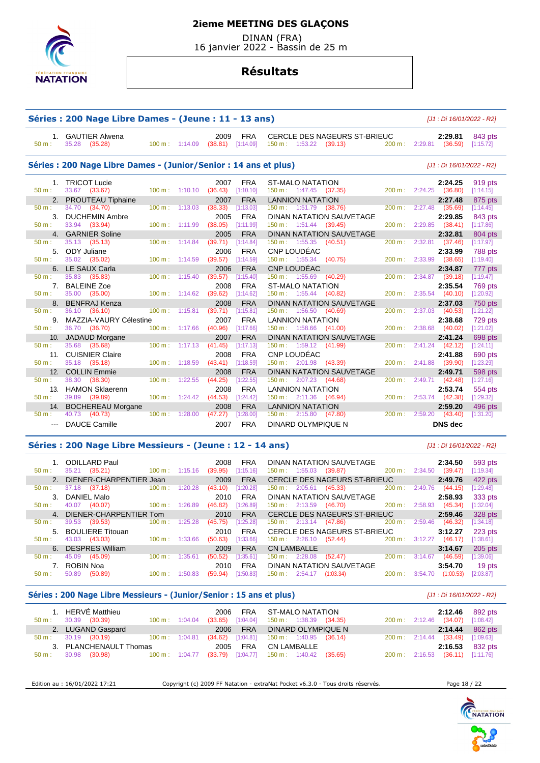# 2ieme MEETING DES GLAÇONS

DINAN (FRA)
16 janvier 2022 - Bassin de 25 m

## Résultats

### Séries : 200 Nage Libre Dames - (Jeune : 11 - 13 ans)

*[J1 : Di 16/01/2022 - R2]*

| Rang | Nom | Année | Nat | Club | Temps | Points |
|---|---|---|---|---|---|---|
| 1. | GAUTIER Alwena | 2009 | FRA | CERCLE DES NAGEURS ST-BRIEUC | 2:29.81 | 843 pts |
| | 50 m : 35.28 (35.28) | 100 m : 1:14.09 (38.81) [1:14.09] | | 150 m : 1:53.22 (39.13) | 200 m : 2:29.81 (36.59) [1:15.72] | |

### Séries : 200 Nage Libre Dames - (Junior/Senior : 14 ans et plus)

*[J1 : Di 16/01/2022 - R2]*

| Rang | Nom | Année | Nat | Club | Temps | Points |
|---|---|---|---|---|---|---|
| 1. | TRICOT Lucie | 2007 | FRA | ST-MALO NATATION | 2:24.25 | 919 pts |
| | 50 m : 33.67 (33.67) | 100 m : 1:10.10 (36.43) [1:10.10] | | 150 m : 1:47.45 (37.35) | 200 m : 2:24.25 (36.80) [1:14.15] | |
| 2. | PROUTEAU Tiphaine | 2007 | FRA | LANNION NATATION | 2:27.48 | 875 pts |
| | 50 m : 34.70 (34.70) | 100 m : 1:13.03 (38.33) [1:13.03] | | 150 m : 1:51.79 (38.76) | 200 m : 2:27.48 (35.69) [1:14.45] | |
| 3. | DUCHEMIN Ambre | 2005 | FRA | DINAN NATATION SAUVETAGE | 2:29.85 | 843 pts |
| | 50 m : 33.94 (33.94) | 100 m : 1:11.99 (38.05) [1:11.99] | | 150 m : 1:51.44 (39.45) | 200 m : 2:29.85 (38.41) [1:17.86] | |
| 4. | GARNIER Soline | 2005 | FRA | DINAN NATATION SAUVETAGE | 2:32.81 | 804 pts |
| | 50 m : 35.13 (35.13) | 100 m : 1:14.84 (39.71) [1:14.84] | | 150 m : 1:55.35 (40.51) | 200 m : 2:32.81 (37.46) [1:17.97] | |
| 5. | ODY Juliane | 2006 | FRA | CNP LOUDÉAC | 2:33.99 | 788 pts |
| | 50 m : 35.02 (35.02) | 100 m : 1:14.59 (39.57) [1:14.59] | | 150 m : 1:55.34 (40.75) | 200 m : 2:33.99 (38.65) [1:19.40] | |
| 6. | LE SAUX Carla | 2006 | FRA | CNP LOUDÉAC | 2:34.87 | 777 pts |
| | 50 m : 35.83 (35.83) | 100 m : 1:15.40 (39.57) [1:15.40] | | 150 m : 1:55.69 (40.29) | 200 m : 2:34.87 (39.18) [1:19.47] | |
| 7. | BALEINE Zoe | 2008 | FRA | ST-MALO NATATION | 2:35.54 | 769 pts |
| | 50 m : 35.00 (35.00) | 100 m : 1:14.62 (39.62) [1:14.62] | | 150 m : 1:55.44 (40.82) | 200 m : 2:35.54 (40.10) [1:20.92] | |
| 8. | BENFRAJ Kenza | 2008 | FRA | DINAN NATATION SAUVETAGE | 2:37.03 | 750 pts |
| | 50 m : 36.10 (36.10) | 100 m : 1:15.81 (39.71) [1:15.81] | | 150 m : 1:56.50 (40.69) | 200 m : 2:37.03 (40.53) [1:21.22] | |
| 9. | MAZZIA-VAURY Célestine | 2007 | FRA | LANNION NATATION | 2:38.68 | 729 pts |
| | 50 m : 36.70 (36.70) | 100 m : 1:17.66 (40.96) [1:17.66] | | 150 m : 1:58.66 (41.00) | 200 m : 2:38.68 (40.02) [1:21.02] | |
| 10. | JADAUD Morgane | 2007 | FRA | DINAN NATATION SAUVETAGE | 2:41.24 | 698 pts |
| | 50 m : 35.68 (35.68) | 100 m : 1:17.13 (41.45) [1:17.13] | | 150 m : 1:59.12 (41.99) | 200 m : 2:41.24 (42.12) [1:24.11] | |
| 11. | CUISNIER Claire | 2008 | FRA | CNP LOUDÉAC | 2:41.88 | 690 pts |
| | 50 m : 35.18 (35.18) | 100 m : 1:18.59 (43.41) [1:18.59] | | 150 m : 2:01.98 (43.39) | 200 m : 2:41.88 (39.90) [1:23.29] | |
| 12. | COLLIN Emmie | 2008 | FRA | DINAN NATATION SAUVETAGE | 2:49.71 | 598 pts |
| | 50 m : 38.30 (38.30) | 100 m : 1:22.55 (44.25) [1:22.55] | | 150 m : 2:07.23 (44.68) | 200 m : 2:49.71 (42.48) [1:27.16] | |
| 13. | HAMON Sklaerenn | 2008 | FRA | LANNION NATATION | 2:53.74 | 554 pts |
| | 50 m : 39.89 (39.89) | 100 m : 1:24.42 (44.53) [1:24.42] | | 150 m : 2:11.36 (46.94) | 200 m : 2:53.74 (42.38) [1:29.32] | |
| 14. | BOCHEREAU Morgane | 2008 | FRA | LANNION NATATION | 2:59.20 | 496 pts |
| | 50 m : 40.73 (40.73) | 100 m : 1:28.00 (47.27) [1:28.00] | | 150 m : 2:15.80 (47.80) | 200 m : 2:59.20 (43.40) [1:31.20] | |
| --- | DAUCE Camille | 2007 | FRA | DINARD OLYMPIQUE N | DNS dec | |

### Séries : 200 Nage Libre Messieurs - (Jeune : 12 - 14 ans)

*[J1 : Di 16/01/2022 - R2]*

| Rang | Nom | Année | Nat | Club | Temps | Points |
|---|---|---|---|---|---|---|
| 1. | ODILLARD Paul | 2008 | FRA | DINAN NATATION SAUVETAGE | 2:34.50 | 593 pts |
| | 50 m : 35.21 (35.21) | 100 m : 1:15.16 (39.95) [1:15.16] | | 150 m : 1:55.03 (39.87) | 200 m : 2:34.50 (39.47) [1:19.34] | |
| 2. | DIENER-CHARPENTIER Jean | 2009 | FRA | CERCLE DES NAGEURS ST-BRIEUC | 2:49.76 | 422 pts |
| | 50 m : 37.18 (37.18) | 100 m : 1:20.28 (43.10) [1:20.28] | | 150 m : 2:05.61 (45.33) | 200 m : 2:49.76 (44.15) [1:29.48] | |
| 3. | DANIEL Malo | 2010 | FRA | DINAN NATATION SAUVETAGE | 2:58.93 | 333 pts |
| | 50 m : 40.07 (40.07) | 100 m : 1:26.89 (46.82) [1:26.89] | | 150 m : 2:13.59 (46.70) | 200 m : 2:58.93 (45.34) [1:32.04] | |
| 4. | DIENER-CHARPENTIER Tom | 2010 | FRA | CERCLE DES NAGEURS ST-BRIEUC | 2:59.46 | 328 pts |
| | 50 m : 39.53 (39.53) | 100 m : 1:25.28 (45.75) [1:25.28] | | 150 m : 2:13.14 (47.86) | 200 m : 2:59.46 (46.32) [1:34.18] | |
| 5. | BOULIERE Titouan | 2010 | FRA | CERCLE DES NAGEURS ST-BRIEUC | 3:12.27 | 223 pts |
| | 50 m : 43.03 (43.03) | 100 m : 1:33.66 (50.63) [1:33.66] | | 150 m : 2:26.10 (52.44) | 200 m : 3:12.27 (46.17) [1:38.61] | |
| 6. | DESPRES William | 2009 | FRA | CN LAMBALLE | 3:14.67 | 205 pts |
| | 50 m : 45.09 (45.09) | 100 m : 1:35.61 (50.52) [1:35.61] | | 150 m : 2:28.08 (52.47) | 200 m : 3:14.67 (46.59) [1:39.06] | |
| 7. | ROBIN Noa | 2010 | FRA | DINAN NATATION SAUVETAGE | 3:54.70 | 19 pts |
| | 50 m : 50.89 (50.89) | 100 m : 1:50.83 (59.94) [1:50.83] | | 150 m : 2:54.17 (1:03.34) | 200 m : 3:54.70 (1:00.53) [2:03.87] | |

### Séries : 200 Nage Libre Messieurs - (Junior/Senior : 15 ans et plus)

*[J1 : Di 16/01/2022 - R2]*

| Rang | Nom | Année | Nat | Club | Temps | Points |
|---|---|---|---|---|---|---|
| 1. | HERVÉ Matthieu | 2006 | FRA | ST-MALO NATATION | 2:12.46 | 892 pts |
| | 50 m : 30.39 (30.39) | 100 m : 1:04.04 (33.65) [1:04.04] | | 150 m : 1:38.39 (34.35) | 200 m : 2:12.46 (34.07) [1:08.42] | |
| 2. | LUGAND Gaspard | 2006 | FRA | DINARD OLYMPIQUE N | 2:14.44 | 862 pts |
| | 50 m : 30.19 (30.19) | 100 m : 1:04.81 (34.62) [1:04.81] | | 150 m : 1:40.95 (36.14) | 200 m : 2:14.44 (33.49) [1:09.63] | |
| 3. | PLANCHENAULT Thomas | 2005 | FRA | CN LAMBALLE | 2:16.53 | 832 pts |
| | 50 m : 30.98 (30.98) | 100 m : 1:04.77 (33.79) [1:04.77] | | 150 m : 1:40.42 (35.65) | 200 m : 2:16.53 (36.11) [1:11.76] | |

Edition au : 16/01/2022 17:21 — Copyright (c) 2009 FF Natation - extraNat Pocket v6.3.0 - Tous droits réservés.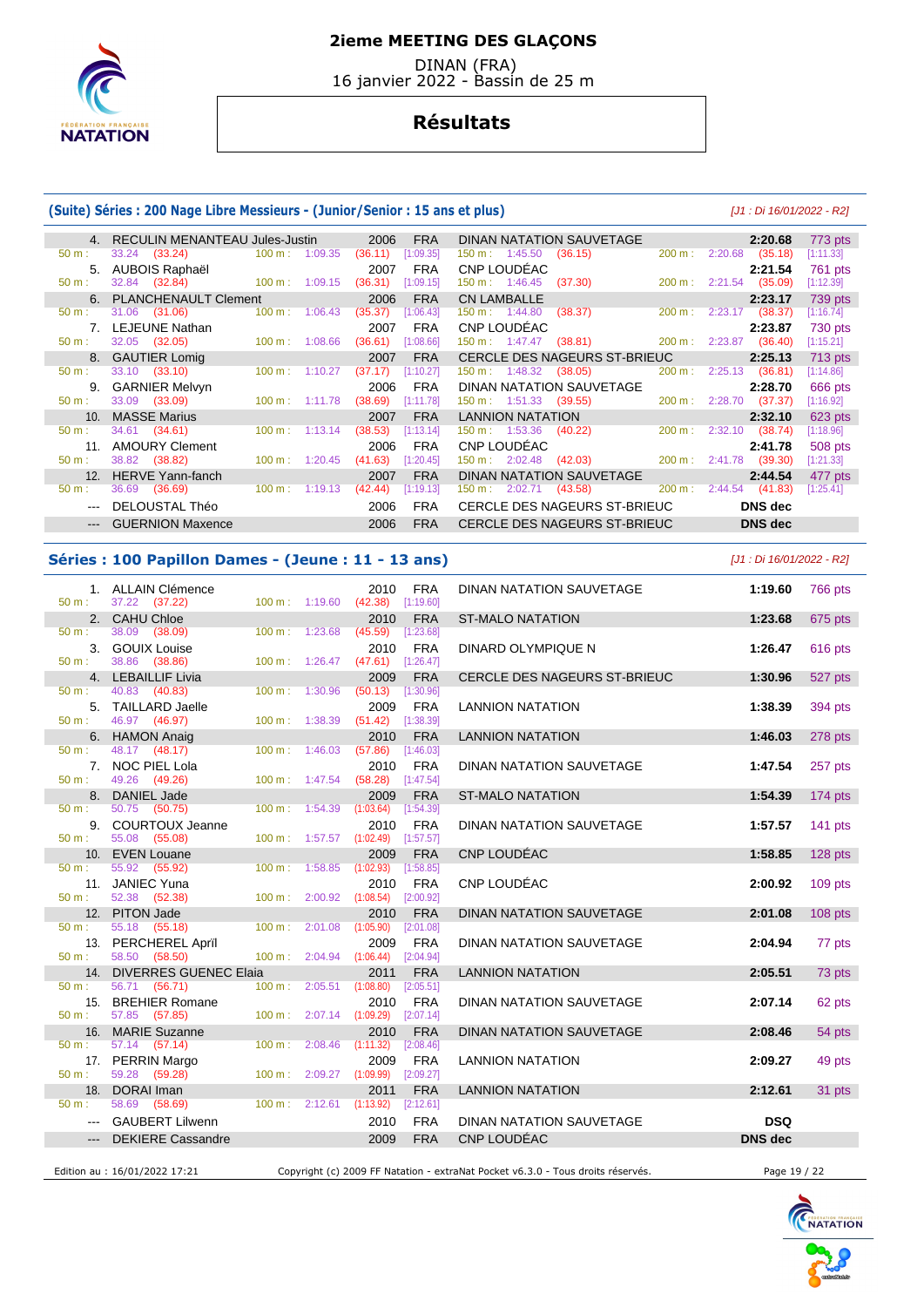# 2ieme MEETING DES GLAÇONS

DINAN (FRA)
16 janvier 2022 - Bassin de 25 m

## Résultats

### (Suite) Séries : 200 Nage Libre Messieurs - (Junior/Senior : 15 ans et plus)

*[J1 : Di 16/01/2022 - R2]*

| Rang | Nom | Année | Nat. | Club | Temps | Points |
|---|---|---|---|---|---|---|
| 4. | RECULIN MENANTEAU Jules-Justin | 2006 | FRA | DINAN NATATION SAUVETAGE | 2:20.68 | 773 pts |
| | 50 m : 33.24 (33.24) 100 m : 1:09.35 (36.11) [1:09.35] 150 m : 1:45.50 (36.15) 200 m : 2:20.68 (35.18) [1:11.33] | | | | | |
| 5. | AUBOIS Raphaël | 2007 | FRA | CNP LOUDÉAC | 2:21.54 | 761 pts |
| | 50 m : 32.84 (32.84) 100 m : 1:09.15 (36.31) [1:09.15] 150 m : 1:46.45 (37.30) 200 m : 2:21.54 (35.09) [1:12.39] | | | | | |
| 6. | PLANCHENAULT Clement | 2006 | FRA | CN LAMBALLE | 2:23.17 | 739 pts |
| | 50 m : 31.06 (31.06) 100 m : 1:06.43 (35.37) [1:06.43] 150 m : 1:44.80 (38.37) 200 m : 2:23.17 (38.37) [1:16.74] | | | | | |
| 7. | LEJEUNE Nathan | 2007 | FRA | CNP LOUDÉAC | 2:23.87 | 730 pts |
| | 50 m : 32.05 (32.05) 100 m : 1:08.66 (36.61) [1:08.66] 150 m : 1:47.47 (38.81) 200 m : 2:23.87 (36.40) [1:15.21] | | | | | |
| 8. | GAUTIER Lomig | 2007 | FRA | CERCLE DES NAGEURS ST-BRIEUC | 2:25.13 | 713 pts |
| | 50 m : 33.10 (33.10) 100 m : 1:10.27 (37.17) [1:10.27] 150 m : 1:48.32 (38.05) 200 m : 2:25.13 (36.81) [1:14.86] | | | | | |
| 9. | GARNIER Melvyn | 2006 | FRA | DINAN NATATION SAUVETAGE | 2:28.70 | 666 pts |
| | 50 m : 33.09 (33.09) 100 m : 1:11.78 (38.69) [1:11.78] 150 m : 1:51.33 (39.55) 200 m : 2:28.70 (37.37) [1:16.92] | | | | | |
| 10. | MASSE Marius | 2007 | FRA | LANNION NATATION | 2:32.10 | 623 pts |
| | 50 m : 34.61 (34.61) 100 m : 1:13.14 (38.53) [1:13.14] 150 m : 1:53.36 (40.22) 200 m : 2:32.10 (38.74) [1:18.96] | | | | | |
| 11. | AMOURY Clement | 2006 | FRA | CNP LOUDÉAC | 2:41.78 | 508 pts |
| | 50 m : 38.82 (38.82) 100 m : 1:20.45 (41.63) [1:20.45] 150 m : 2:02.48 (42.03) 200 m : 2:41.78 (39.30) [1:21.33] | | | | | |
| 12. | HERVE Yann-fanch | 2007 | FRA | DINAN NATATION SAUVETAGE | 2:44.54 | 477 pts |
| | 50 m : 36.69 (36.69) 100 m : 1:19.13 (42.44) [1:19.13] 150 m : 2:02.71 (43.58) 200 m : 2:44.54 (41.83) [1:25.41] | | | | | |
| --- | DELOUSTAL Théo | 2006 | FRA | CERCLE DES NAGEURS ST-BRIEUC | DNS dec | |
| --- | GUERNION Maxence | 2006 | FRA | CERCLE DES NAGEURS ST-BRIEUC | DNS dec | |

### Séries : 100 Papillon Dames - (Jeune : 11 - 13 ans)

*[J1 : Di 16/01/2022 - R2]*

| Rang | Nom | Année | Nat. | Club | Temps | Points |
|---|---|---|---|---|---|---|
| 1. | ALLAIN Clémence | 2010 | FRA | DINAN NATATION SAUVETAGE | 1:19.60 | 766 pts |
| | 50 m : 37.22 (37.22) 100 m : 1:19.60 (42.38) [1:19.60] | | | | | |
| 2. | CAHU Chloe | 2010 | FRA | ST-MALO NATATION | 1:23.68 | 675 pts |
| | 50 m : 38.09 (38.09) 100 m : 1:23.68 (45.59) [1:23.68] | | | | | |
| 3. | GOUIX Louise | 2010 | FRA | DINARD OLYMPIQUE N | 1:26.47 | 616 pts |
| | 50 m : 38.86 (38.86) 100 m : 1:26.47 (47.61) [1:26.47] | | | | | |
| 4. | LEBAILLIF Livia | 2009 | FRA | CERCLE DES NAGEURS ST-BRIEUC | 1:30.96 | 527 pts |
| | 50 m : 40.83 (40.83) 100 m : 1:30.96 (50.13) [1:30.96] | | | | | |
| 5. | TAILLARD Jaelle | 2009 | FRA | LANNION NATATION | 1:38.39 | 394 pts |
| | 50 m : 46.97 (46.97) 100 m : 1:38.39 (51.42) [1:38.39] | | | | | |
| 6. | HAMON Anaig | 2010 | FRA | LANNION NATATION | 1:46.03 | 278 pts |
| | 50 m : 48.17 (48.17) 100 m : 1:46.03 (57.86) [1:46.03] | | | | | |
| 7. | NOC PIEL Lola | 2010 | FRA | DINAN NATATION SAUVETAGE | 1:47.54 | 257 pts |
| | 50 m : 49.26 (49.26) 100 m : 1:47.54 (58.28) [1:47.54] | | | | | |
| 8. | DANIEL Jade | 2009 | FRA | ST-MALO NATATION | 1:54.39 | 174 pts |
| | 50 m : 50.75 (50.75) 100 m : 1:54.39 (1:03.64) [1:54.39] | | | | | |
| 9. | COURTOUX Jeanne | 2010 | FRA | DINAN NATATION SAUVETAGE | 1:57.57 | 141 pts |
| | 50 m : 55.08 (55.08) 100 m : 1:57.57 (1:02.49) [1:57.57] | | | | | |
| 10. | EVEN Louane | 2009 | FRA | CNP LOUDÉAC | 1:58.85 | 128 pts |
| | 50 m : 55.92 (55.92) 100 m : 1:58.85 (1:02.93) [1:58.85] | | | | | |
| 11. | JANIEC Yuna | 2010 | FRA | CNP LOUDÉAC | 2:00.92 | 109 pts |
| | 50 m : 52.38 (52.38) 100 m : 2:00.92 (1:08.54) [2:00.92] | | | | | |
| 12. | PITON Jade | 2010 | FRA | DINAN NATATION SAUVETAGE | 2:01.08 | 108 pts |
| | 50 m : 55.18 (55.18) 100 m : 2:01.08 (1:05.90) [2:01.08] | | | | | |
| 13. | PERCHEREL April | 2009 | FRA | DINAN NATATION SAUVETAGE | 2:04.94 | 77 pts |
| | 50 m : 58.50 (58.50) 100 m : 2:04.94 (1:06.44) [2:04.94] | | | | | |
| 14. | DIVERRES GUENEC Elaia | 2011 | FRA | LANNION NATATION | 2:05.51 | 73 pts |
| | 50 m : 56.71 (56.71) 100 m : 2:05.51 (1:08.80) [2:05.51] | | | | | |
| 15. | BREHIER Romane | 2010 | FRA | DINAN NATATION SAUVETAGE | 2:07.14 | 62 pts |
| | 50 m : 57.85 (57.85) 100 m : 2:07.14 (1:09.29) [2:07.14] | | | | | |
| 16. | MARIE Suzanne | 2010 | FRA | DINAN NATATION SAUVETAGE | 2:08.46 | 54 pts |
| | 50 m : 57.14 (57.14) 100 m : 2:08.46 (1:11.32) [2:08.46] | | | | | |
| 17. | PERRIN Margo | 2009 | FRA | LANNION NATATION | 2:09.27 | 49 pts |
| | 50 m : 59.28 (59.28) 100 m : 2:09.27 (1:09.99) [2:09.27] | | | | | |
| 18. | DORAI Iman | 2011 | FRA | LANNION NATATION | 2:12.61 | 31 pts |
| | 50 m : 58.69 (58.69) 100 m : 2:12.61 (1:13.92) [2:12.61] | | | | | |
| --- | GAUBERT Lilwenn | 2010 | FRA | DINAN NATATION SAUVETAGE | DSQ | |
| --- | DEKIERE Cassandre | 2009 | FRA | CNP LOUDÉAC | DNS dec | |

Edition au : 16/01/2022 17:21 — Copyright (c) 2009 FF Natation - extraNat Pocket v6.3.0 - Tous droits réservés.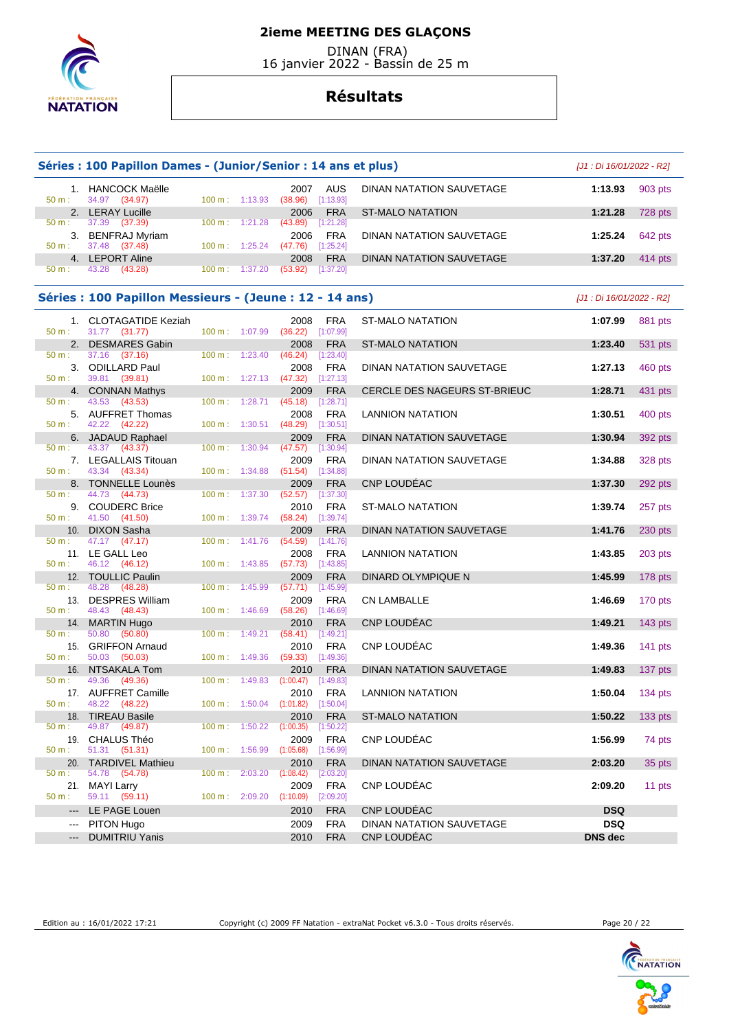# 2ieme MEETING DES GLAÇONS

DINAN (FRA)
16 janvier 2022 - Bassin de 25 m

## Résultats

### Séries : 100 Papillon Dames - (Junior/Senior : 14 ans et plus)

[J1 : Di 16/01/2022 - R2]

| Rang | Nom | Année | Nat. | Club | Temps | Points |
|---|---|---|---|---|---|---|
| 1. | HANCOCK Maëlle | 2007 | AUS | DINAN NATATION SAUVETAGE | 1:13.93 | 903 pts |
| | 50 m : 34.97 (34.97) 100 m : 1:13.93 (38.96) [1:13.93] | | | | | |
| 2. | LERAY Lucille | 2006 | FRA | ST-MALO NATATION | 1:21.28 | 728 pts |
| | 50 m : 37.39 (37.39) 100 m : 1:21.28 (43.89) [1:21.28] | | | | | |
| 3. | BENFRAJ Myriam | 2006 | FRA | DINAN NATATION SAUVETAGE | 1:25.24 | 642 pts |
| | 50 m : 37.48 (37.48) 100 m : 1:25.24 (47.76) [1:25.24] | | | | | |
| 4. | LEPORT Aline | 2008 | FRA | DINAN NATATION SAUVETAGE | 1:37.20 | 414 pts |
| | 50 m : 43.28 (43.28) 100 m : 1:37.20 (53.92) [1:37.20] | | | | | |

### Séries : 100 Papillon Messieurs - (Jeune : 12 - 14 ans)

[J1 : Di 16/01/2022 - R2]

| Rang | Nom | Année | Nat. | Club | Temps | Points |
|---|---|---|---|---|---|---|
| 1. | CLOTAGATIDE Keziah | 2008 | FRA | ST-MALO NATATION | 1:07.99 | 881 pts |
| | 50 m : 31.77 (31.77) 100 m : 1:07.99 (36.22) [1:07.99] | | | | | |
| 2. | DESMARES Gabin | 2008 | FRA | ST-MALO NATATION | 1:23.40 | 531 pts |
| | 50 m : 37.16 (37.16) 100 m : 1:23.40 (46.24) [1:23.40] | | | | | |
| 3. | ODILLARD Paul | 2008 | FRA | DINAN NATATION SAUVETAGE | 1:27.13 | 460 pts |
| | 50 m : 39.81 (39.81) 100 m : 1:27.13 (47.32) [1:27.13] | | | | | |
| 4. | CONNAN Mathys | 2009 | FRA | CERCLE DES NAGEURS ST-BRIEUC | 1:28.71 | 431 pts |
| | 50 m : 43.53 (43.53) 100 m : 1:28.71 (45.18) [1:28.71] | | | | | |
| 5. | AUFFRET Thomas | 2008 | FRA | LANNION NATATION | 1:30.51 | 400 pts |
| | 50 m : 42.22 (42.22) 100 m : 1:30.51 (48.29) [1:30.51] | | | | | |
| 6. | JADAUD Raphael | 2009 | FRA | DINAN NATATION SAUVETAGE | 1:30.94 | 392 pts |
| | 50 m : 43.37 (43.37) 100 m : 1:30.94 (47.57) [1:30.94] | | | | | |
| 7. | LEGALLAIS Titouan | 2009 | FRA | DINAN NATATION SAUVETAGE | 1:34.88 | 328 pts |
| | 50 m : 43.34 (43.34) 100 m : 1:34.88 (51.54) [1:34.88] | | | | | |
| 8. | TONNELLE Lounès | 2009 | FRA | CNP LOUDÉAC | 1:37.30 | 292 pts |
| | 50 m : 44.73 (44.73) 100 m : 1:37.30 (52.57) [1:37.30] | | | | | |
| 9. | COUDERC Brice | 2010 | FRA | ST-MALO NATATION | 1:39.74 | 257 pts |
| | 50 m : 41.50 (41.50) 100 m : 1:39.74 (58.24) [1:39.74] | | | | | |
| 10. | DIXON Sasha | 2009 | FRA | DINAN NATATION SAUVETAGE | 1:41.76 | 230 pts |
| | 50 m : 47.17 (47.17) 100 m : 1:41.76 (54.59) [1:41.76] | | | | | |
| 11. | LE GALL Leo | 2008 | FRA | LANNION NATATION | 1:43.85 | 203 pts |
| | 50 m : 46.12 (46.12) 100 m : 1:43.85 (57.73) [1:43.85] | | | | | |
| 12. | TOULLIC Paulin | 2009 | FRA | DINARD OLYMPIQUE N | 1:45.99 | 178 pts |
| | 50 m : 48.28 (48.28) 100 m : 1:45.99 (57.71) [1:45.99] | | | | | |
| 13. | DESPRES William | 2009 | FRA | CN LAMBALLE | 1:46.69 | 170 pts |
| | 50 m : 48.43 (48.43) 100 m : 1:46.69 (58.26) [1:46.69] | | | | | |
| 14. | MARTIN Hugo | 2010 | FRA | CNP LOUDÉAC | 1:49.21 | 143 pts |
| | 50 m : 50.80 (50.80) 100 m : 1:49.21 (58.41) [1:49.21] | | | | | |
| 15. | GRIFFON Arnaud | 2010 | FRA | CNP LOUDÉAC | 1:49.36 | 141 pts |
| | 50 m : 50.03 (50.03) 100 m : 1:49.36 (59.33) [1:49.36] | | | | | |
| 16. | NTSAKALA Tom | 2010 | FRA | DINAN NATATION SAUVETAGE | 1:49.83 | 137 pts |
| | 50 m : 49.36 (49.36) 100 m : 1:49.83 (1:00.47) [1:49.83] | | | | | |
| 17. | AUFFRET Camille | 2010 | FRA | LANNION NATATION | 1:50.04 | 134 pts |
| | 50 m : 48.22 (48.22) 100 m : 1:50.04 (1:01.82) [1:50.04] | | | | | |
| 18. | TIREAU Basile | 2010 | FRA | ST-MALO NATATION | 1:50.22 | 133 pts |
| | 50 m : 49.87 (49.87) 100 m : 1:50.22 (1:00.35) [1:50.22] | | | | | |
| 19. | CHALUS Théo | 2009 | FRA | CNP LOUDÉAC | 1:56.99 | 74 pts |
| | 50 m : 51.31 (51.31) 100 m : 1:56.99 (1:05.68) [1:56.99] | | | | | |
| 20. | TARDIVEL Mathieu | 2010 | FRA | DINAN NATATION SAUVETAGE | 2:03.20 | 35 pts |
| | 50 m : 54.78 (54.78) 100 m : 2:03.20 (1:08.42) [2:03.20] | | | | | |
| 21. | MAYI Larry | 2009 | FRA | CNP LOUDÉAC | 2:09.20 | 11 pts |
| | 50 m : 59.11 (59.11) 100 m : 2:09.20 (1:10.09) [2:09.20] | | | | | |
| --- | LE PAGE Louen | 2010 | FRA | CNP LOUDÉAC | DSQ | |
| --- | PITON Hugo | 2009 | FRA | DINAN NATATION SAUVETAGE | DSQ | |
| --- | DUMITRIU Yanis | 2010 | FRA | CNP LOUDÉAC | DNS dec | |

Edition au : 16/01/2022 17:21 — Copyright (c) 2009 FF Natation - extraNat Pocket v6.3.0 - Tous droits réservés.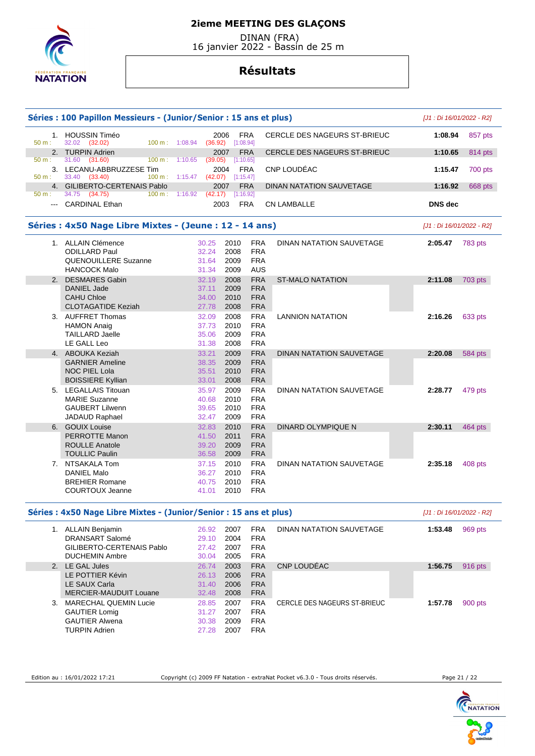# 2ieme MEETING DES GLAÇONS

DINAN (FRA)
16 janvier 2022 - Bassin de 25 m

## Résultats

### Séries : 100 Papillon Messieurs - (Junior/Senior : 15 ans et plus)

*[J1 : Di 16/01/2022 - R2]*

| Place | Nom | Année | Nation | Club | Temps | Points |
|---|---|---|---|---|---|---|
| 1. | HOUSSIN Timéo | 2006 | FRA | CERCLE DES NAGEURS ST-BRIEUC | 1:08.94 | 857 pts |
| | 50 m : 32.02 (32.02) — 100 m : 1:08.94 (36.92) [1:08.94] | | | | | |
| 2. | TURPIN Adrien | 2007 | FRA | CERCLE DES NAGEURS ST-BRIEUC | 1:10.65 | 814 pts |
| | 50 m : 31.60 (31.60) — 100 m : 1:10.65 (39.05) [1:10.65] | | | | | |
| 3. | LECANU-ABBRUZZESE Tim | 2004 | FRA | CNP LOUDÉAC | 1:15.47 | 700 pts |
| | 50 m : 33.40 (33.40) — 100 m : 1:15.47 (42.07) [1:15.47] | | | | | |
| 4. | GILIBERTO-CERTENAIS Pablo | 2007 | FRA | DINAN NATATION SAUVETAGE | 1:16.92 | 668 pts |
| | 50 m : 34.75 (34.75) — 100 m : 1:16.92 (42.17) [1:16.92] | | | | | |
| --- | CARDINAL Ethan | 2003 | FRA | CN LAMBALLE | DNS dec | |

### Séries : 4x50 Nage Libre Mixtes - (Jeune : 12 - 14 ans)

*[J1 : Di 16/01/2022 - R2]*

| Place | Nom | Temps | Année | Nation | Club | Temps final | Points |
|---|---|---|---|---|---|---|---|
| 1. | ALLAIN Clémence | 30.25 | 2010 | FRA | DINAN NATATION SAUVETAGE | 2:05.47 | 783 pts |
| | ODILLARD Paul | 32.24 | 2008 | FRA | | | |
| | QUENOUILLERE Suzanne | 31.64 | 2009 | FRA | | | |
| | HANCOCK Malo | 31.34 | 2009 | AUS | | | |
| 2. | DESMARES Gabin | 32.19 | 2008 | FRA | ST-MALO NATATION | 2:11.08 | 703 pts |
| | DANIEL Jade | 37.11 | 2009 | FRA | | | |
| | CAHU Chloe | 34.00 | 2010 | FRA | | | |
| | CLOTAGATIDE Keziah | 27.78 | 2008 | FRA | | | |
| 3. | AUFFRET Thomas | 32.09 | 2008 | FRA | LANNION NATATION | 2:16.26 | 633 pts |
| | HAMON Anaig | 37.73 | 2010 | FRA | | | |
| | TAILLARD Jaelle | 35.06 | 2009 | FRA | | | |
| | LE GALL Leo | 31.38 | 2008 | FRA | | | |
| 4. | ABOUKA Keziah | 33.21 | 2009 | FRA | DINAN NATATION SAUVETAGE | 2:20.08 | 584 pts |
| | GARNIER Ameline | 38.35 | 2009 | FRA | | | |
| | NOC PIEL Lola | 35.51 | 2010 | FRA | | | |
| | BOISSIERE Kyllian | 33.01 | 2008 | FRA | | | |
| 5. | LEGALLAIS Titouan | 35.97 | 2009 | FRA | DINAN NATATION SAUVETAGE | 2:28.77 | 479 pts |
| | MARIE Suzanne | 40.68 | 2010 | FRA | | | |
| | GAUBERT Lilwenn | 39.65 | 2010 | FRA | | | |
| | JADAUD Raphael | 32.47 | 2009 | FRA | | | |
| 6. | GOUIX Louise | 32.83 | 2010 | FRA | DINARD OLYMPIQUE N | 2:30.11 | 464 pts |
| | PERROTTE Manon | 41.50 | 2011 | FRA | | | |
| | ROULLE Anatole | 39.20 | 2009 | FRA | | | |
| | TOULLIC Paulin | 36.58 | 2009 | FRA | | | |
| 7. | NTSAKALA Tom | 37.15 | 2010 | FRA | DINAN NATATION SAUVETAGE | 2:35.18 | 408 pts |
| | DANIEL Malo | 36.27 | 2010 | FRA | | | |
| | BREHIER Romane | 40.75 | 2010 | FRA | | | |
| | COURTOUX Jeanne | 41.01 | 2010 | FRA | | | |

### Séries : 4x50 Nage Libre Mixtes - (Junior/Senior : 15 ans et plus)

*[J1 : Di 16/01/2022 - R2]*

| Place | Nom | Temps | Année | Nation | Club | Temps final | Points |
|---|---|---|---|---|---|---|---|
| 1. | ALLAIN Benjamin | 26.92 | 2007 | FRA | DINAN NATATION SAUVETAGE | 1:53.48 | 969 pts |
| | DRANSART Salomé | 29.10 | 2004 | FRA | | | |
| | GILIBERTO-CERTENAIS Pablo | 27.42 | 2007 | FRA | | | |
| | DUCHEMIN Ambre | 30.04 | 2005 | FRA | | | |
| 2. | LE GAL Jules | 26.74 | 2003 | FRA | CNP LOUDÉAC | 1:56.75 | 916 pts |
| | LE POTTIER Kévin | 26.13 | 2006 | FRA | | | |
| | LE SAUX Carla | 31.40 | 2006 | FRA | | | |
| | MERCIER-MAUDUIT Louane | 32.48 | 2008 | FRA | | | |
| 3. | MARECHAL QUEMIN Lucie | 28.85 | 2007 | FRA | CERCLE DES NAGEURS ST-BRIEUC | 1:57.78 | 900 pts |
| | GAUTIER Lomig | 31.27 | 2007 | FRA | | | |
| | GAUTIER Alwena | 30.38 | 2009 | FRA | | | |
| | TURPIN Adrien | 27.28 | 2007 | FRA | | | |

Edition au : 16/01/2022 17:21 — Copyright (c) 2009 FF Natation - extraNat Pocket v6.3.0 - Tous droits réservés.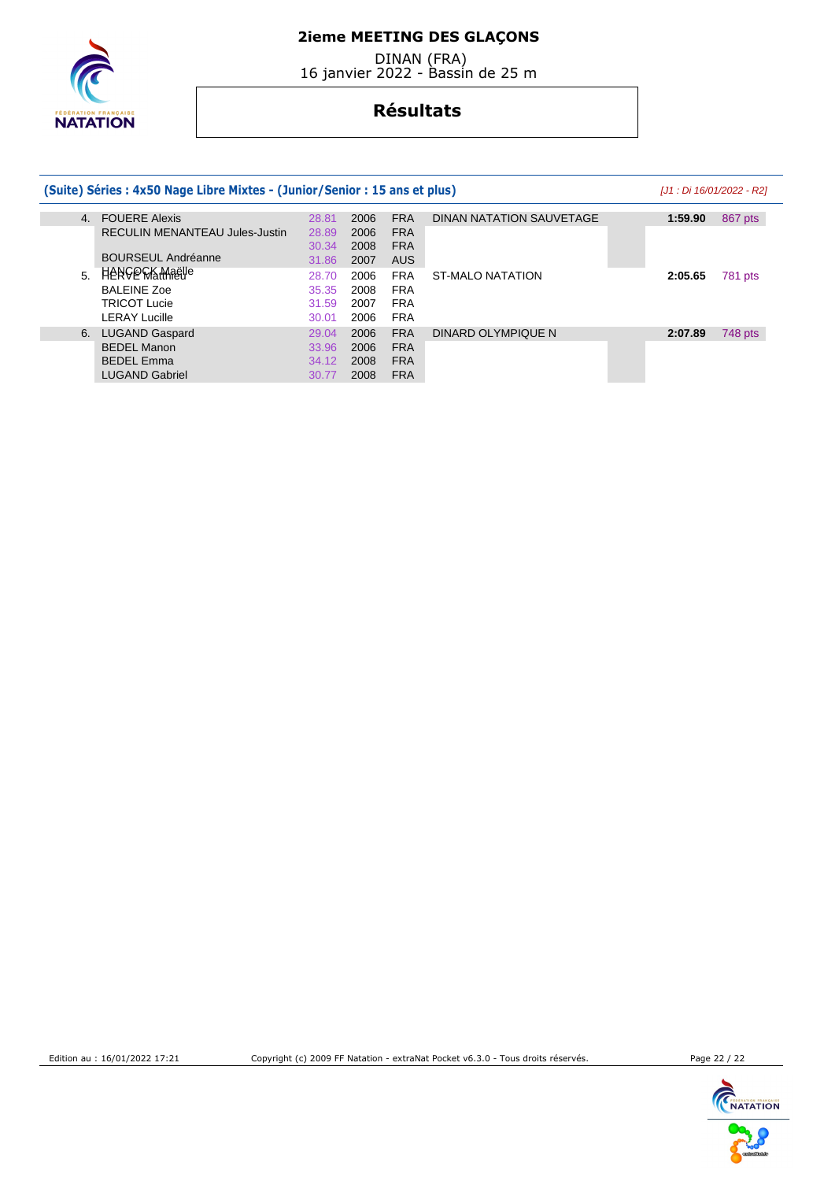## 2ieme MEETING DES GLAÇONS

DINAN (FRA)
16 janvier 2022 - Bassin de 25 m

## Résultats

**(Suite) Séries : 4x50 Nage Libre Mixtes - (Junior/Senior : 15 ans et plus)** *[J1 : Di 16/01/2022 - R2]*

| | | | | | | | |
|---|---|---|---|---|---|---|---|
| 4. | FOUERE Alexis | 28.81 | 2006 | FRA | DINAN NATATION SAUVETAGE | **1:59.90** | 867 pts |
| | RECULIN MENANTEAU Jules-Justin | 28.89 | 2006 | FRA | | | |
| | | 30.34 | 2008 | FRA | | | |
| | BOURSEUL Andréanne | 31.86 | 2007 | AUS | | | |
| 5. | HANCOCK Maëlle / HERVE Matthieu | 28.70 | 2006 | FRA | ST-MALO NATATION | **2:05.65** | 781 pts |
| | BALEINE Zoe | 35.35 | 2008 | FRA | | | |
| | TRICOT Lucie | 31.59 | 2007 | FRA | | | |
| | LERAY Lucille | 30.01 | 2006 | FRA | | | |
| 6. | LUGAND Gaspard | 29.04 | 2006 | FRA | DINARD OLYMPIQUE N | **2:07.89** | 748 pts |
| | BEDEL Manon | 33.96 | 2006 | FRA | | | |
| | BEDEL Emma | 34.12 | 2008 | FRA | | | |
| | LUGAND Gabriel | 30.77 | 2008 | FRA | | | |

Edition au : 16/01/2022 17:21 Copyright (c) 2009 FF Natation - extraNat Pocket v6.3.0 - Tous droits réservés.